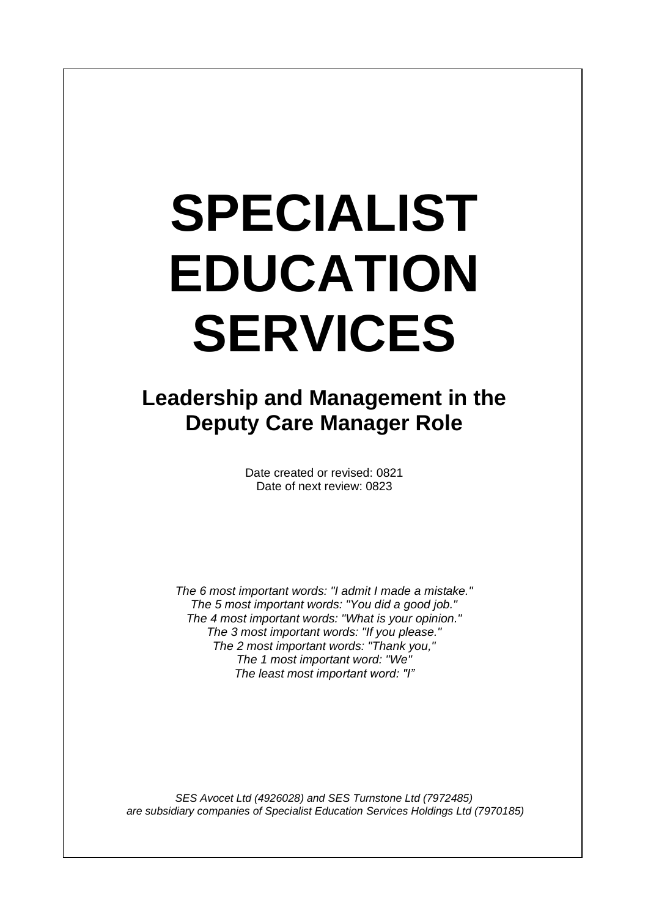# SPECIALIST EDUCATION SERVICES

## Leadership and Management in the Deputy Care Manager Role

Date created or revised: 0821
Date of next review: 0823

*The 6 most important words: "I admit I made a mistake."*
*The 5 most important words: "You did a good job."*
*The 4 most important words: "What is your opinion."*
*The 3 most important words: "If you please."*
*The 2 most important words: "Thank you,"*
*The 1 most important word: "We"*
*The least most important word: "I"*

*SES Avocet Ltd (4926028) and SES Turnstone Ltd (7972485) are subsidiary companies of Specialist Education Services Holdings Ltd (7970185)*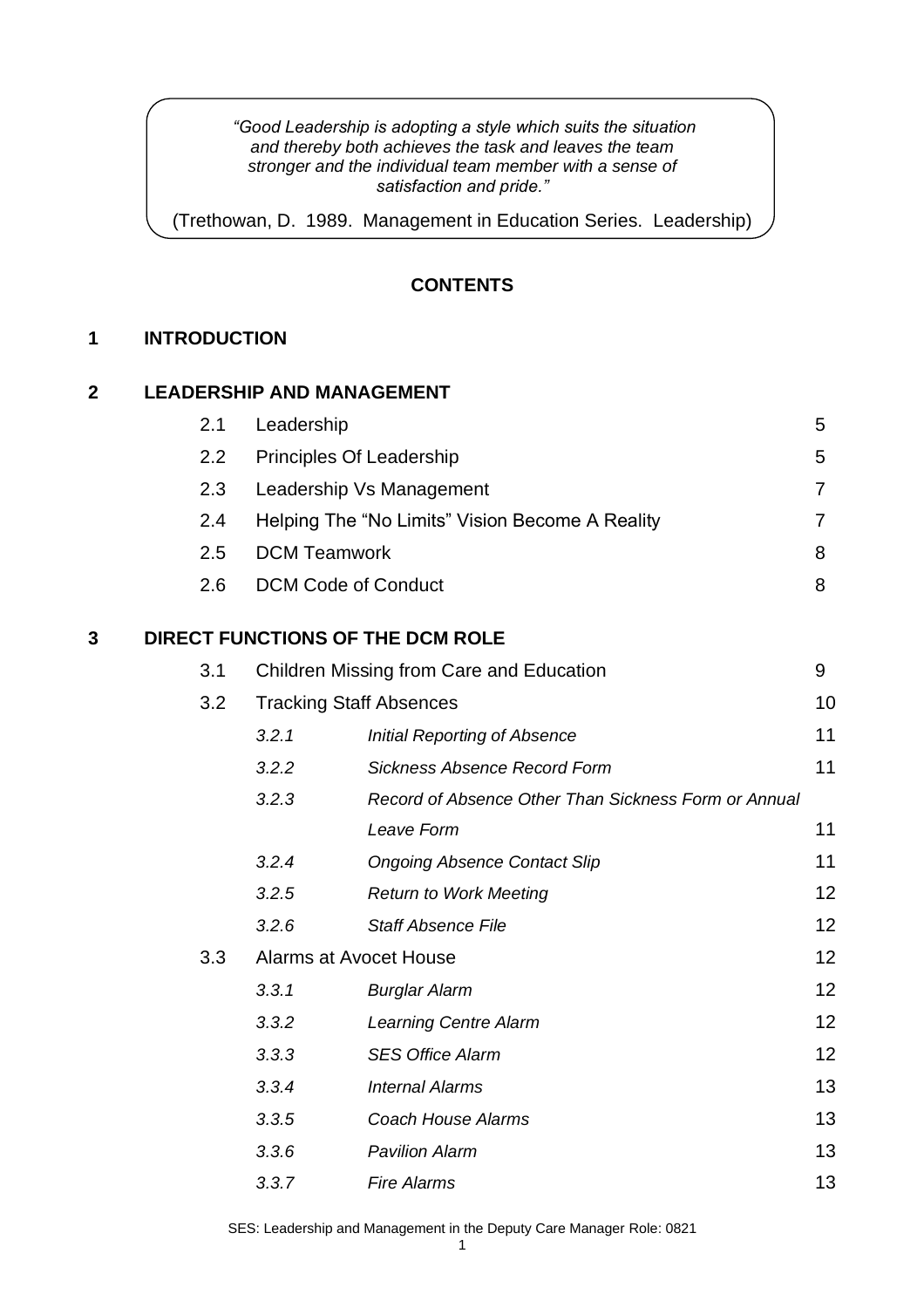> *"Good Leadership is adopting a style which suits the situation and thereby both achieves the task and leaves the team stronger and the individual team member with a sense of satisfaction and pride."*
>
> (Trethowan, D. 1989. Management in Education Series. Leadership)

**CONTENTS**

**1 INTRODUCTION**

**2 LEADERSHIP AND MANAGEMENT**

| | | | |
|---|---|---|---|
| 2.1 | Leadership | | 5 |
| 2.2 | Principles Of Leadership | | 5 |
| 2.3 | Leadership Vs Management | | 7 |
| 2.4 | Helping The "No Limits" Vision Become A Reality | | 7 |
| 2.5 | DCM Teamwork | | 8 |
| 2.6 | DCM Code of Conduct | | 8 |

**3 DIRECT FUNCTIONS OF THE DCM ROLE**

| | | | |
|---|---|---|---|
| 3.1 | Children Missing from Care and Education | | 9 |
| 3.2 | Tracking Staff Absences | | 10 |
| | *3.2.1* | *Initial Reporting of Absence* | 11 |
| | *3.2.2* | *Sickness Absence Record Form* | 11 |
| | *3.2.3* | *Record of Absence Other Than Sickness Form or Annual Leave Form* | 11 |
| | *3.2.4* | *Ongoing Absence Contact Slip* | 11 |
| | *3.2.5* | *Return to Work Meeting* | 12 |
| | *3.2.6* | *Staff Absence File* | 12 |
| 3.3 | Alarms at Avocet House | | 12 |
| | *3.3.1* | *Burglar Alarm* | 12 |
| | *3.3.2* | *Learning Centre Alarm* | 12 |
| | *3.3.3* | *SES Office Alarm* | 12 |
| | *3.3.4* | *Internal Alarms* | 13 |
| | *3.3.5* | *Coach House Alarms* | 13 |
| | *3.3.6* | *Pavilion Alarm* | 13 |
| | *3.3.7* | *Fire Alarms* | 13 |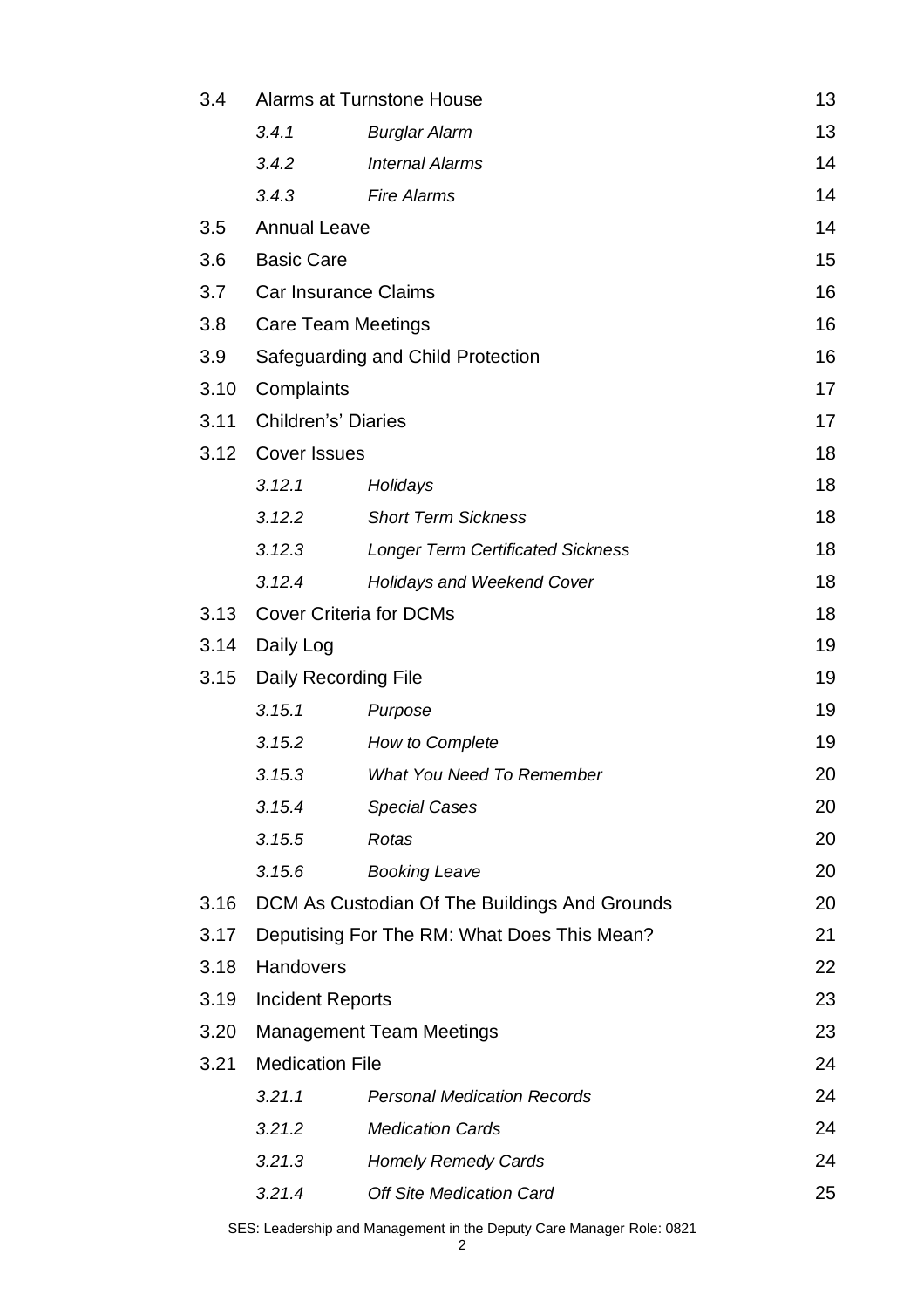| | | | |
|---|---|---|---|
| 3.4 | Alarms at Turnstone House | | 13 |
| | *3.4.1* | *Burglar Alarm* | 13 |
| | *3.4.2* | *Internal Alarms* | 14 |
| | *3.4.3* | *Fire Alarms* | 14 |
| 3.5 | Annual Leave | | 14 |
| 3.6 | Basic Care | | 15 |
| 3.7 | Car Insurance Claims | | 16 |
| 3.8 | Care Team Meetings | | 16 |
| 3.9 | Safeguarding and Child Protection | | 16 |
| 3.10 | Complaints | | 17 |
| 3.11 | Children's' Diaries | | 17 |
| 3.12 | Cover Issues | | 18 |
| | *3.12.1* | *Holidays* | 18 |
| | *3.12.2* | *Short Term Sickness* | 18 |
| | *3.12.3* | *Longer Term Certificated Sickness* | 18 |
| | *3.12.4* | *Holidays and Weekend Cover* | 18 |
| 3.13 | Cover Criteria for DCMs | | 18 |
| 3.14 | Daily Log | | 19 |
| 3.15 | Daily Recording File | | 19 |
| | *3.15.1* | *Purpose* | 19 |
| | *3.15.2* | *How to Complete* | 19 |
| | *3.15.3* | *What You Need To Remember* | 20 |
| | *3.15.4* | *Special Cases* | 20 |
| | *3.15.5* | *Rotas* | 20 |
| | *3.15.6* | *Booking Leave* | 20 |
| 3.16 | DCM As Custodian Of The Buildings And Grounds | | 20 |
| 3.17 | Deputising For The RM: What Does This Mean? | | 21 |
| 3.18 | Handovers | | 22 |
| 3.19 | Incident Reports | | 23 |
| 3.20 | Management Team Meetings | | 23 |
| 3.21 | Medication File | | 24 |
| | *3.21.1* | *Personal Medication Records* | 24 |
| | *3.21.2* | *Medication Cards* | 24 |
| | *3.21.3* | *Homely Remedy Cards* | 24 |
| | *3.21.4* | *Off Site Medication Card* | 25 |

SES: Leadership and Management in the Deputy Care Manager Role: 0821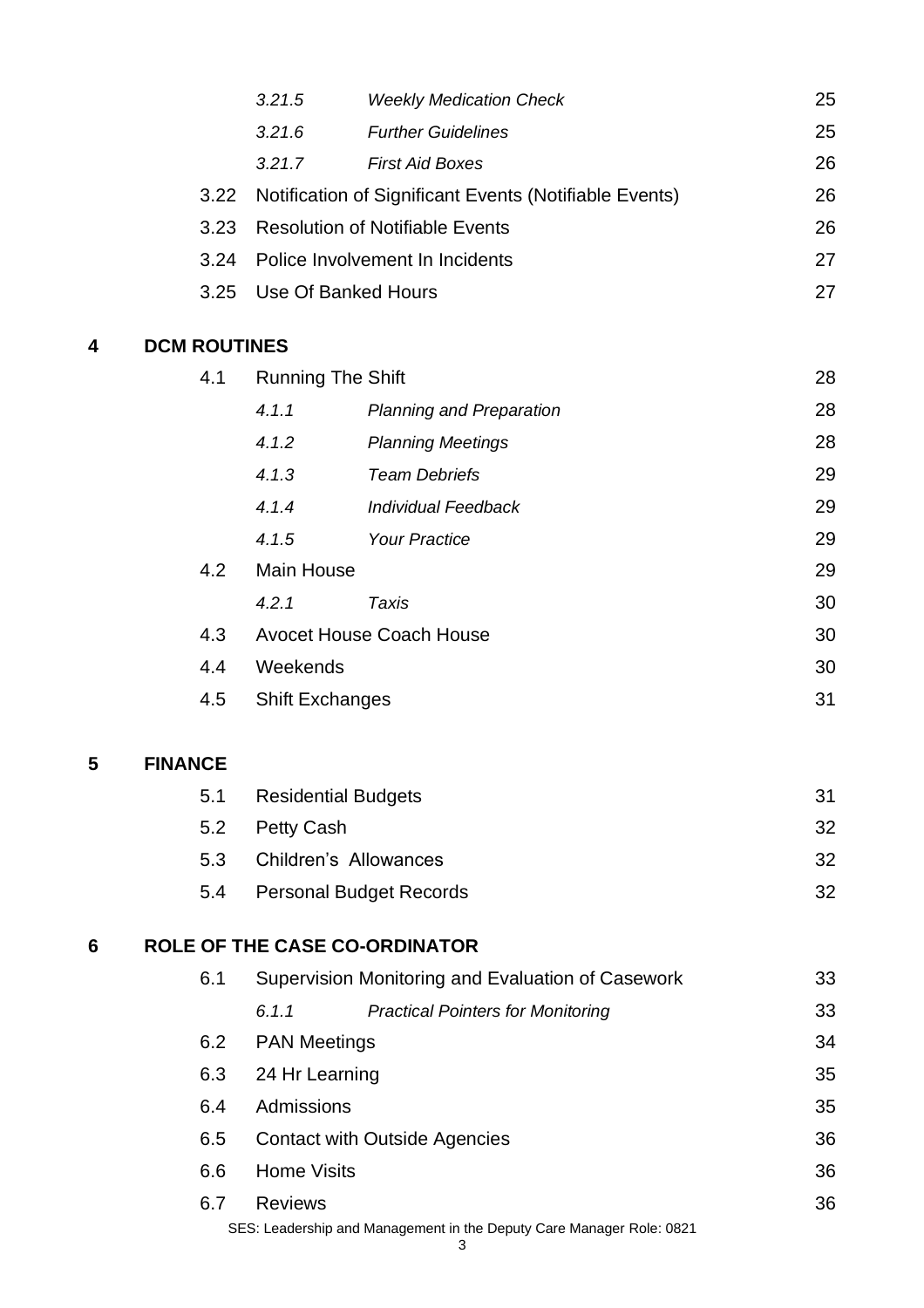| | | | |
|---|---|---|---|
| | *3.21.5* | *Weekly Medication Check* | 25 |
| | *3.21.6* | *Further Guidelines* | 25 |
| | *3.21.7* | *First Aid Boxes* | 26 |
| 3.22 | Notification of Significant Events (Notifiable Events) | | 26 |
| 3.23 | Resolution of Notifiable Events | | 26 |
| 3.24 | Police Involvement In Incidents | | 27 |
| 3.25 | Use Of Banked Hours | | 27 |

**4 DCM ROUTINES**

| | | | |
|---|---|---|---|
| 4.1 | Running The Shift | | 28 |
| | *4.1.1* | *Planning and Preparation* | 28 |
| | *4.1.2* | *Planning Meetings* | 28 |
| | *4.1.3* | *Team Debriefs* | 29 |
| | *4.1.4* | *Individual Feedback* | 29 |
| | *4.1.5* | *Your Practice* | 29 |
| 4.2 | Main House | | 29 |
| | *4.2.1* | *Taxis* | 30 |
| 4.3 | Avocet House Coach House | | 30 |
| 4.4 | Weekends | | 30 |
| 4.5 | Shift Exchanges | | 31 |

**5 FINANCE**

| | | |
|---|---|---|
| 5.1 | Residential Budgets | 31 |
| 5.2 | Petty Cash | 32 |
| 5.3 | Children's Allowances | 32 |
| 5.4 | Personal Budget Records | 32 |

**6 ROLE OF THE CASE CO-ORDINATOR**

| | | | |
|---|---|---|---|
| 6.1 | Supervision Monitoring and Evaluation of Casework | | 33 |
| | *6.1.1* | *Practical Pointers for Monitoring* | 33 |
| 6.2 | PAN Meetings | | 34 |
| 6.3 | 24 Hr Learning | | 35 |
| 6.4 | Admissions | | 35 |
| 6.5 | Contact with Outside Agencies | | 36 |
| 6.6 | Home Visits | | 36 |
| 6.7 | Reviews | | 36 |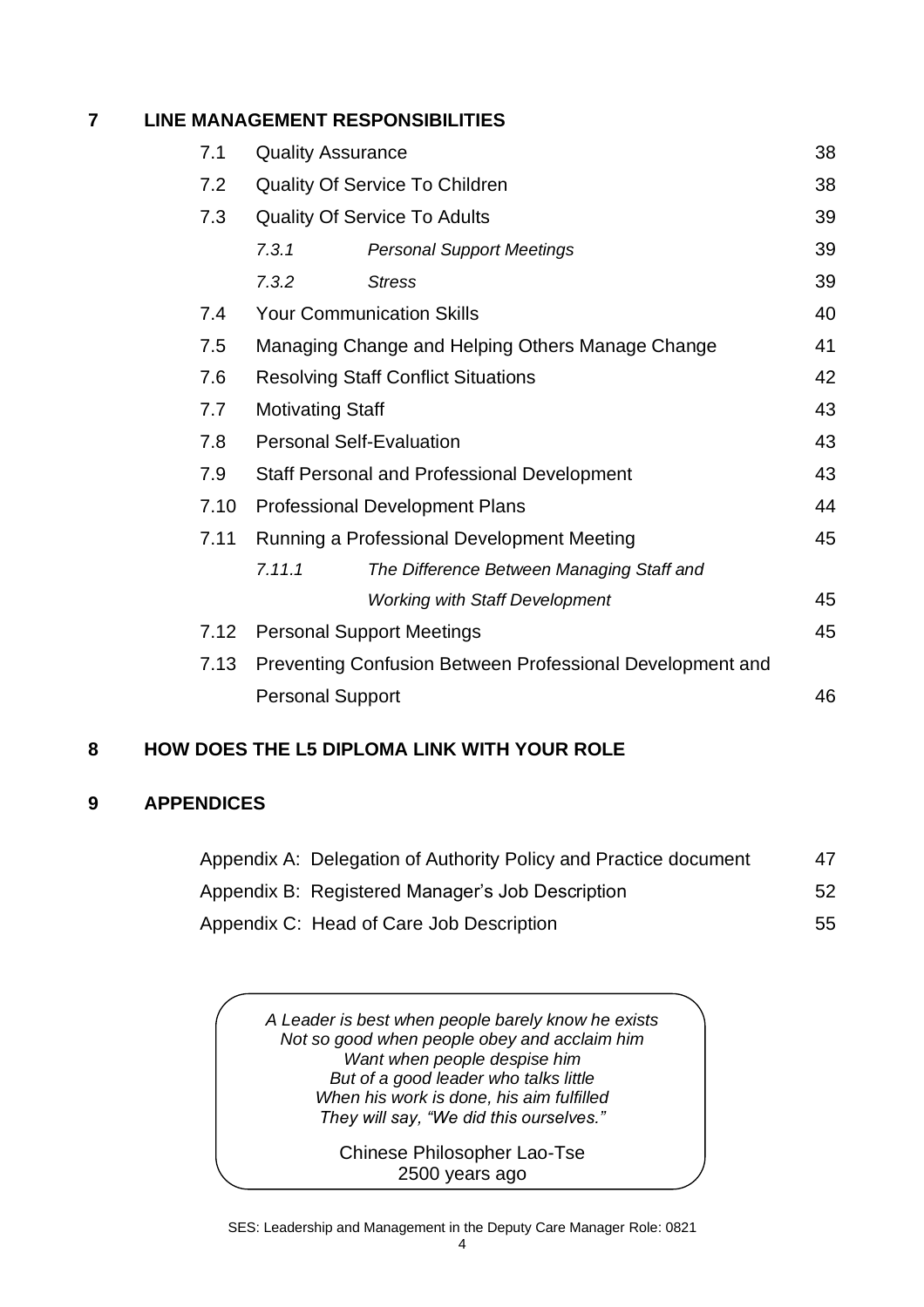**7 LINE MANAGEMENT RESPONSIBILITIES**

| | | |
|---|---|---|
| 7.1 | Quality Assurance | 38 |
| 7.2 | Quality Of Service To Children | 38 |
| 7.3 | Quality Of Service To Adults | 39 |
| *7.3.1* | *Personal Support Meetings* | 39 |
| *7.3.2* | *Stress* | 39 |
| 7.4 | Your Communication Skills | 40 |
| 7.5 | Managing Change and Helping Others Manage Change | 41 |
| 7.6 | Resolving Staff Conflict Situations | 42 |
| 7.7 | Motivating Staff | 43 |
| 7.8 | Personal Self-Evaluation | 43 |
| 7.9 | Staff Personal and Professional Development | 43 |
| 7.10 | Professional Development Plans | 44 |
| 7.11 | Running a Professional Development Meeting | 45 |
| *7.11.1* | *The Difference Between Managing Staff and Working with Staff Development* | 45 |
| 7.12 | Personal Support Meetings | 45 |
| 7.13 | Preventing Confusion Between Professional Development and Personal Support | 46 |

**8 HOW DOES THE L5 DIPLOMA LINK WITH YOUR ROLE**

**9 APPENDICES**

| | |
|---|---|
| Appendix A: Delegation of Authority Policy and Practice document | 47 |
| Appendix B: Registered Manager's Job Description | 52 |
| Appendix C: Head of Care Job Description | 55 |

*A Leader is best when people barely know he exists*
*Not so good when people obey and acclaim him*
*Want when people despise him*
*But of a good leader who talks little*
*When his work is done, his aim fulfilled*
*They will say, "We did this ourselves."*

Chinese Philosopher Lao-Tse
2500 years ago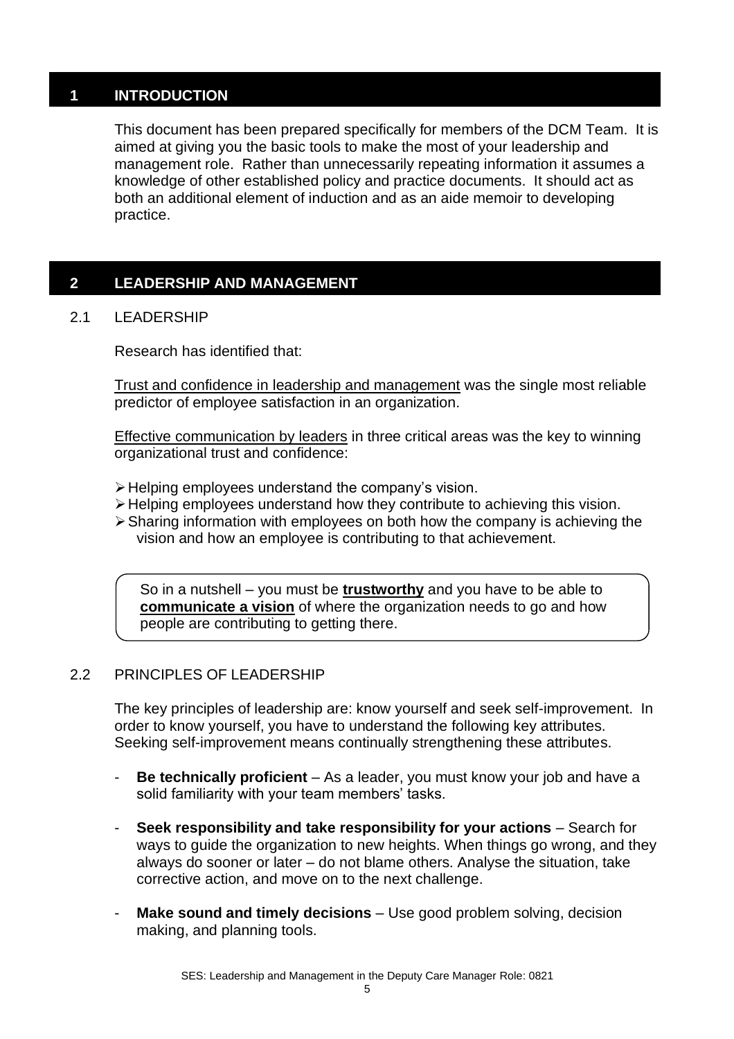## 1 INTRODUCTION

This document has been prepared specifically for members of the DCM Team. It is aimed at giving you the basic tools to make the most of your leadership and management role. Rather than unnecessarily repeating information it assumes a knowledge of other established policy and practice documents. It should act as both an additional element of induction and as an aide memoir to developing practice.

## 2 LEADERSHIP AND MANAGEMENT

### 2.1 LEADERSHIP

Research has identified that:

<u>Trust and confidence in leadership and management</u> was the single most reliable predictor of employee satisfaction in an organization.

<u>Effective communication by leaders</u> in three critical areas was the key to winning organizational trust and confidence:

- Helping employees understand the company's vision.
- Helping employees understand how they contribute to achieving this vision.
- Sharing information with employees on both how the company is achieving the vision and how an employee is contributing to that achievement.

> So in a nutshell – you must be **<u>trustworthy</u>** and you have to be able to **<u>communicate a vision</u>** of where the organization needs to go and how people are contributing to getting there.

### 2.2 PRINCIPLES OF LEADERSHIP

The key principles of leadership are: know yourself and seek self-improvement. In order to know yourself, you have to understand the following key attributes. Seeking self-improvement means continually strengthening these attributes.

- **Be technically proficient** – As a leader, you must know your job and have a solid familiarity with your team members' tasks.
- **Seek responsibility and take responsibility for your actions** – Search for ways to guide the organization to new heights. When things go wrong, and they always do sooner or later – do not blame others. Analyse the situation, take corrective action, and move on to the next challenge.
- **Make sound and timely decisions** – Use good problem solving, decision making, and planning tools.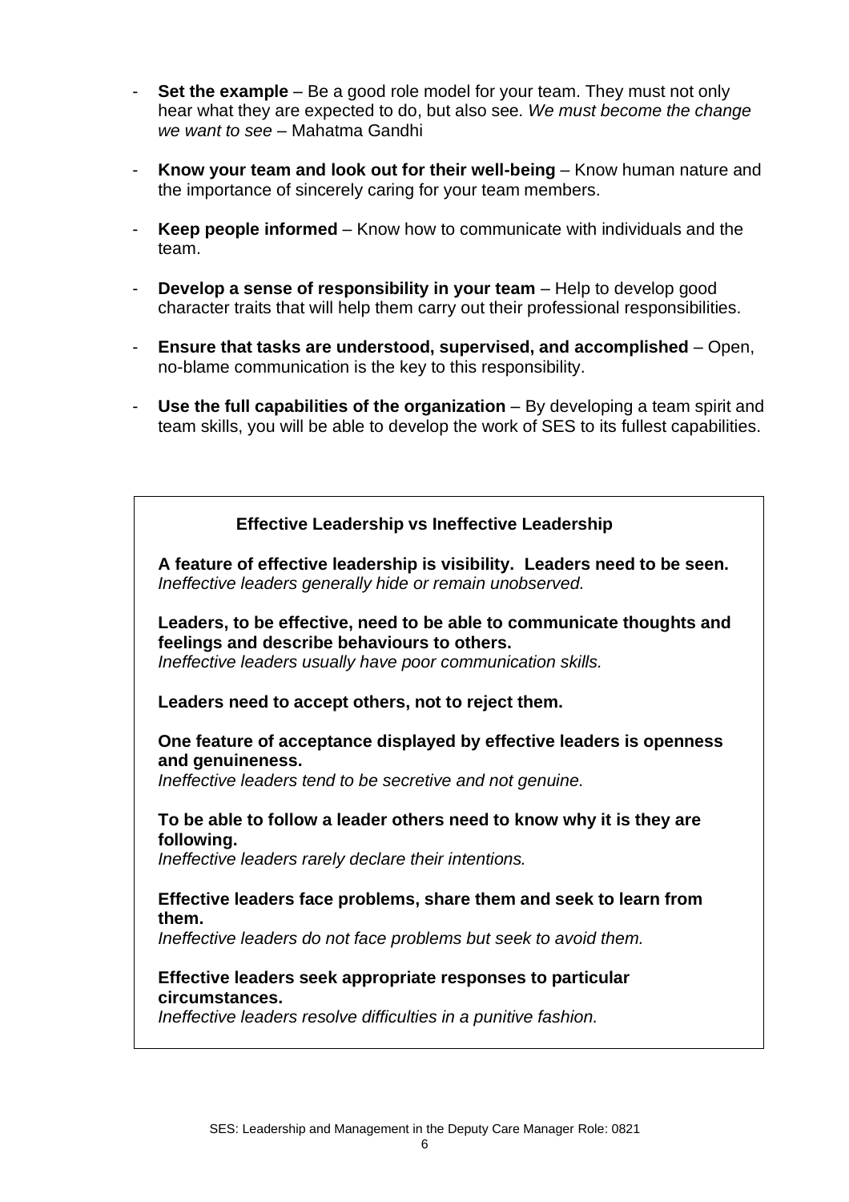- **Set the example** – Be a good role model for your team. They must not only hear what they are expected to do, but also see. *We must become the change we want to see* – Mahatma Gandhi

- **Know your team and look out for their well-being** – Know human nature and the importance of sincerely caring for your team members.

- **Keep people informed** – Know how to communicate with individuals and the team.

- **Develop a sense of responsibility in your team** – Help to develop good character traits that will help them carry out their professional responsibilities.

- **Ensure that tasks are understood, supervised, and accomplished** – Open, no-blame communication is the key to this responsibility.

- **Use the full capabilities of the organization** – By developing a team spirit and team skills, you will be able to develop the work of SES to its fullest capabilities.

**Effective Leadership vs Ineffective Leadership**

**A feature of effective leadership is visibility. Leaders need to be seen.**
*Ineffective leaders generally hide or remain unobserved.*

**Leaders, to be effective, need to be able to communicate thoughts and feelings and describe behaviours to others.**
*Ineffective leaders usually have poor communication skills.*

**Leaders need to accept others, not to reject them.**

**One feature of acceptance displayed by effective leaders is openness and genuineness.**
*Ineffective leaders tend to be secretive and not genuine.*

**To be able to follow a leader others need to know why it is they are following.**
*Ineffective leaders rarely declare their intentions.*

**Effective leaders face problems, share them and seek to learn from them.**
*Ineffective leaders do not face problems but seek to avoid them.*

**Effective leaders seek appropriate responses to particular circumstances.**
*Ineffective leaders resolve difficulties in a punitive fashion.*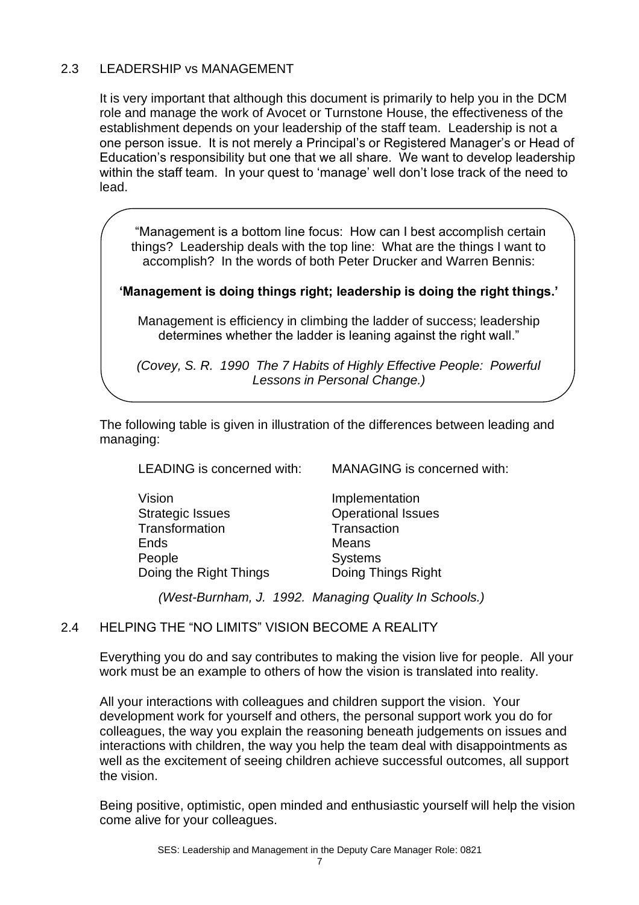## 2.3 LEADERSHIP vs MANAGEMENT

It is very important that although this document is primarily to help you in the DCM role and manage the work of Avocet or Turnstone House, the effectiveness of the establishment depends on your leadership of the staff team. Leadership is not a one person issue. It is not merely a Principal's or Registered Manager's or Head of Education's responsibility but one that we all share. We want to develop leadership within the staff team. In your quest to 'manage' well don't lose track of the need to lead.

> "Management is a bottom line focus: How can I best accomplish certain things? Leadership deals with the top line: What are the things I want to accomplish? In the words of both Peter Drucker and Warren Bennis:
>
> **'Management is doing things right; leadership is doing the right things.'**
>
> Management is efficiency in climbing the ladder of success; leadership determines whether the ladder is leaning against the right wall."
>
> *(Covey, S. R. 1990 The 7 Habits of Highly Effective People: Powerful Lessons in Personal Change.)*

The following table is given in illustration of the differences between leading and managing:

| LEADING is concerned with: | MANAGING is concerned with: |
|---|---|
| Vision | Implementation |
| Strategic Issues | Operational Issues |
| Transformation | Transaction |
| Ends | Means |
| People | Systems |
| Doing the Right Things | Doing Things Right |

*(West-Burnham, J. 1992. Managing Quality In Schools.)*

## 2.4 HELPING THE "NO LIMITS" VISION BECOME A REALITY

Everything you do and say contributes to making the vision live for people. All your work must be an example to others of how the vision is translated into reality.

All your interactions with colleagues and children support the vision. Your development work for yourself and others, the personal support work you do for colleagues, the way you explain the reasoning beneath judgements on issues and interactions with children, the way you help the team deal with disappointments as well as the excitement of seeing children achieve successful outcomes, all support the vision.

Being positive, optimistic, open minded and enthusiastic yourself will help the vision come alive for your colleagues.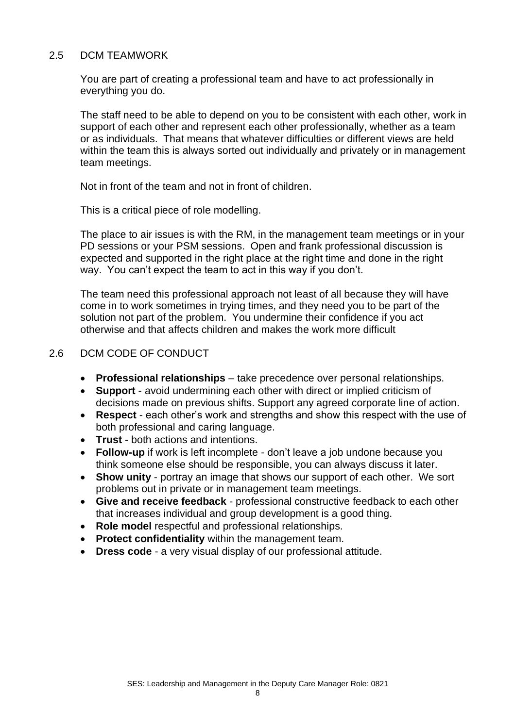## 2.5 DCM TEAMWORK

You are part of creating a professional team and have to act professionally in everything you do.

The staff need to be able to depend on you to be consistent with each other, work in support of each other and represent each other professionally, whether as a team or as individuals. That means that whatever difficulties or different views are held within the team this is always sorted out individually and privately or in management team meetings.

Not in front of the team and not in front of children.

This is a critical piece of role modelling.

The place to air issues is with the RM, in the management team meetings or in your PD sessions or your PSM sessions. Open and frank professional discussion is expected and supported in the right place at the right time and done in the right way. You can't expect the team to act in this way if you don't.

The team need this professional approach not least of all because they will have come in to work sometimes in trying times, and they need you to be part of the solution not part of the problem. You undermine their confidence if you act otherwise and that affects children and makes the work more difficult

## 2.6 DCM CODE OF CONDUCT

- **Professional relationships** – take precedence over personal relationships.
- **Support** - avoid undermining each other with direct or implied criticism of decisions made on previous shifts. Support any agreed corporate line of action.
- **Respect** - each other's work and strengths and show this respect with the use of both professional and caring language.
- **Trust** - both actions and intentions.
- **Follow-up** if work is left incomplete - don't leave a job undone because you think someone else should be responsible, you can always discuss it later.
- **Show unity** - portray an image that shows our support of each other. We sort problems out in private or in management team meetings.
- **Give and receive feedback** - professional constructive feedback to each other that increases individual and group development is a good thing.
- **Role model** respectful and professional relationships.
- **Protect confidentiality** within the management team.
- **Dress code** - a very visual display of our professional attitude.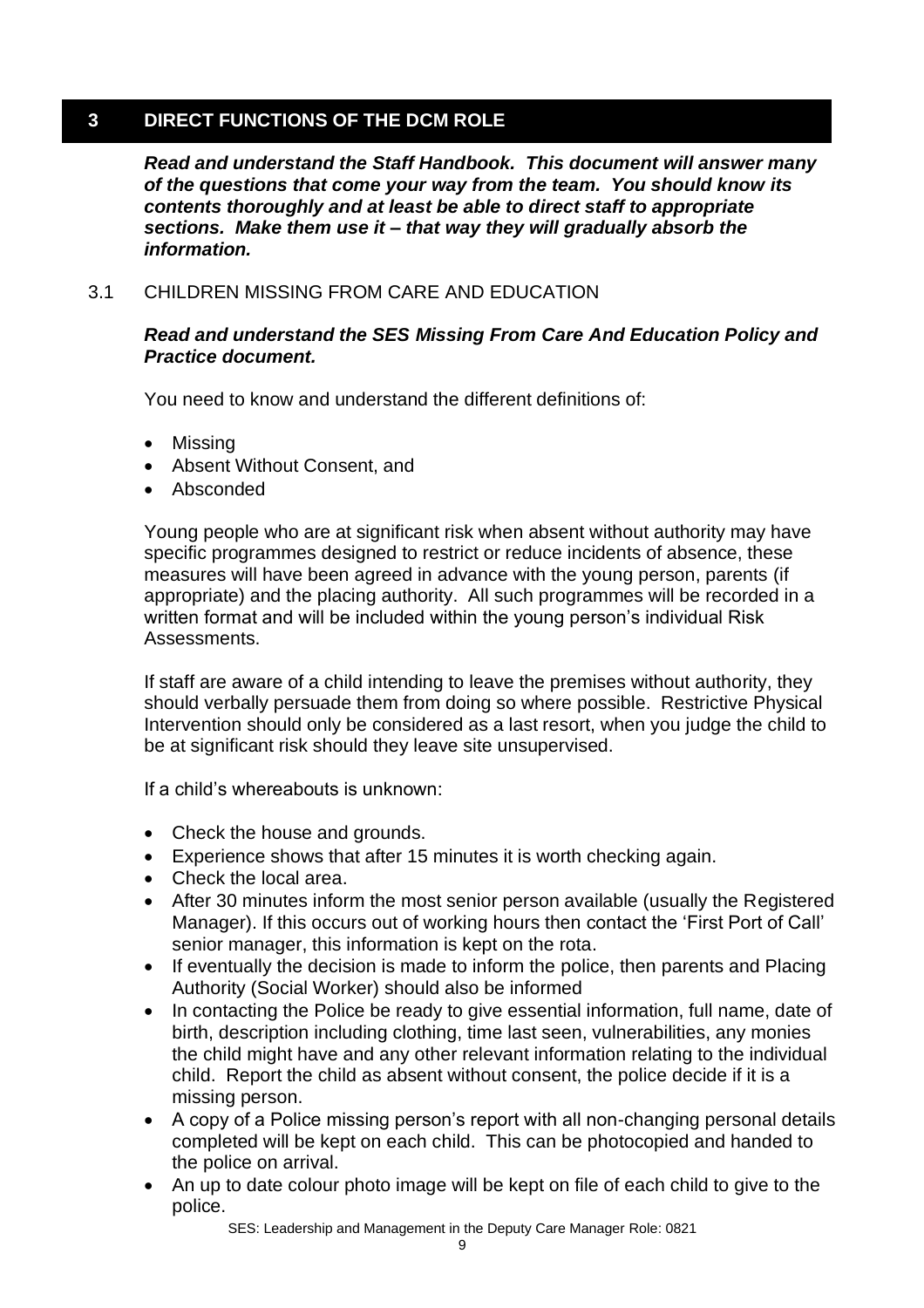## 3 DIRECT FUNCTIONS OF THE DCM ROLE

***Read and understand the Staff Handbook. This document will answer many of the questions that come your way from the team. You should know its contents thoroughly and at least be able to direct staff to appropriate sections. Make them use it – that way they will gradually absorb the information.***

### 3.1 CHILDREN MISSING FROM CARE AND EDUCATION

***Read and understand the SES Missing From Care And Education Policy and Practice document.***

You need to know and understand the different definitions of:

- Missing
- Absent Without Consent, and
- Absconded

Young people who are at significant risk when absent without authority may have specific programmes designed to restrict or reduce incidents of absence, these measures will have been agreed in advance with the young person, parents (if appropriate) and the placing authority. All such programmes will be recorded in a written format and will be included within the young person's individual Risk Assessments.

If staff are aware of a child intending to leave the premises without authority, they should verbally persuade them from doing so where possible. Restrictive Physical Intervention should only be considered as a last resort, when you judge the child to be at significant risk should they leave site unsupervised.

If a child's whereabouts is unknown:

- Check the house and grounds.
- Experience shows that after 15 minutes it is worth checking again.
- Check the local area.
- After 30 minutes inform the most senior person available (usually the Registered Manager). If this occurs out of working hours then contact the 'First Port of Call' senior manager, this information is kept on the rota.
- If eventually the decision is made to inform the police, then parents and Placing Authority (Social Worker) should also be informed
- In contacting the Police be ready to give essential information, full name, date of birth, description including clothing, time last seen, vulnerabilities, any monies the child might have and any other relevant information relating to the individual child. Report the child as absent without consent, the police decide if it is a missing person.
- A copy of a Police missing person's report with all non-changing personal details completed will be kept on each child. This can be photocopied and handed to the police on arrival.
- An up to date colour photo image will be kept on file of each child to give to the police.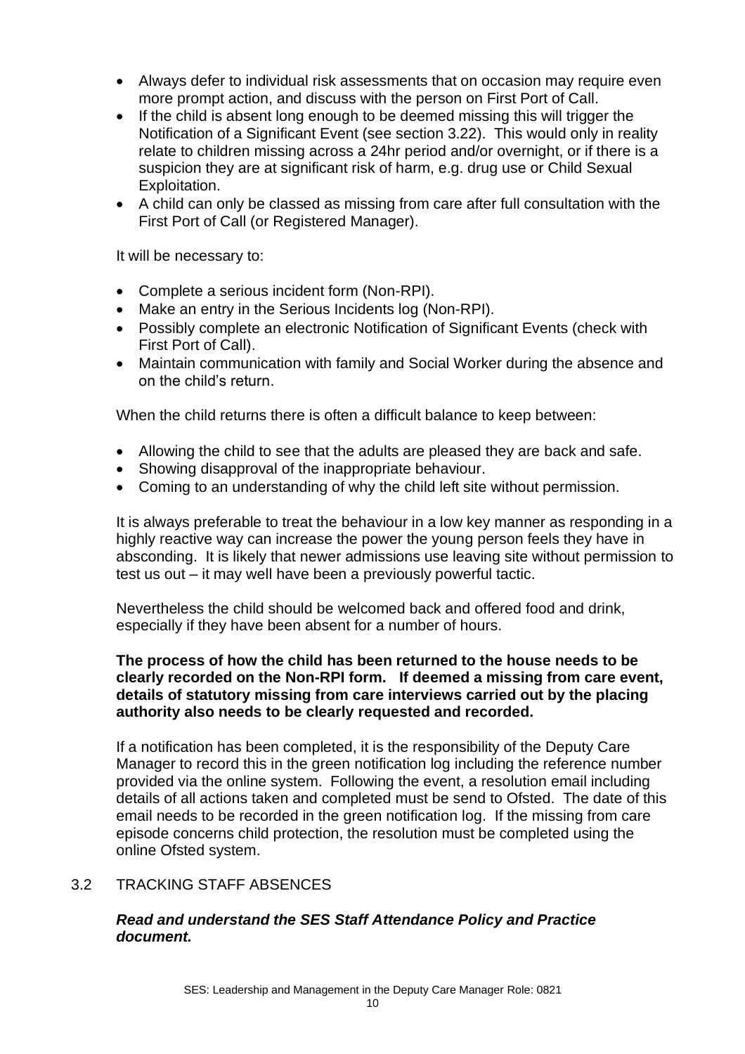- Always defer to individual risk assessments that on occasion may require even more prompt action, and discuss with the person on First Port of Call.
- If the child is absent long enough to be deemed missing this will trigger the Notification of a Significant Event (see section 3.22). This would only in reality relate to children missing across a 24hr period and/or overnight, or if there is a suspicion they are at significant risk of harm, e.g. drug use or Child Sexual Exploitation.
- A child can only be classed as missing from care after full consultation with the First Port of Call (or Registered Manager).

It will be necessary to:

- Complete a serious incident form (Non-RPI).
- Make an entry in the Serious Incidents log (Non-RPI).
- Possibly complete an electronic Notification of Significant Events (check with First Port of Call).
- Maintain communication with family and Social Worker during the absence and on the child's return.

When the child returns there is often a difficult balance to keep between:

- Allowing the child to see that the adults are pleased they are back and safe.
- Showing disapproval of the inappropriate behaviour.
- Coming to an understanding of why the child left site without permission.

It is always preferable to treat the behaviour in a low key manner as responding in a highly reactive way can increase the power the young person feels they have in absconding. It is likely that newer admissions use leaving site without permission to test us out – it may well have been a previously powerful tactic.

Nevertheless the child should be welcomed back and offered food and drink, especially if they have been absent for a number of hours.

**The process of how the child has been returned to the house needs to be clearly recorded on the Non-RPI form. If deemed a missing from care event, details of statutory missing from care interviews carried out by the placing authority also needs to be clearly requested and recorded.**

If a notification has been completed, it is the responsibility of the Deputy Care Manager to record this in the green notification log including the reference number provided via the online system. Following the event, a resolution email including details of all actions taken and completed must be send to Ofsted. The date of this email needs to be recorded in the green notification log. If the missing from care episode concerns child protection, the resolution must be completed using the online Ofsted system.

## 3.2 TRACKING STAFF ABSENCES

***Read and understand the SES Staff Attendance Policy and Practice document.***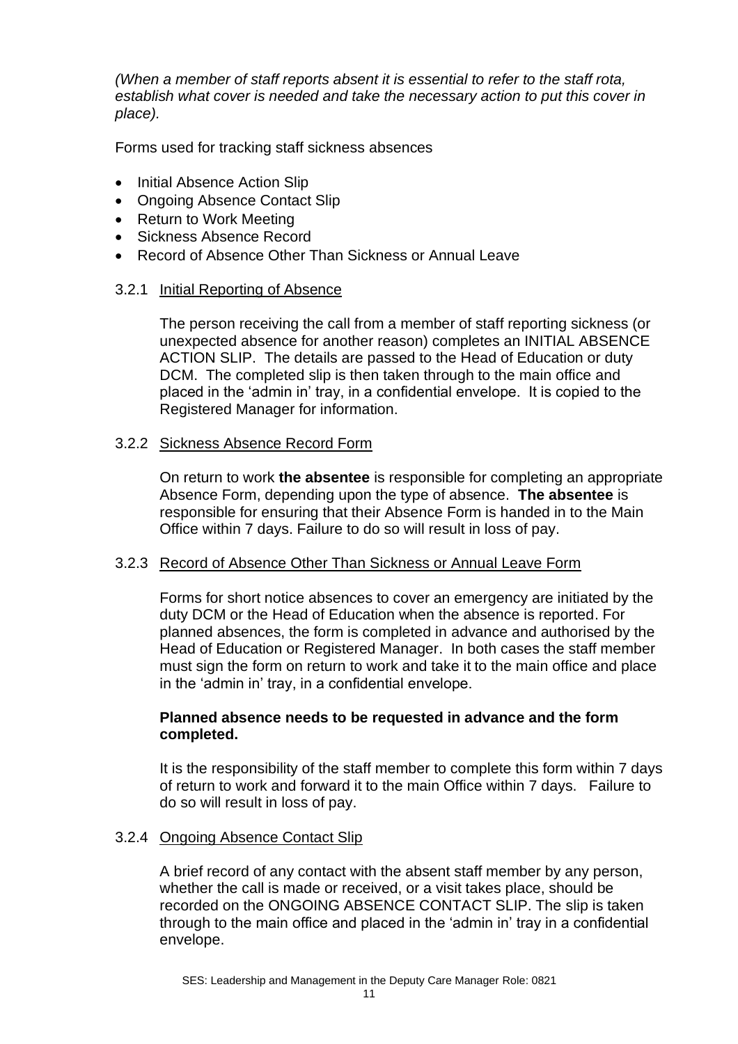*(When a member of staff reports absent it is essential to refer to the staff rota, establish what cover is needed and take the necessary action to put this cover in place).*

Forms used for tracking staff sickness absences

- Initial Absence Action Slip
- Ongoing Absence Contact Slip
- Return to Work Meeting
- Sickness Absence Record
- Record of Absence Other Than Sickness or Annual Leave

### 3.2.1 Initial Reporting of Absence

The person receiving the call from a member of staff reporting sickness (or unexpected absence for another reason) completes an INITIAL ABSENCE ACTION SLIP. The details are passed to the Head of Education or duty DCM. The completed slip is then taken through to the main office and placed in the 'admin in' tray, in a confidential envelope. It is copied to the Registered Manager for information.

### 3.2.2 Sickness Absence Record Form

On return to work **the absentee** is responsible for completing an appropriate Absence Form, depending upon the type of absence. **The absentee** is responsible for ensuring that their Absence Form is handed in to the Main Office within 7 days. Failure to do so will result in loss of pay.

### 3.2.3 Record of Absence Other Than Sickness or Annual Leave Form

Forms for short notice absences to cover an emergency are initiated by the duty DCM or the Head of Education when the absence is reported. For planned absences, the form is completed in advance and authorised by the Head of Education or Registered Manager. In both cases the staff member must sign the form on return to work and take it to the main office and place in the 'admin in' tray, in a confidential envelope.

**Planned absence needs to be requested in advance and the form completed.**

It is the responsibility of the staff member to complete this form within 7 days of return to work and forward it to the main Office within 7 days. Failure to do so will result in loss of pay.

### 3.2.4 Ongoing Absence Contact Slip

A brief record of any contact with the absent staff member by any person, whether the call is made or received, or a visit takes place, should be recorded on the ONGOING ABSENCE CONTACT SLIP. The slip is taken through to the main office and placed in the 'admin in' tray in a confidential envelope.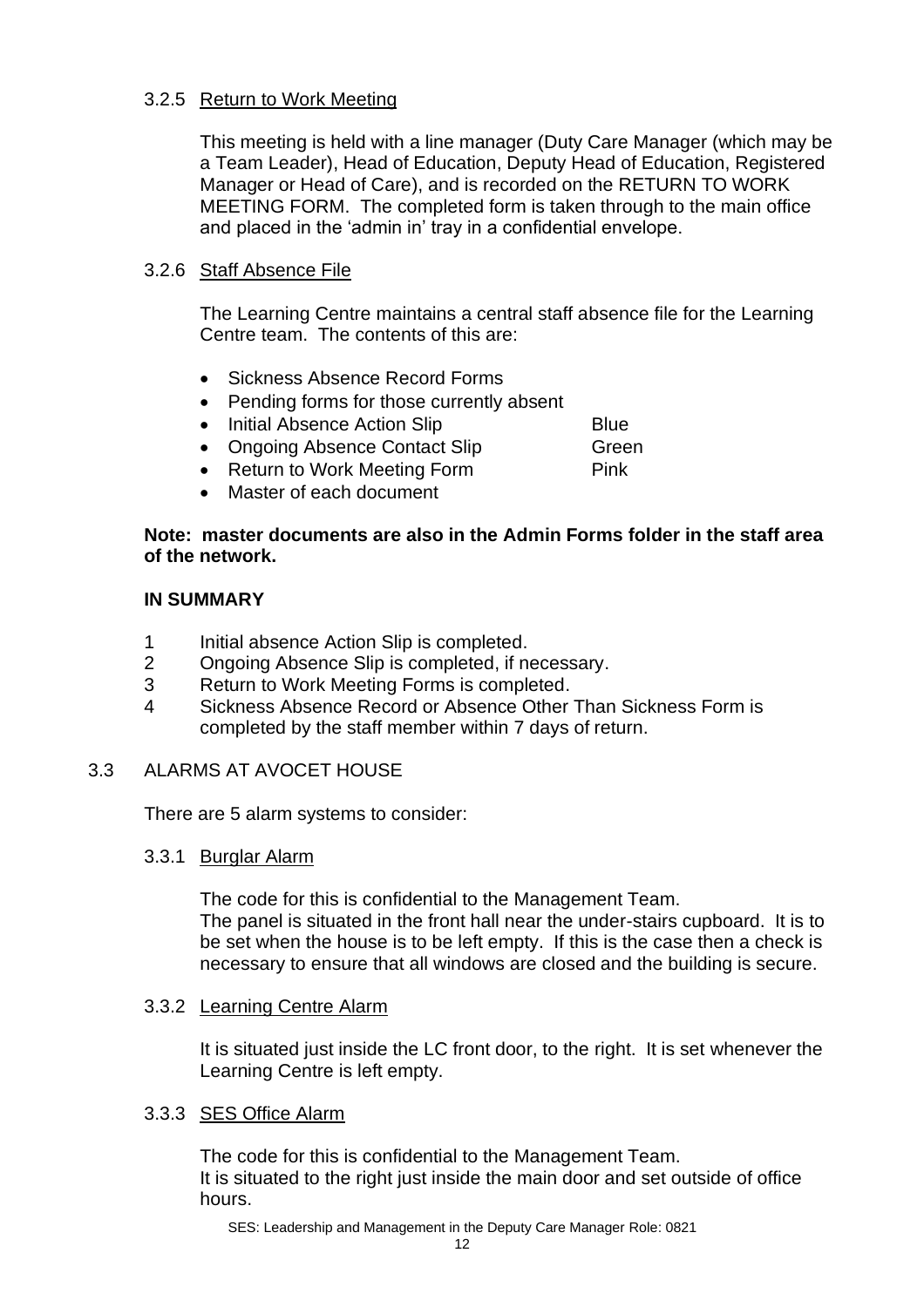### 3.2.5 Return to Work Meeting

This meeting is held with a line manager (Duty Care Manager (which may be a Team Leader), Head of Education, Deputy Head of Education, Registered Manager or Head of Care), and is recorded on the RETURN TO WORK MEETING FORM. The completed form is taken through to the main office and placed in the 'admin in' tray in a confidential envelope.

### 3.2.6 Staff Absence File

The Learning Centre maintains a central staff absence file for the Learning Centre team. The contents of this are:

- Sickness Absence Record Forms
- Pending forms for those currently absent
- Initial Absence Action Slip — Blue
- Ongoing Absence Contact Slip — Green
- Return to Work Meeting Form — Pink
- Master of each document

**Note: master documents are also in the Admin Forms folder in the staff area of the network.**

**IN SUMMARY**

1. Initial absence Action Slip is completed.
2. Ongoing Absence Slip is completed, if necessary.
3. Return to Work Meeting Forms is completed.
4. Sickness Absence Record or Absence Other Than Sickness Form is completed by the staff member within 7 days of return.

## 3.3 ALARMS AT AVOCET HOUSE

There are 5 alarm systems to consider:

### 3.3.1 Burglar Alarm

The code for this is confidential to the Management Team.
The panel is situated in the front hall near the under-stairs cupboard. It is to be set when the house is to be left empty. If this is the case then a check is necessary to ensure that all windows are closed and the building is secure.

### 3.3.2 Learning Centre Alarm

It is situated just inside the LC front door, to the right. It is set whenever the Learning Centre is left empty.

### 3.3.3 SES Office Alarm

The code for this is confidential to the Management Team.
It is situated to the right just inside the main door and set outside of office hours.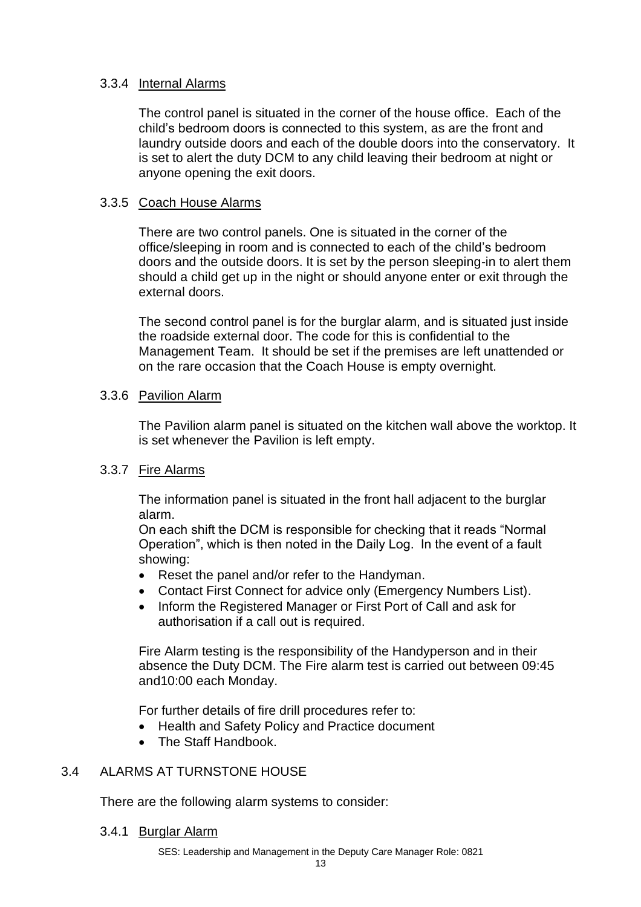### 3.3.4 Internal Alarms

The control panel is situated in the corner of the house office. Each of the child's bedroom doors is connected to this system, as are the front and laundry outside doors and each of the double doors into the conservatory. It is set to alert the duty DCM to any child leaving their bedroom at night or anyone opening the exit doors.

### 3.3.5 Coach House Alarms

There are two control panels. One is situated in the corner of the office/sleeping in room and is connected to each of the child's bedroom doors and the outside doors. It is set by the person sleeping-in to alert them should a child get up in the night or should anyone enter or exit through the external doors.

The second control panel is for the burglar alarm, and is situated just inside the roadside external door. The code for this is confidential to the Management Team. It should be set if the premises are left unattended or on the rare occasion that the Coach House is empty overnight.

### 3.3.6 Pavilion Alarm

The Pavilion alarm panel is situated on the kitchen wall above the worktop. It is set whenever the Pavilion is left empty.

### 3.3.7 Fire Alarms

The information panel is situated in the front hall adjacent to the burglar alarm.
On each shift the DCM is responsible for checking that it reads "Normal Operation", which is then noted in the Daily Log. In the event of a fault showing:

- Reset the panel and/or refer to the Handyman.
- Contact First Connect for advice only (Emergency Numbers List).
- Inform the Registered Manager or First Port of Call and ask for authorisation if a call out is required.

Fire Alarm testing is the responsibility of the Handyperson and in their absence the Duty DCM. The Fire alarm test is carried out between 09:45 and10:00 each Monday.

For further details of fire drill procedures refer to:

- Health and Safety Policy and Practice document
- The Staff Handbook.

## 3.4 ALARMS AT TURNSTONE HOUSE

There are the following alarm systems to consider:

### 3.4.1 Burglar Alarm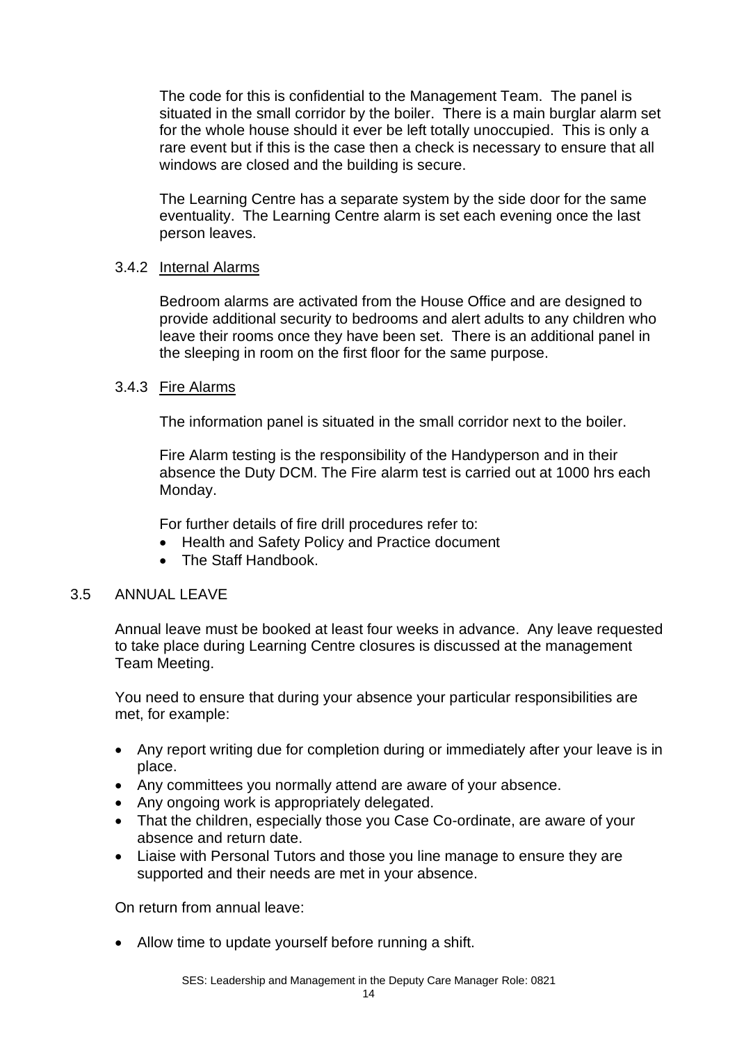The code for this is confidential to the Management Team. The panel is situated in the small corridor by the boiler. There is a main burglar alarm set for the whole house should it ever be left totally unoccupied. This is only a rare event but if this is the case then a check is necessary to ensure that all windows are closed and the building is secure.

The Learning Centre has a separate system by the side door for the same eventuality. The Learning Centre alarm is set each evening once the last person leaves.

#### 3.4.2 Internal Alarms

Bedroom alarms are activated from the House Office and are designed to provide additional security to bedrooms and alert adults to any children who leave their rooms once they have been set. There is an additional panel in the sleeping in room on the first floor for the same purpose.

#### 3.4.3 Fire Alarms

The information panel is situated in the small corridor next to the boiler.

Fire Alarm testing is the responsibility of the Handyperson and in their absence the Duty DCM. The Fire alarm test is carried out at 1000 hrs each Monday.

For further details of fire drill procedures refer to:

- Health and Safety Policy and Practice document
- The Staff Handbook.

### 3.5 ANNUAL LEAVE

Annual leave must be booked at least four weeks in advance. Any leave requested to take place during Learning Centre closures is discussed at the management Team Meeting.

You need to ensure that during your absence your particular responsibilities are met, for example:

- Any report writing due for completion during or immediately after your leave is in place.
- Any committees you normally attend are aware of your absence.
- Any ongoing work is appropriately delegated.
- That the children, especially those you Case Co-ordinate, are aware of your absence and return date.
- Liaise with Personal Tutors and those you line manage to ensure they are supported and their needs are met in your absence.

On return from annual leave:

- Allow time to update yourself before running a shift.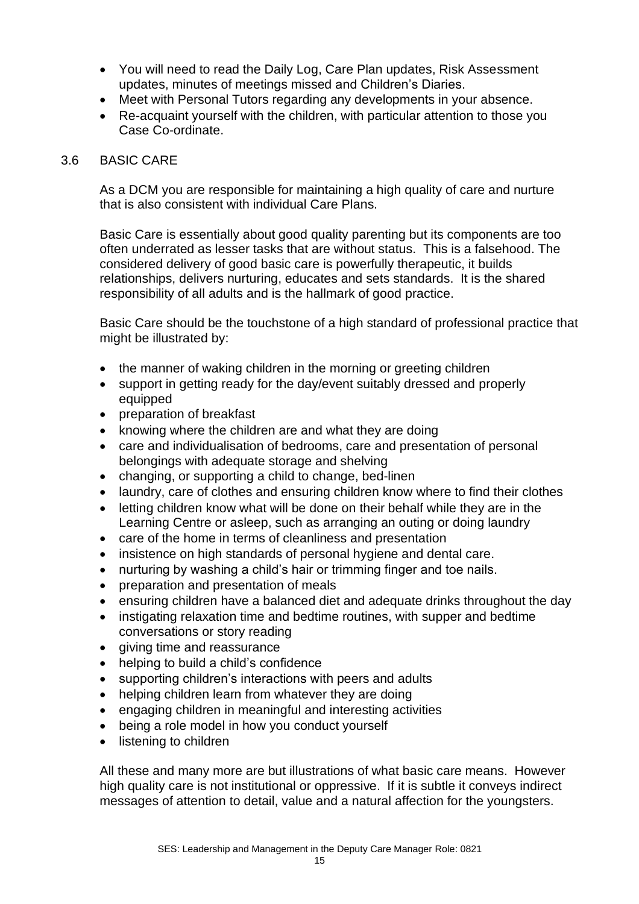- You will need to read the Daily Log, Care Plan updates, Risk Assessment updates, minutes of meetings missed and Children's Diaries.
- Meet with Personal Tutors regarding any developments in your absence.
- Re-acquaint yourself with the children, with particular attention to those you Case Co-ordinate.

## 3.6 BASIC CARE

As a DCM you are responsible for maintaining a high quality of care and nurture that is also consistent with individual Care Plans.

Basic Care is essentially about good quality parenting but its components are too often underrated as lesser tasks that are without status. This is a falsehood. The considered delivery of good basic care is powerfully therapeutic, it builds relationships, delivers nurturing, educates and sets standards. It is the shared responsibility of all adults and is the hallmark of good practice.

Basic Care should be the touchstone of a high standard of professional practice that might be illustrated by:

- the manner of waking children in the morning or greeting children
- support in getting ready for the day/event suitably dressed and properly equipped
- preparation of breakfast
- knowing where the children are and what they are doing
- care and individualisation of bedrooms, care and presentation of personal belongings with adequate storage and shelving
- changing, or supporting a child to change, bed-linen
- laundry, care of clothes and ensuring children know where to find their clothes
- letting children know what will be done on their behalf while they are in the Learning Centre or asleep, such as arranging an outing or doing laundry
- care of the home in terms of cleanliness and presentation
- insistence on high standards of personal hygiene and dental care.
- nurturing by washing a child's hair or trimming finger and toe nails.
- preparation and presentation of meals
- ensuring children have a balanced diet and adequate drinks throughout the day
- instigating relaxation time and bedtime routines, with supper and bedtime conversations or story reading
- giving time and reassurance
- helping to build a child's confidence
- supporting children's interactions with peers and adults
- helping children learn from whatever they are doing
- engaging children in meaningful and interesting activities
- being a role model in how you conduct yourself
- listening to children

All these and many more are but illustrations of what basic care means. However high quality care is not institutional or oppressive. If it is subtle it conveys indirect messages of attention to detail, value and a natural affection for the youngsters.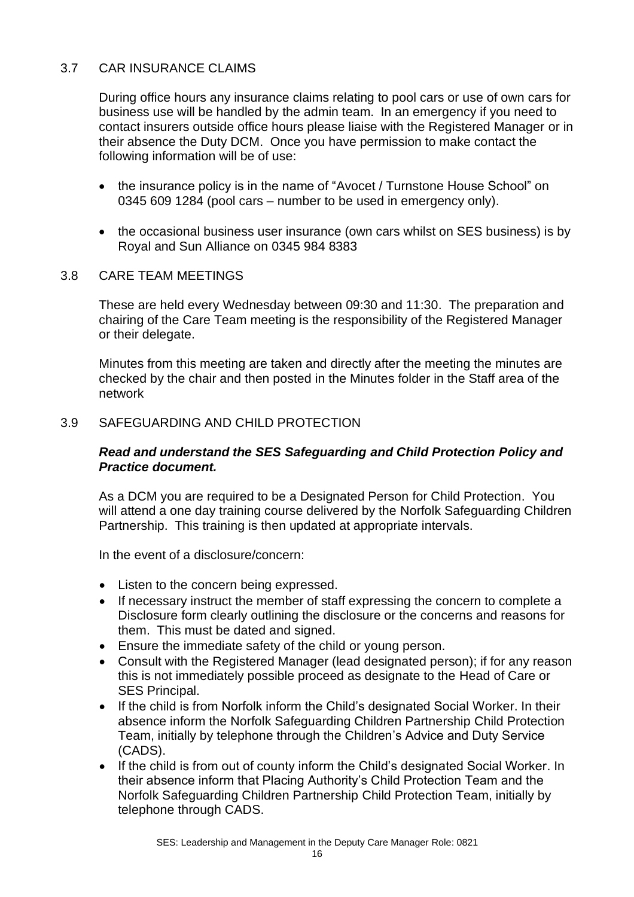## 3.7 CAR INSURANCE CLAIMS

During office hours any insurance claims relating to pool cars or use of own cars for business use will be handled by the admin team. In an emergency if you need to contact insurers outside office hours please liaise with the Registered Manager or in their absence the Duty DCM. Once you have permission to make contact the following information will be of use:

- the insurance policy is in the name of "Avocet / Turnstone House School" on 0345 609 1284 (pool cars – number to be used in emergency only).

- the occasional business user insurance (own cars whilst on SES business) is by Royal and Sun Alliance on 0345 984 8383

## 3.8 CARE TEAM MEETINGS

These are held every Wednesday between 09:30 and 11:30. The preparation and chairing of the Care Team meeting is the responsibility of the Registered Manager or their delegate.

Minutes from this meeting are taken and directly after the meeting the minutes are checked by the chair and then posted in the Minutes folder in the Staff area of the network

## 3.9 SAFEGUARDING AND CHILD PROTECTION

***Read and understand the SES Safeguarding and Child Protection Policy and Practice document.***

As a DCM you are required to be a Designated Person for Child Protection. You will attend a one day training course delivered by the Norfolk Safeguarding Children Partnership. This training is then updated at appropriate intervals.

In the event of a disclosure/concern:

- Listen to the concern being expressed.
- If necessary instruct the member of staff expressing the concern to complete a Disclosure form clearly outlining the disclosure or the concerns and reasons for them. This must be dated and signed.
- Ensure the immediate safety of the child or young person.
- Consult with the Registered Manager (lead designated person); if for any reason this is not immediately possible proceed as designate to the Head of Care or SES Principal.
- If the child is from Norfolk inform the Child's designated Social Worker. In their absence inform the Norfolk Safeguarding Children Partnership Child Protection Team, initially by telephone through the Children's Advice and Duty Service (CADS).
- If the child is from out of county inform the Child's designated Social Worker. In their absence inform that Placing Authority's Child Protection Team and the Norfolk Safeguarding Children Partnership Child Protection Team, initially by telephone through CADS.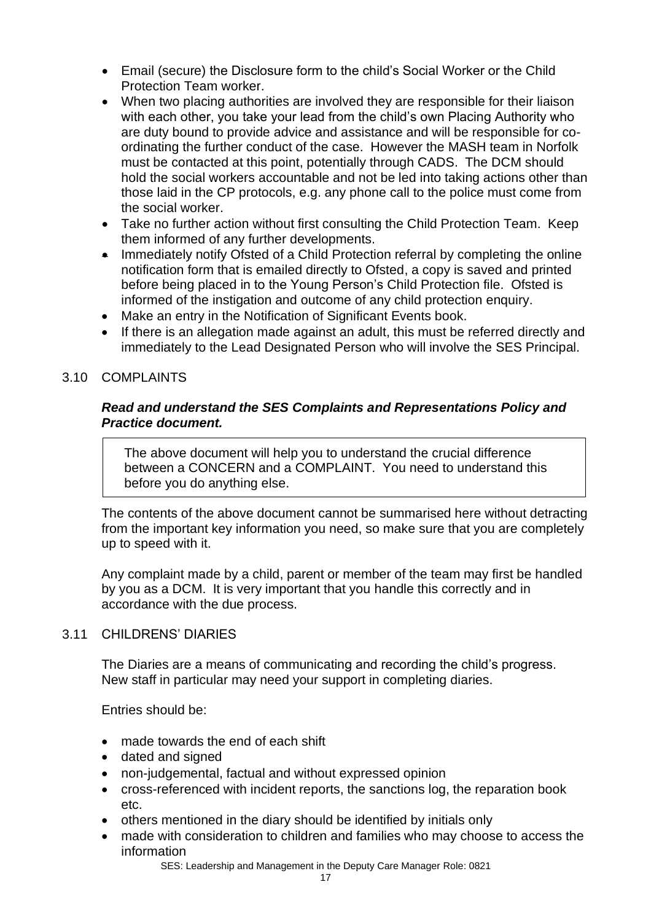- Email (secure) the Disclosure form to the child's Social Worker or the Child Protection Team worker.
- When two placing authorities are involved they are responsible for their liaison with each other, you take your lead from the child's own Placing Authority who are duty bound to provide advice and assistance and will be responsible for co-ordinating the further conduct of the case. However the MASH team in Norfolk must be contacted at this point, potentially through CADS. The DCM should hold the social workers accountable and not be led into taking actions other than those laid in the CP protocols, e.g. any phone call to the police must come from the social worker.
- Take no further action without first consulting the Child Protection Team. Keep them informed of any further developments.
- Immediately notify Ofsted of a Child Protection referral by completing the online notification form that is emailed directly to Ofsted, a copy is saved and printed before being placed in to the Young Person's Child Protection file. Ofsted is informed of the instigation and outcome of any child protection enquiry.
- Make an entry in the Notification of Significant Events book.
- If there is an allegation made against an adult, this must be referred directly and immediately to the Lead Designated Person who will involve the SES Principal.

## 3.10 COMPLAINTS

***Read and understand the SES Complaints and Representations Policy and Practice document.***

> The above document will help you to understand the crucial difference between a CONCERN and a COMPLAINT. You need to understand this before you do anything else.

The contents of the above document cannot be summarised here without detracting from the important key information you need, so make sure that you are completely up to speed with it.

Any complaint made by a child, parent or member of the team may first be handled by you as a DCM. It is very important that you handle this correctly and in accordance with the due process.

## 3.11 CHILDRENS' DIARIES

The Diaries are a means of communicating and recording the child's progress. New staff in particular may need your support in completing diaries.

Entries should be:

- made towards the end of each shift
- dated and signed
- non-judgemental, factual and without expressed opinion
- cross-referenced with incident reports, the sanctions log, the reparation book etc.
- others mentioned in the diary should be identified by initials only
- made with consideration to children and families who may choose to access the information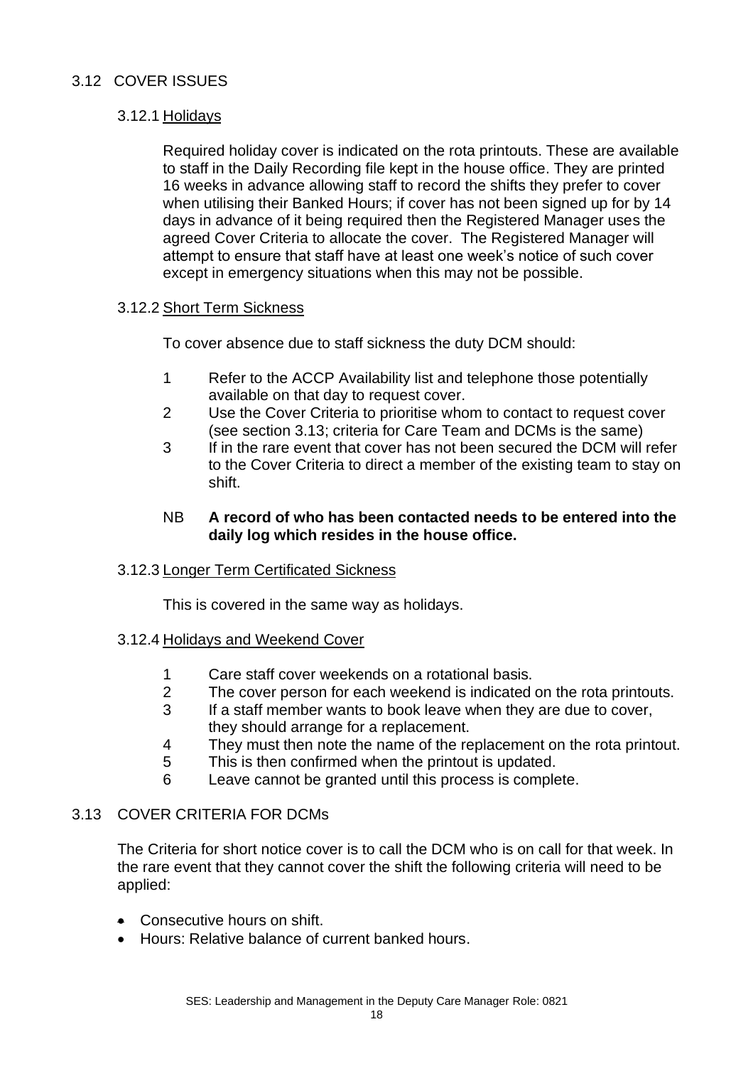## 3.12 COVER ISSUES

### 3.12.1 Holidays

Required holiday cover is indicated on the rota printouts. These are available to staff in the Daily Recording file kept in the house office. They are printed 16 weeks in advance allowing staff to record the shifts they prefer to cover when utilising their Banked Hours; if cover has not been signed up for by 14 days in advance of it being required then the Registered Manager uses the agreed Cover Criteria to allocate the cover. The Registered Manager will attempt to ensure that staff have at least one week's notice of such cover except in emergency situations when this may not be possible.

### 3.12.2 Short Term Sickness

To cover absence due to staff sickness the duty DCM should:

1. Refer to the ACCP Availability list and telephone those potentially available on that day to request cover.
2. Use the Cover Criteria to prioritise whom to contact to request cover (see section 3.13; criteria for Care Team and DCMs is the same)
3. If in the rare event that cover has not been secured the DCM will refer to the Cover Criteria to direct a member of the existing team to stay on shift.

NB **A record of who has been contacted needs to be entered into the daily log which resides in the house office.**

### 3.12.3 Longer Term Certificated Sickness

This is covered in the same way as holidays.

### 3.12.4 Holidays and Weekend Cover

1. Care staff cover weekends on a rotational basis.
2. The cover person for each weekend is indicated on the rota printouts.
3. If a staff member wants to book leave when they are due to cover, they should arrange for a replacement.
4. They must then note the name of the replacement on the rota printout.
5. This is then confirmed when the printout is updated.
6. Leave cannot be granted until this process is complete.

## 3.13 COVER CRITERIA FOR DCMs

The Criteria for short notice cover is to call the DCM who is on call for that week. In the rare event that they cannot cover the shift the following criteria will need to be applied:

- Consecutive hours on shift.
- Hours: Relative balance of current banked hours.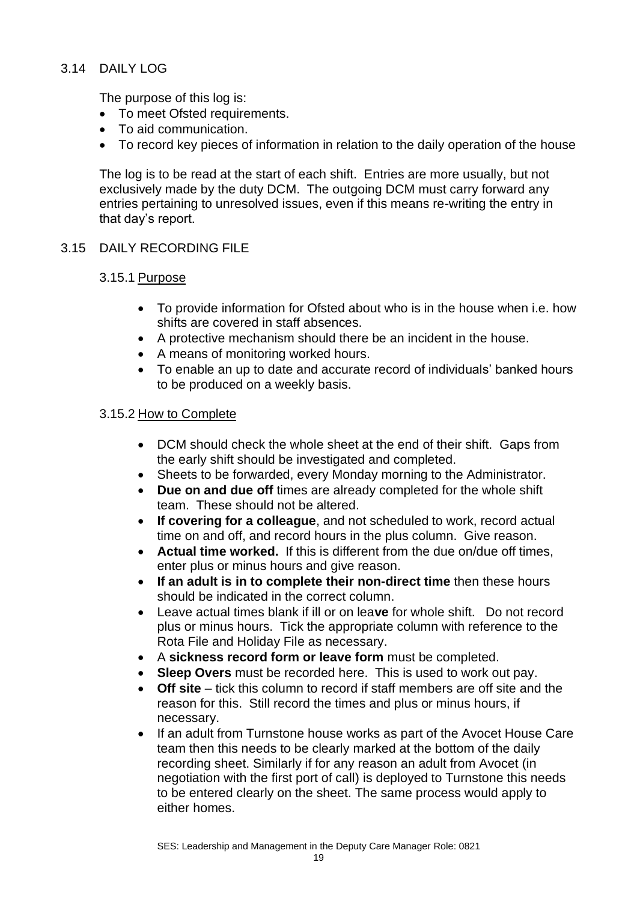## 3.14 DAILY LOG

The purpose of this log is:

- To meet Ofsted requirements.
- To aid communication.
- To record key pieces of information in relation to the daily operation of the house

The log is to be read at the start of each shift. Entries are more usually, but not exclusively made by the duty DCM. The outgoing DCM must carry forward any entries pertaining to unresolved issues, even if this means re-writing the entry in that day's report.

## 3.15 DAILY RECORDING FILE

### 3.15.1 Purpose

- To provide information for Ofsted about who is in the house when i.e. how shifts are covered in staff absences.
- A protective mechanism should there be an incident in the house.
- A means of monitoring worked hours.
- To enable an up to date and accurate record of individuals' banked hours to be produced on a weekly basis.

### 3.15.2 How to Complete

- DCM should check the whole sheet at the end of their shift. Gaps from the early shift should be investigated and completed.
- Sheets to be forwarded, every Monday morning to the Administrator.
- **Due on and due off** times are already completed for the whole shift team. These should not be altered.
- **If covering for a colleague**, and not scheduled to work, record actual time on and off, and record hours in the plus column. Give reason.
- **Actual time worked.** If this is different from the due on/due off times, enter plus or minus hours and give reason.
- **If an adult is in to complete their non-direct time** then these hours should be indicated in the correct column.
- Leave actual times blank if ill or on lea**ve** for whole shift. Do not record plus or minus hours. Tick the appropriate column with reference to the Rota File and Holiday File as necessary.
- A **sickness record form or leave form** must be completed.
- **Sleep Overs** must be recorded here. This is used to work out pay.
- **Off site** – tick this column to record if staff members are off site and the reason for this. Still record the times and plus or minus hours, if necessary.
- If an adult from Turnstone house works as part of the Avocet House Care team then this needs to be clearly marked at the bottom of the daily recording sheet. Similarly if for any reason an adult from Avocet (in negotiation with the first port of call) is deployed to Turnstone this needs to be entered clearly on the sheet. The same process would apply to either homes.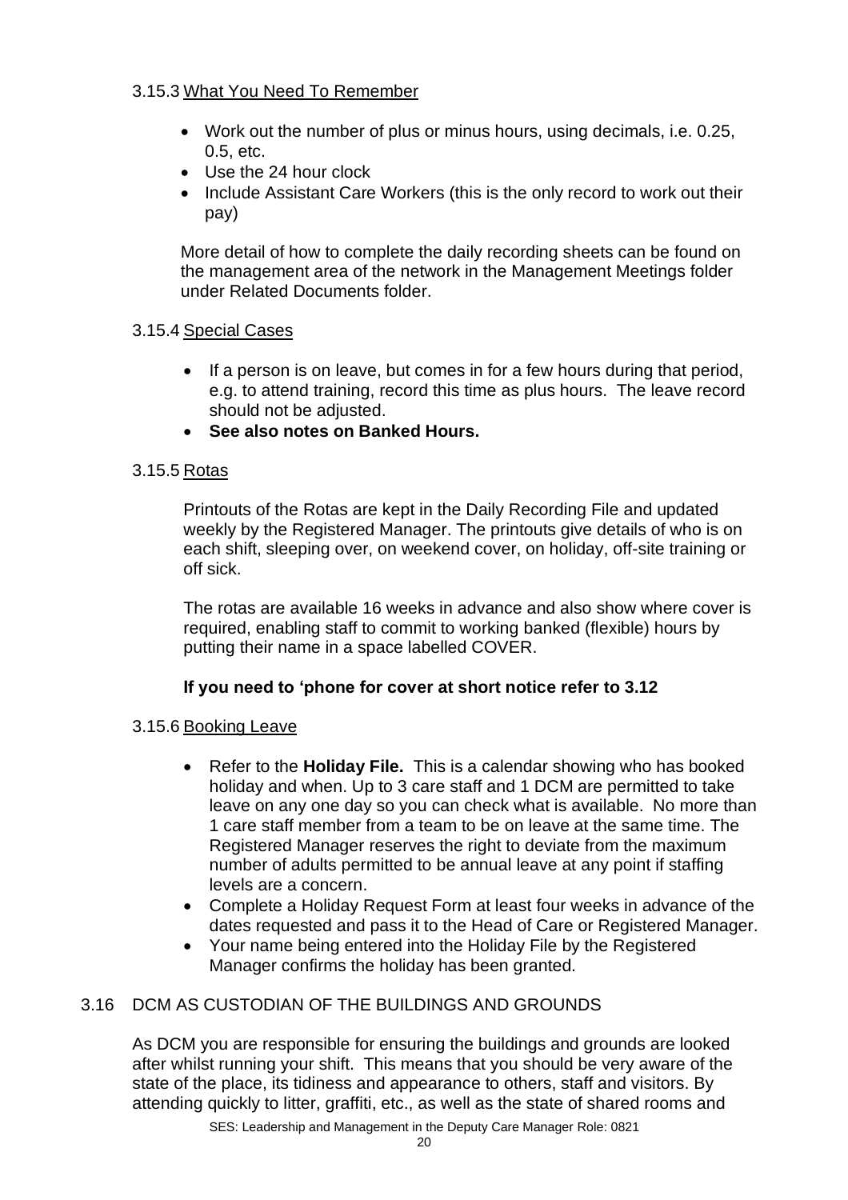### 3.15.3 What You Need To Remember

- Work out the number of plus or minus hours, using decimals, i.e. 0.25, 0.5, etc.
- Use the 24 hour clock
- Include Assistant Care Workers (this is the only record to work out their pay)

More detail of how to complete the daily recording sheets can be found on the management area of the network in the Management Meetings folder under Related Documents folder.

### 3.15.4 Special Cases

- If a person is on leave, but comes in for a few hours during that period, e.g. to attend training, record this time as plus hours. The leave record should not be adjusted.
- **See also notes on Banked Hours.**

### 3.15.5 Rotas

Printouts of the Rotas are kept in the Daily Recording File and updated weekly by the Registered Manager. The printouts give details of who is on each shift, sleeping over, on weekend cover, on holiday, off-site training or off sick.

The rotas are available 16 weeks in advance and also show where cover is required, enabling staff to commit to working banked (flexible) hours by putting their name in a space labelled COVER.

**If you need to 'phone for cover at short notice refer to 3.12**

### 3.15.6 Booking Leave

- Refer to the **Holiday File.** This is a calendar showing who has booked holiday and when. Up to 3 care staff and 1 DCM are permitted to take leave on any one day so you can check what is available. No more than 1 care staff member from a team to be on leave at the same time. The Registered Manager reserves the right to deviate from the maximum number of adults permitted to be annual leave at any point if staffing levels are a concern.
- Complete a Holiday Request Form at least four weeks in advance of the dates requested and pass it to the Head of Care or Registered Manager.
- Your name being entered into the Holiday File by the Registered Manager confirms the holiday has been granted.

## 3.16 DCM AS CUSTODIAN OF THE BUILDINGS AND GROUNDS

As DCM you are responsible for ensuring the buildings and grounds are looked after whilst running your shift. This means that you should be very aware of the state of the place, its tidiness and appearance to others, staff and visitors. By attending quickly to litter, graffiti, etc., as well as the state of shared rooms and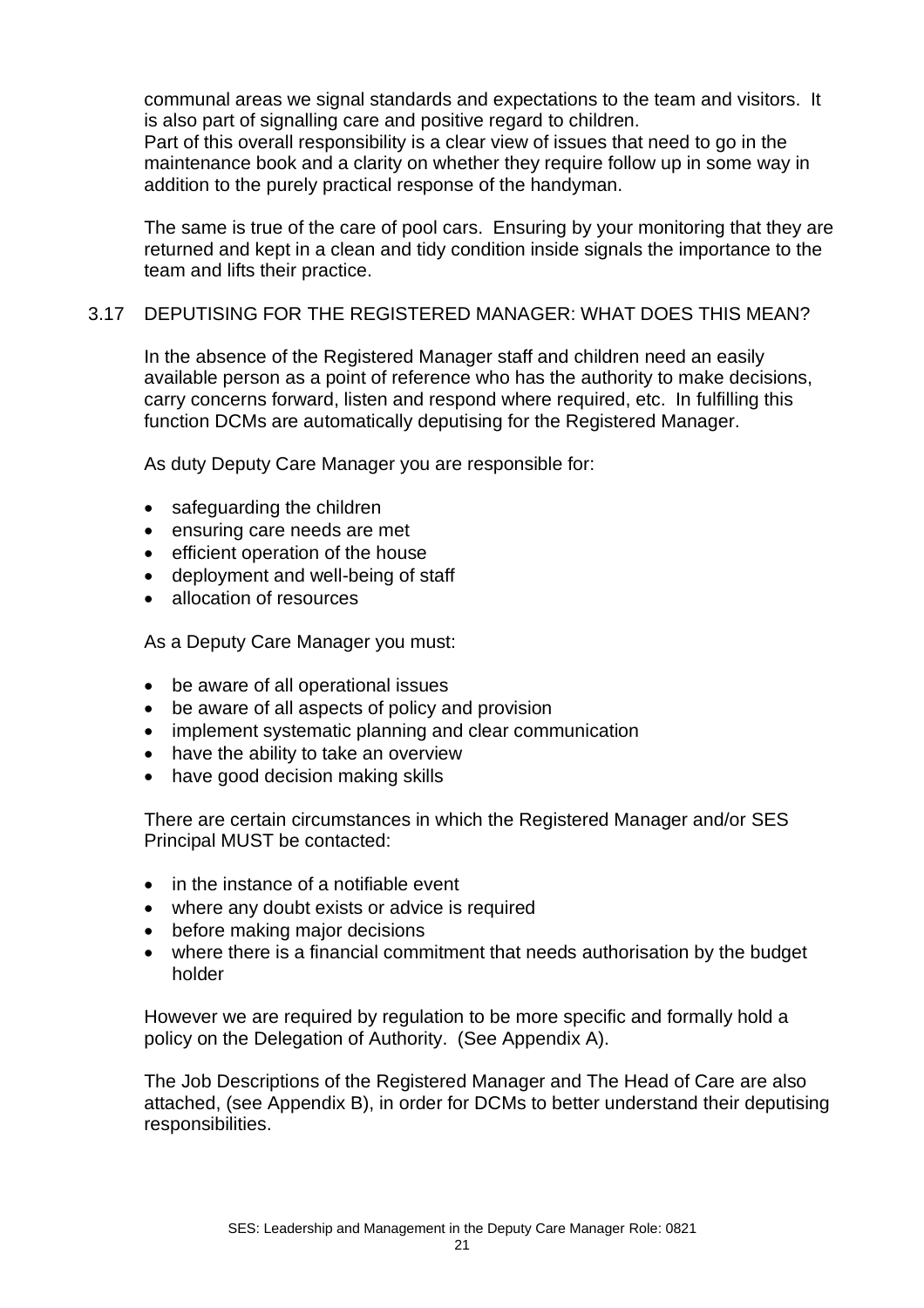communal areas we signal standards and expectations to the team and visitors. It is also part of signalling care and positive regard to children.
Part of this overall responsibility is a clear view of issues that need to go in the maintenance book and a clarity on whether they require follow up in some way in addition to the purely practical response of the handyman.

The same is true of the care of pool cars. Ensuring by your monitoring that they are returned and kept in a clean and tidy condition inside signals the importance to the team and lifts their practice.

## 3.17 DEPUTISING FOR THE REGISTERED MANAGER: WHAT DOES THIS MEAN?

In the absence of the Registered Manager staff and children need an easily available person as a point of reference who has the authority to make decisions, carry concerns forward, listen and respond where required, etc. In fulfilling this function DCMs are automatically deputising for the Registered Manager.

As duty Deputy Care Manager you are responsible for:

- safeguarding the children
- ensuring care needs are met
- efficient operation of the house
- deployment and well-being of staff
- allocation of resources

As a Deputy Care Manager you must:

- be aware of all operational issues
- be aware of all aspects of policy and provision
- implement systematic planning and clear communication
- have the ability to take an overview
- have good decision making skills

There are certain circumstances in which the Registered Manager and/or SES Principal MUST be contacted:

- in the instance of a notifiable event
- where any doubt exists or advice is required
- before making major decisions
- where there is a financial commitment that needs authorisation by the budget holder

However we are required by regulation to be more specific and formally hold a policy on the Delegation of Authority. (See Appendix A).

The Job Descriptions of the Registered Manager and The Head of Care are also attached, (see Appendix B), in order for DCMs to better understand their deputising responsibilities.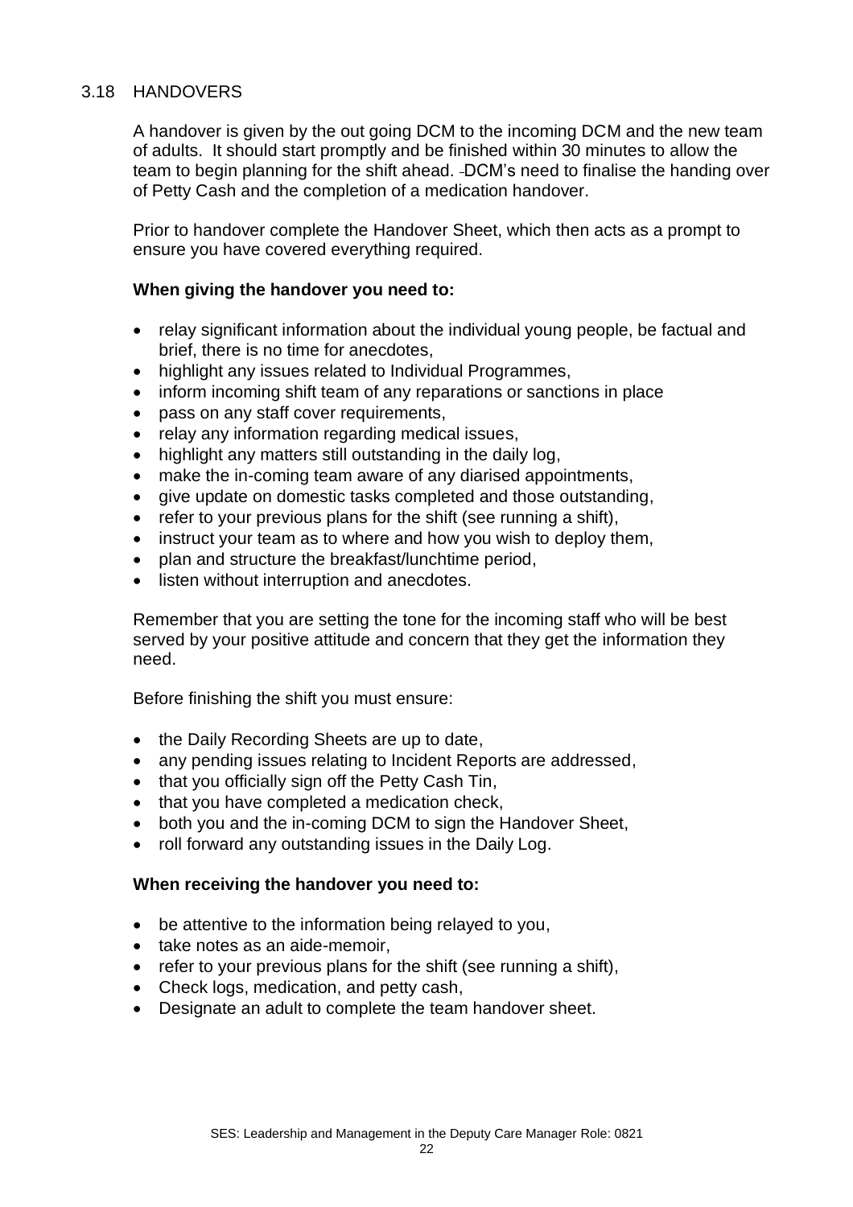## 3.18 HANDOVERS

A handover is given by the out going DCM to the incoming DCM and the new team of adults. It should start promptly and be finished within 30 minutes to allow the team to begin planning for the shift ahead. DCM's need to finalise the handing over of Petty Cash and the completion of a medication handover.

Prior to handover complete the Handover Sheet, which then acts as a prompt to ensure you have covered everything required.

**When giving the handover you need to:**

- relay significant information about the individual young people, be factual and brief, there is no time for anecdotes,
- highlight any issues related to Individual Programmes,
- inform incoming shift team of any reparations or sanctions in place
- pass on any staff cover requirements,
- relay any information regarding medical issues,
- highlight any matters still outstanding in the daily log,
- make the in-coming team aware of any diarised appointments,
- give update on domestic tasks completed and those outstanding,
- refer to your previous plans for the shift (see running a shift),
- instruct your team as to where and how you wish to deploy them,
- plan and structure the breakfast/lunchtime period,
- listen without interruption and anecdotes.

Remember that you are setting the tone for the incoming staff who will be best served by your positive attitude and concern that they get the information they need.

Before finishing the shift you must ensure:

- the Daily Recording Sheets are up to date,
- any pending issues relating to Incident Reports are addressed,
- that you officially sign off the Petty Cash Tin,
- that you have completed a medication check,
- both you and the in-coming DCM to sign the Handover Sheet,
- roll forward any outstanding issues in the Daily Log.

**When receiving the handover you need to:**

- be attentive to the information being relayed to you,
- take notes as an aide-memoir,
- refer to your previous plans for the shift (see running a shift),
- Check logs, medication, and petty cash,
- Designate an adult to complete the team handover sheet.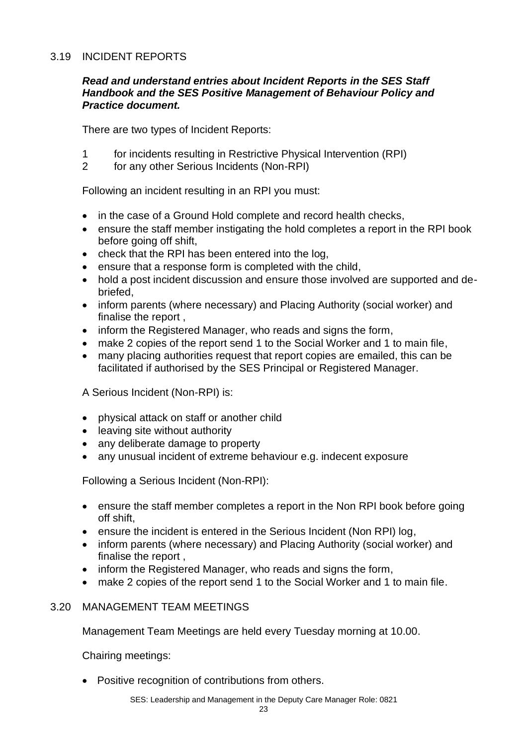## 3.19 INCIDENT REPORTS

***Read and understand entries about Incident Reports in the SES Staff Handbook and the SES Positive Management of Behaviour Policy and Practice document.***

There are two types of Incident Reports:

1. for incidents resulting in Restrictive Physical Intervention (RPI)
2. for any other Serious Incidents (Non-RPI)

Following an incident resulting in an RPI you must:

- in the case of a Ground Hold complete and record health checks,
- ensure the staff member instigating the hold completes a report in the RPI book before going off shift,
- check that the RPI has been entered into the log,
- ensure that a response form is completed with the child,
- hold a post incident discussion and ensure those involved are supported and de-briefed,
- inform parents (where necessary) and Placing Authority (social worker) and finalise the report ,
- inform the Registered Manager, who reads and signs the form,
- make 2 copies of the report send 1 to the Social Worker and 1 to main file,
- many placing authorities request that report copies are emailed, this can be facilitated if authorised by the SES Principal or Registered Manager.

A Serious Incident (Non-RPI) is:

- physical attack on staff or another child
- leaving site without authority
- any deliberate damage to property
- any unusual incident of extreme behaviour e.g. indecent exposure

Following a Serious Incident (Non-RPI):

- ensure the staff member completes a report in the Non RPI book before going off shift,
- ensure the incident is entered in the Serious Incident (Non RPI) log,
- inform parents (where necessary) and Placing Authority (social worker) and finalise the report ,
- inform the Registered Manager, who reads and signs the form,
- make 2 copies of the report send 1 to the Social Worker and 1 to main file.

## 3.20 MANAGEMENT TEAM MEETINGS

Management Team Meetings are held every Tuesday morning at 10.00.

Chairing meetings:

- Positive recognition of contributions from others.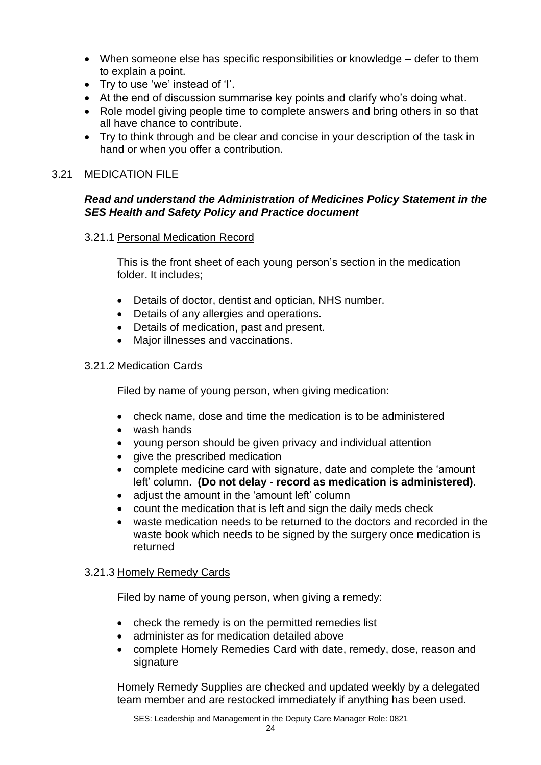- When someone else has specific responsibilities or knowledge – defer to them to explain a point.
- Try to use 'we' instead of 'I'.
- At the end of discussion summarise key points and clarify who's doing what.
- Role model giving people time to complete answers and bring others in so that all have chance to contribute.
- Try to think through and be clear and concise in your description of the task in hand or when you offer a contribution.

## 3.21 MEDICATION FILE

***Read and understand the Administration of Medicines Policy Statement in the SES Health and Safety Policy and Practice document***

### 3.21.1 Personal Medication Record

This is the front sheet of each young person's section in the medication folder. It includes;

- Details of doctor, dentist and optician, NHS number.
- Details of any allergies and operations.
- Details of medication, past and present.
- Major illnesses and vaccinations.

### 3.21.2 Medication Cards

Filed by name of young person, when giving medication:

- check name, dose and time the medication is to be administered
- wash hands
- young person should be given privacy and individual attention
- give the prescribed medication
- complete medicine card with signature, date and complete the 'amount left' column. **(Do not delay - record as medication is administered)**.
- adjust the amount in the 'amount left' column
- count the medication that is left and sign the daily meds check
- waste medication needs to be returned to the doctors and recorded in the waste book which needs to be signed by the surgery once medication is returned

### 3.21.3 Homely Remedy Cards

Filed by name of young person, when giving a remedy:

- check the remedy is on the permitted remedies list
- administer as for medication detailed above
- complete Homely Remedies Card with date, remedy, dose, reason and signature

Homely Remedy Supplies are checked and updated weekly by a delegated team member and are restocked immediately if anything has been used.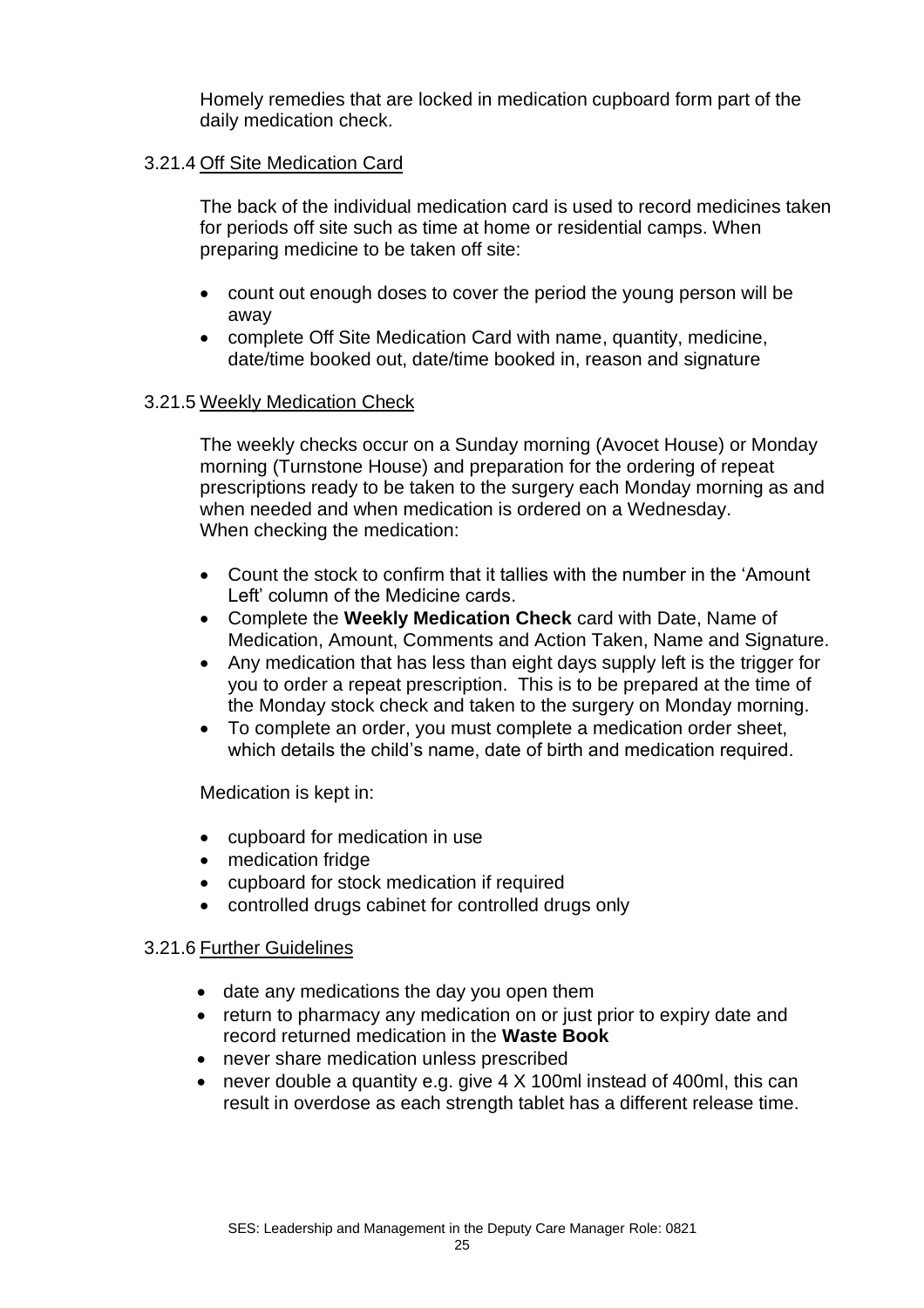Homely remedies that are locked in medication cupboard form part of the daily medication check.

#### 3.21.4 Off Site Medication Card

The back of the individual medication card is used to record medicines taken for periods off site such as time at home or residential camps. When preparing medicine to be taken off site:

- count out enough doses to cover the period the young person will be away
- complete Off Site Medication Card with name, quantity, medicine, date/time booked out, date/time booked in, reason and signature

#### 3.21.5 Weekly Medication Check

The weekly checks occur on a Sunday morning (Avocet House) or Monday morning (Turnstone House) and preparation for the ordering of repeat prescriptions ready to be taken to the surgery each Monday morning as and when needed and when medication is ordered on a Wednesday.
When checking the medication:

- Count the stock to confirm that it tallies with the number in the 'Amount Left' column of the Medicine cards.
- Complete the **Weekly Medication Check** card with Date, Name of Medication, Amount, Comments and Action Taken, Name and Signature.
- Any medication that has less than eight days supply left is the trigger for you to order a repeat prescription. This is to be prepared at the time of the Monday stock check and taken to the surgery on Monday morning.
- To complete an order, you must complete a medication order sheet, which details the child's name, date of birth and medication required.

Medication is kept in:

- cupboard for medication in use
- medication fridge
- cupboard for stock medication if required
- controlled drugs cabinet for controlled drugs only

#### 3.21.6 Further Guidelines

- date any medications the day you open them
- return to pharmacy any medication on or just prior to expiry date and record returned medication in the **Waste Book**
- never share medication unless prescribed
- never double a quantity e.g. give 4 X 100ml instead of 400ml, this can result in overdose as each strength tablet has a different release time.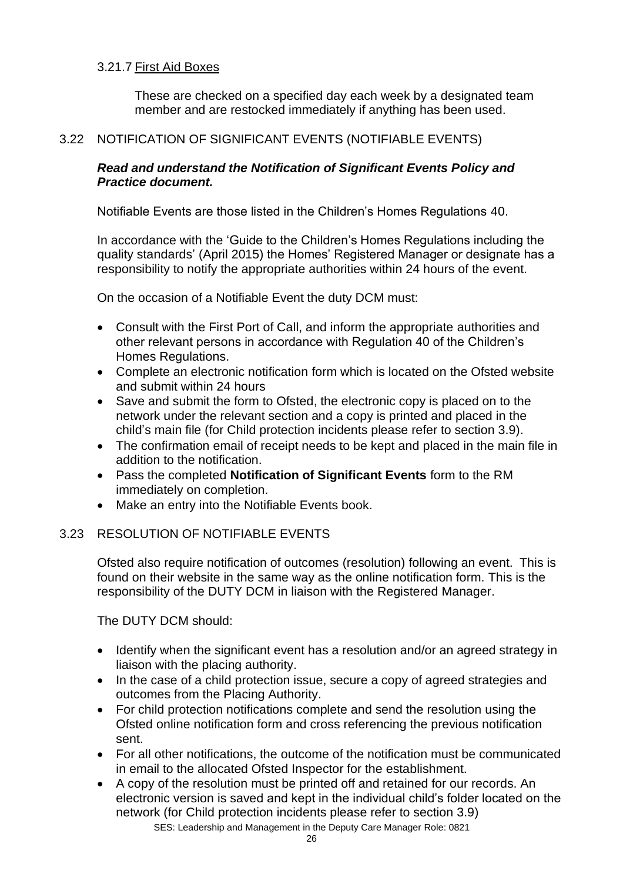#### 3.21.7 First Aid Boxes

These are checked on a specified day each week by a designated team member and are restocked immediately if anything has been used.

### 3.22 NOTIFICATION OF SIGNIFICANT EVENTS (NOTIFIABLE EVENTS)

***Read and understand the Notification of Significant Events Policy and Practice document.***

Notifiable Events are those listed in the Children's Homes Regulations 40.

In accordance with the 'Guide to the Children's Homes Regulations including the quality standards' (April 2015) the Homes' Registered Manager or designate has a responsibility to notify the appropriate authorities within 24 hours of the event.

On the occasion of a Notifiable Event the duty DCM must:

- Consult with the First Port of Call, and inform the appropriate authorities and other relevant persons in accordance with Regulation 40 of the Children's Homes Regulations.
- Complete an electronic notification form which is located on the Ofsted website and submit within 24 hours
- Save and submit the form to Ofsted, the electronic copy is placed on to the network under the relevant section and a copy is printed and placed in the child's main file (for Child protection incidents please refer to section 3.9).
- The confirmation email of receipt needs to be kept and placed in the main file in addition to the notification.
- Pass the completed **Notification of Significant Events** form to the RM immediately on completion.
- Make an entry into the Notifiable Events book.

### 3.23 RESOLUTION OF NOTIFIABLE EVENTS

Ofsted also require notification of outcomes (resolution) following an event. This is found on their website in the same way as the online notification form. This is the responsibility of the DUTY DCM in liaison with the Registered Manager.

The DUTY DCM should:

- Identify when the significant event has a resolution and/or an agreed strategy in liaison with the placing authority.
- In the case of a child protection issue, secure a copy of agreed strategies and outcomes from the Placing Authority.
- For child protection notifications complete and send the resolution using the Ofsted online notification form and cross referencing the previous notification sent.
- For all other notifications, the outcome of the notification must be communicated in email to the allocated Ofsted Inspector for the establishment.
- A copy of the resolution must be printed off and retained for our records. An electronic version is saved and kept in the individual child's folder located on the network (for Child protection incidents please refer to section 3.9)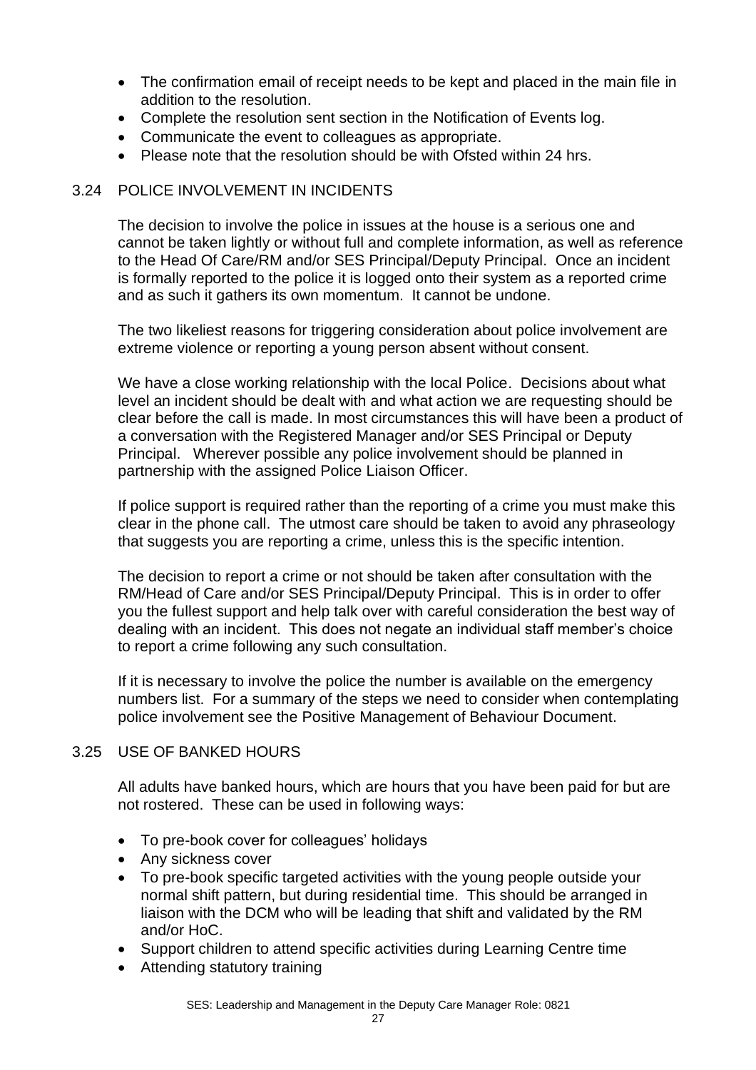- The confirmation email of receipt needs to be kept and placed in the main file in addition to the resolution.
- Complete the resolution sent section in the Notification of Events log.
- Communicate the event to colleagues as appropriate.
- Please note that the resolution should be with Ofsted within 24 hrs.

## 3.24 POLICE INVOLVEMENT IN INCIDENTS

The decision to involve the police in issues at the house is a serious one and cannot be taken lightly or without full and complete information, as well as reference to the Head Of Care/RM and/or SES Principal/Deputy Principal. Once an incident is formally reported to the police it is logged onto their system as a reported crime and as such it gathers its own momentum. It cannot be undone.

The two likeliest reasons for triggering consideration about police involvement are extreme violence or reporting a young person absent without consent.

We have a close working relationship with the local Police. Decisions about what level an incident should be dealt with and what action we are requesting should be clear before the call is made. In most circumstances this will have been a product of a conversation with the Registered Manager and/or SES Principal or Deputy Principal. Wherever possible any police involvement should be planned in partnership with the assigned Police Liaison Officer.

If police support is required rather than the reporting of a crime you must make this clear in the phone call. The utmost care should be taken to avoid any phraseology that suggests you are reporting a crime, unless this is the specific intention.

The decision to report a crime or not should be taken after consultation with the RM/Head of Care and/or SES Principal/Deputy Principal. This is in order to offer you the fullest support and help talk over with careful consideration the best way of dealing with an incident. This does not negate an individual staff member's choice to report a crime following any such consultation.

If it is necessary to involve the police the number is available on the emergency numbers list. For a summary of the steps we need to consider when contemplating police involvement see the Positive Management of Behaviour Document.

## 3.25 USE OF BANKED HOURS

All adults have banked hours, which are hours that you have been paid for but are not rostered. These can be used in following ways:

- To pre-book cover for colleagues' holidays
- Any sickness cover
- To pre-book specific targeted activities with the young people outside your normal shift pattern, but during residential time. This should be arranged in liaison with the DCM who will be leading that shift and validated by the RM and/or HoC.
- Support children to attend specific activities during Learning Centre time
- Attending statutory training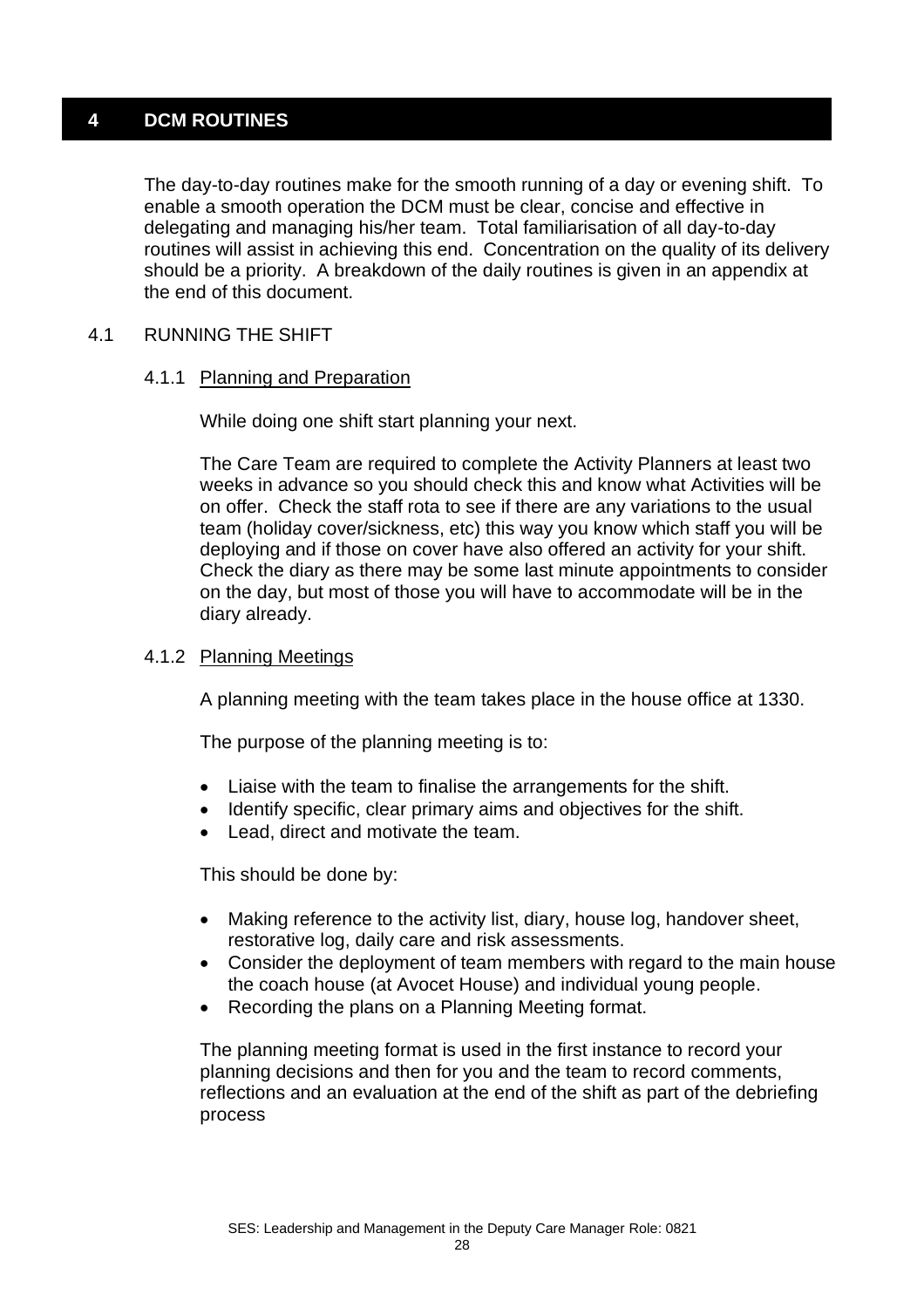# 4 DCM ROUTINES

The day-to-day routines make for the smooth running of a day or evening shift. To enable a smooth operation the DCM must be clear, concise and effective in delegating and managing his/her team. Total familiarisation of all day-to-day routines will assist in achieving this end. Concentration on the quality of its delivery should be a priority. A breakdown of the daily routines is given in an appendix at the end of this document.

## 4.1 RUNNING THE SHIFT

### 4.1.1 Planning and Preparation

While doing one shift start planning your next.

The Care Team are required to complete the Activity Planners at least two weeks in advance so you should check this and know what Activities will be on offer. Check the staff rota to see if there are any variations to the usual team (holiday cover/sickness, etc) this way you know which staff you will be deploying and if those on cover have also offered an activity for your shift. Check the diary as there may be some last minute appointments to consider on the day, but most of those you will have to accommodate will be in the diary already.

### 4.1.2 Planning Meetings

A planning meeting with the team takes place in the house office at 1330.

The purpose of the planning meeting is to:

- Liaise with the team to finalise the arrangements for the shift.
- Identify specific, clear primary aims and objectives for the shift.
- Lead, direct and motivate the team.

This should be done by:

- Making reference to the activity list, diary, house log, handover sheet, restorative log, daily care and risk assessments.
- Consider the deployment of team members with regard to the main house the coach house (at Avocet House) and individual young people.
- Recording the plans on a Planning Meeting format.

The planning meeting format is used in the first instance to record your planning decisions and then for you and the team to record comments, reflections and an evaluation at the end of the shift as part of the debriefing process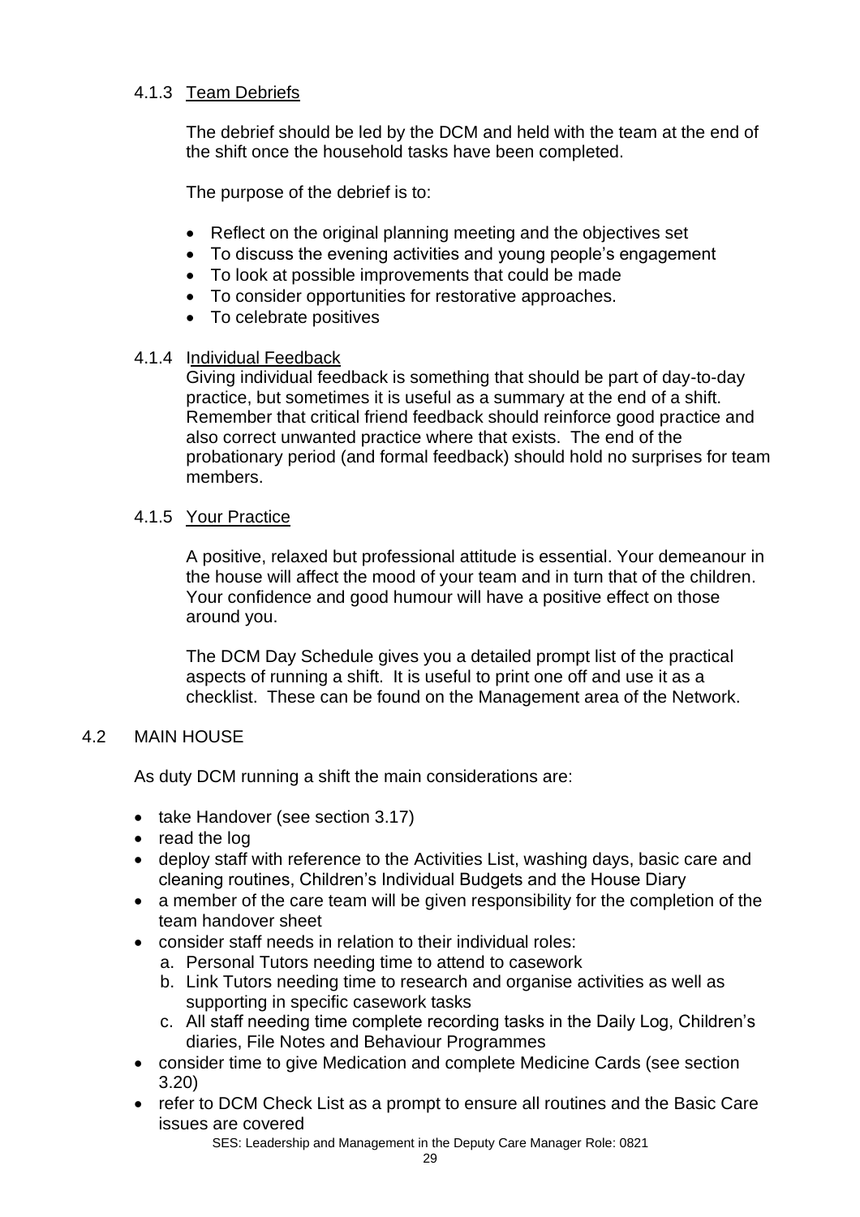#### 4.1.3 Team Debriefs

The debrief should be led by the DCM and held with the team at the end of the shift once the household tasks have been completed.

The purpose of the debrief is to:

- Reflect on the original planning meeting and the objectives set
- To discuss the evening activities and young people's engagement
- To look at possible improvements that could be made
- To consider opportunities for restorative approaches.
- To celebrate positives

#### 4.1.4 Individual Feedback

Giving individual feedback is something that should be part of day-to-day practice, but sometimes it is useful as a summary at the end of a shift. Remember that critical friend feedback should reinforce good practice and also correct unwanted practice where that exists. The end of the probationary period (and formal feedback) should hold no surprises for team members.

#### 4.1.5 Your Practice

A positive, relaxed but professional attitude is essential. Your demeanour in the house will affect the mood of your team and in turn that of the children. Your confidence and good humour will have a positive effect on those around you.

The DCM Day Schedule gives you a detailed prompt list of the practical aspects of running a shift. It is useful to print one off and use it as a checklist. These can be found on the Management area of the Network.

### 4.2 MAIN HOUSE

As duty DCM running a shift the main considerations are:

- take Handover (see section 3.17)
- read the log
- deploy staff with reference to the Activities List, washing days, basic care and cleaning routines, Children's Individual Budgets and the House Diary
- a member of the care team will be given responsibility for the completion of the team handover sheet
- consider staff needs in relation to their individual roles:
  a. Personal Tutors needing time to attend to casework
  b. Link Tutors needing time to research and organise activities as well as supporting in specific casework tasks
  c. All staff needing time complete recording tasks in the Daily Log, Children's diaries, File Notes and Behaviour Programmes
- consider time to give Medication and complete Medicine Cards (see section 3.20)
- refer to DCM Check List as a prompt to ensure all routines and the Basic Care issues are covered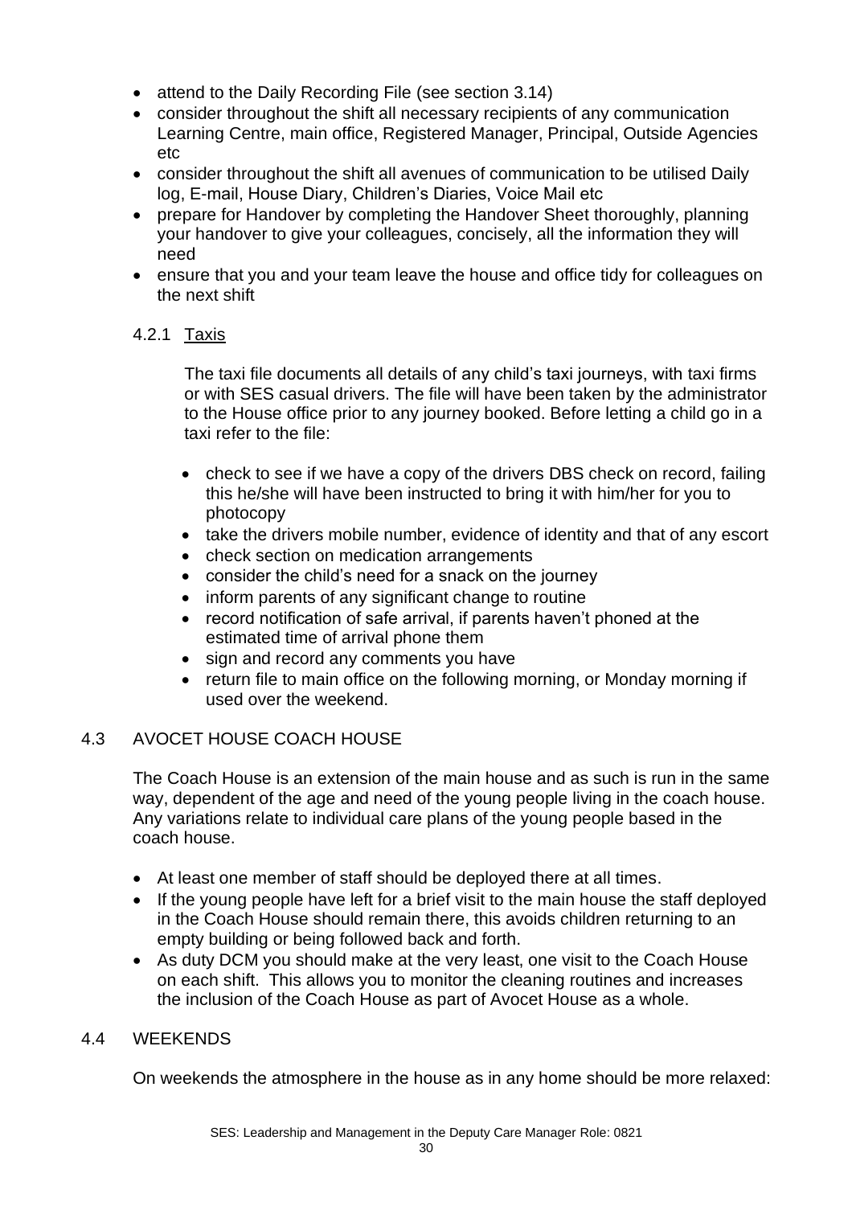- attend to the Daily Recording File (see section 3.14)
- consider throughout the shift all necessary recipients of any communication Learning Centre, main office, Registered Manager, Principal, Outside Agencies etc
- consider throughout the shift all avenues of communication to be utilised Daily log, E-mail, House Diary, Children's Diaries, Voice Mail etc
- prepare for Handover by completing the Handover Sheet thoroughly, planning your handover to give your colleagues, concisely, all the information they will need
- ensure that you and your team leave the house and office tidy for colleagues on the next shift

### 4.2.1 Taxis

The taxi file documents all details of any child's taxi journeys, with taxi firms or with SES casual drivers. The file will have been taken by the administrator to the House office prior to any journey booked. Before letting a child go in a taxi refer to the file:

- check to see if we have a copy of the drivers DBS check on record, failing this he/she will have been instructed to bring it with him/her for you to photocopy
- take the drivers mobile number, evidence of identity and that of any escort
- check section on medication arrangements
- consider the child's need for a snack on the journey
- inform parents of any significant change to routine
- record notification of safe arrival, if parents haven't phoned at the estimated time of arrival phone them
- sign and record any comments you have
- return file to main office on the following morning, or Monday morning if used over the weekend.

## 4.3 AVOCET HOUSE COACH HOUSE

The Coach House is an extension of the main house and as such is run in the same way, dependent of the age and need of the young people living in the coach house. Any variations relate to individual care plans of the young people based in the coach house.

- At least one member of staff should be deployed there at all times.
- If the young people have left for a brief visit to the main house the staff deployed in the Coach House should remain there, this avoids children returning to an empty building or being followed back and forth.
- As duty DCM you should make at the very least, one visit to the Coach House on each shift. This allows you to monitor the cleaning routines and increases the inclusion of the Coach House as part of Avocet House as a whole.

## 4.4 WEEKENDS

On weekends the atmosphere in the house as in any home should be more relaxed: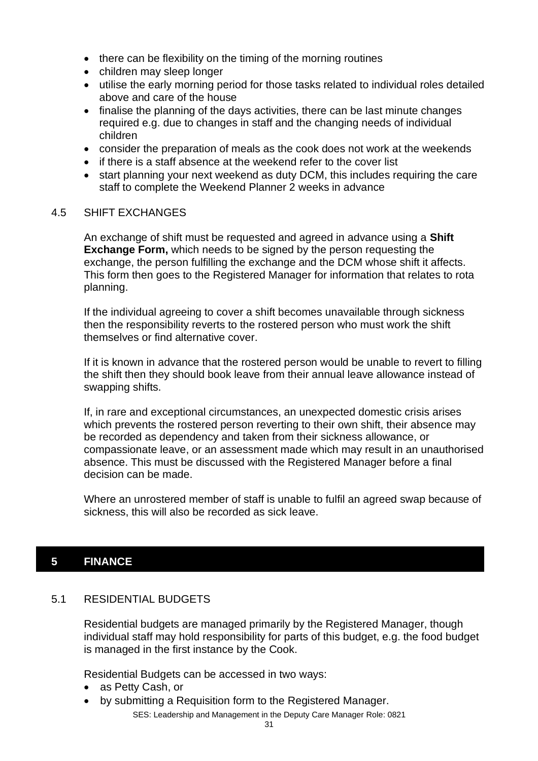- there can be flexibility on the timing of the morning routines
- children may sleep longer
- utilise the early morning period for those tasks related to individual roles detailed above and care of the house
- finalise the planning of the days activities, there can be last minute changes required e.g. due to changes in staff and the changing needs of individual children
- consider the preparation of meals as the cook does not work at the weekends
- if there is a staff absence at the weekend refer to the cover list
- start planning your next weekend as duty DCM, this includes requiring the care staff to complete the Weekend Planner 2 weeks in advance

### 4.5 SHIFT EXCHANGES

An exchange of shift must be requested and agreed in advance using a **Shift Exchange Form,** which needs to be signed by the person requesting the exchange, the person fulfilling the exchange and the DCM whose shift it affects. This form then goes to the Registered Manager for information that relates to rota planning.

If the individual agreeing to cover a shift becomes unavailable through sickness then the responsibility reverts to the rostered person who must work the shift themselves or find alternative cover.

If it is known in advance that the rostered person would be unable to revert to filling the shift then they should book leave from their annual leave allowance instead of swapping shifts.

If, in rare and exceptional circumstances, an unexpected domestic crisis arises which prevents the rostered person reverting to their own shift, their absence may be recorded as dependency and taken from their sickness allowance, or compassionate leave, or an assessment made which may result in an unauthorised absence. This must be discussed with the Registered Manager before a final decision can be made.

Where an unrostered member of staff is unable to fulfil an agreed swap because of sickness, this will also be recorded as sick leave.

## 5 FINANCE

### 5.1 RESIDENTIAL BUDGETS

Residential budgets are managed primarily by the Registered Manager, though individual staff may hold responsibility for parts of this budget, e.g. the food budget is managed in the first instance by the Cook.

Residential Budgets can be accessed in two ways:

- as Petty Cash, or
- by submitting a Requisition form to the Registered Manager.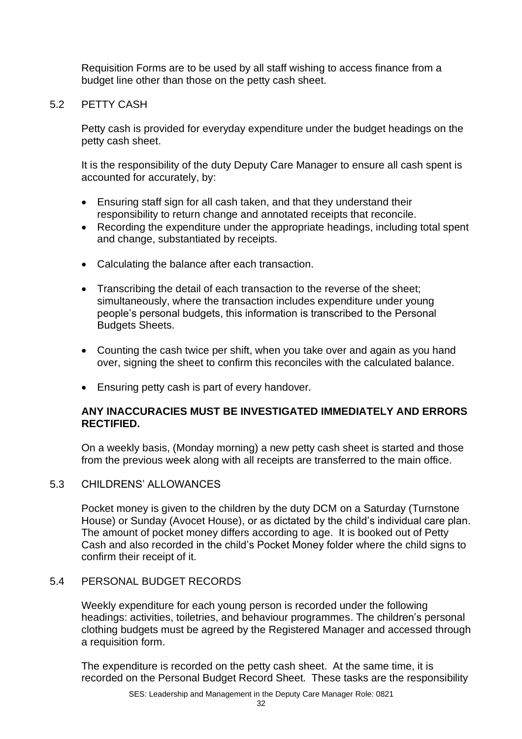Requisition Forms are to be used by all staff wishing to access finance from a budget line other than those on the petty cash sheet.

## 5.2 PETTY CASH

Petty cash is provided for everyday expenditure under the budget headings on the petty cash sheet.

It is the responsibility of the duty Deputy Care Manager to ensure all cash spent is accounted for accurately, by:

- Ensuring staff sign for all cash taken, and that they understand their responsibility to return change and annotated receipts that reconcile.
- Recording the expenditure under the appropriate headings, including total spent and change, substantiated by receipts.
- Calculating the balance after each transaction.
- Transcribing the detail of each transaction to the reverse of the sheet; simultaneously, where the transaction includes expenditure under young people's personal budgets, this information is transcribed to the Personal Budgets Sheets.
- Counting the cash twice per shift, when you take over and again as you hand over, signing the sheet to confirm this reconciles with the calculated balance.
- Ensuring petty cash is part of every handover.

**ANY INACCURACIES MUST BE INVESTIGATED IMMEDIATELY AND ERRORS RECTIFIED.**

On a weekly basis, (Monday morning) a new petty cash sheet is started and those from the previous week along with all receipts are transferred to the main office.

## 5.3 CHILDRENS' ALLOWANCES

Pocket money is given to the children by the duty DCM on a Saturday (Turnstone House) or Sunday (Avocet House), or as dictated by the child's individual care plan. The amount of pocket money differs according to age. It is booked out of Petty Cash and also recorded in the child's Pocket Money folder where the child signs to confirm their receipt of it.

## 5.4 PERSONAL BUDGET RECORDS

Weekly expenditure for each young person is recorded under the following headings: activities, toiletries, and behaviour programmes. The children's personal clothing budgets must be agreed by the Registered Manager and accessed through a requisition form.

The expenditure is recorded on the petty cash sheet. At the same time, it is recorded on the Personal Budget Record Sheet. These tasks are the responsibility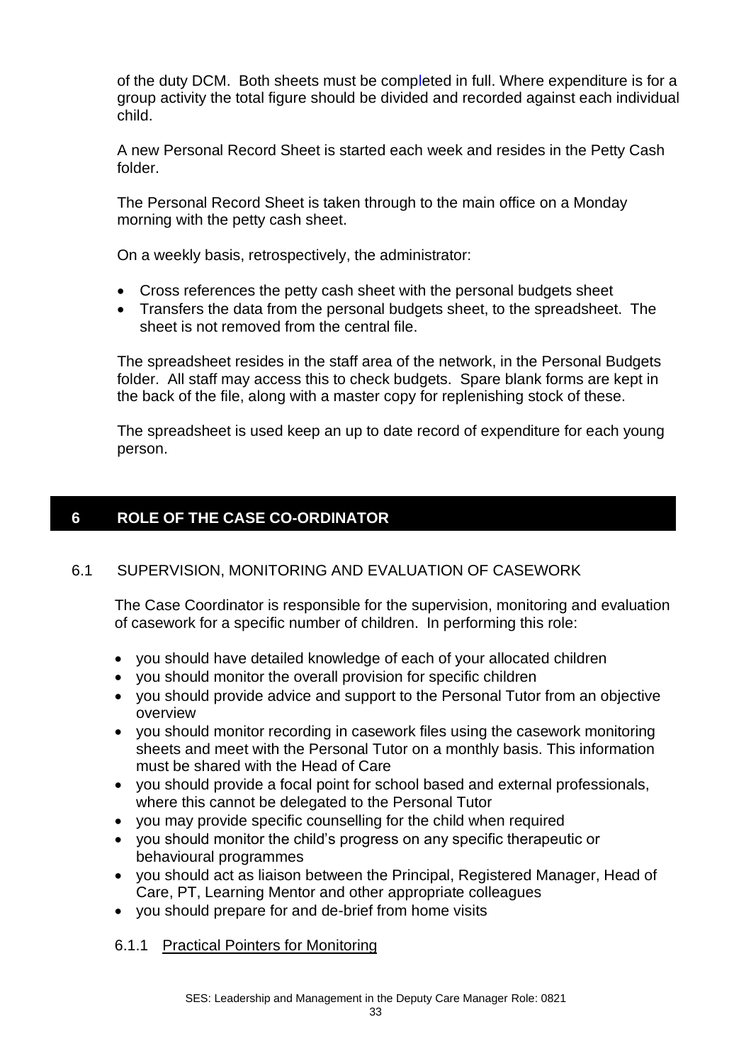of the duty DCM. Both sheets must be completed in full. Where expenditure is for a group activity the total figure should be divided and recorded against each individual child.

A new Personal Record Sheet is started each week and resides in the Petty Cash folder.

The Personal Record Sheet is taken through to the main office on a Monday morning with the petty cash sheet.

On a weekly basis, retrospectively, the administrator:

- Cross references the petty cash sheet with the personal budgets sheet
- Transfers the data from the personal budgets sheet, to the spreadsheet. The sheet is not removed from the central file.

The spreadsheet resides in the staff area of the network, in the Personal Budgets folder. All staff may access this to check budgets. Spare blank forms are kept in the back of the file, along with a master copy for replenishing stock of these.

The spreadsheet is used keep an up to date record of expenditure for each young person.

## 6 ROLE OF THE CASE CO-ORDINATOR

### 6.1 SUPERVISION, MONITORING AND EVALUATION OF CASEWORK

The Case Coordinator is responsible for the supervision, monitoring and evaluation of casework for a specific number of children. In performing this role:

- you should have detailed knowledge of each of your allocated children
- you should monitor the overall provision for specific children
- you should provide advice and support to the Personal Tutor from an objective overview
- you should monitor recording in casework files using the casework monitoring sheets and meet with the Personal Tutor on a monthly basis. This information must be shared with the Head of Care
- you should provide a focal point for school based and external professionals, where this cannot be delegated to the Personal Tutor
- you may provide specific counselling for the child when required
- you should monitor the child's progress on any specific therapeutic or behavioural programmes
- you should act as liaison between the Principal, Registered Manager, Head of Care, PT, Learning Mentor and other appropriate colleagues
- you should prepare for and de-brief from home visits

#### 6.1.1 Practical Pointers for Monitoring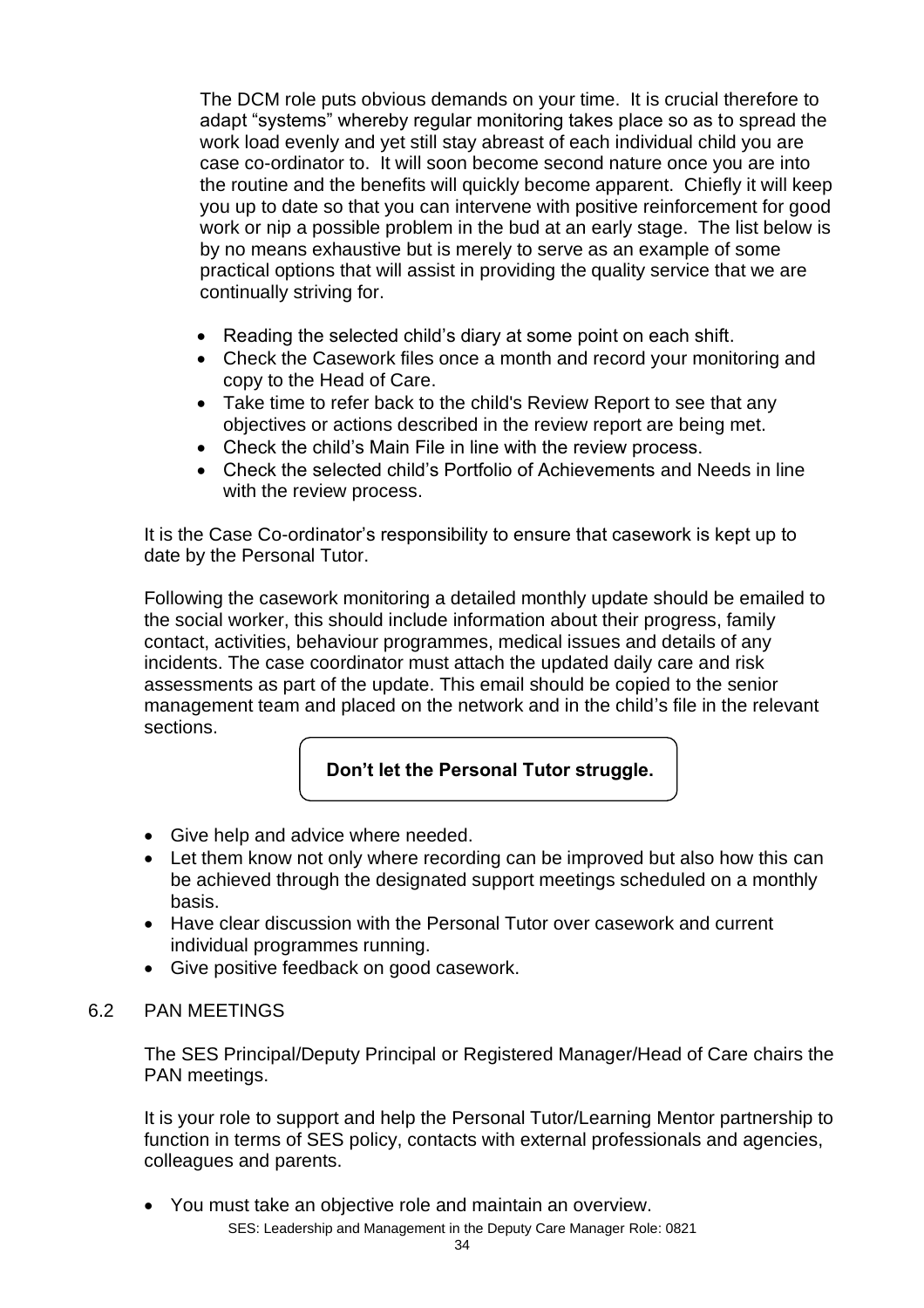The DCM role puts obvious demands on your time. It is crucial therefore to adapt "systems" whereby regular monitoring takes place so as to spread the work load evenly and yet still stay abreast of each individual child you are case co-ordinator to. It will soon become second nature once you are into the routine and the benefits will quickly become apparent. Chiefly it will keep you up to date so that you can intervene with positive reinforcement for good work or nip a possible problem in the bud at an early stage. The list below is by no means exhaustive but is merely to serve as an example of some practical options that will assist in providing the quality service that we are continually striving for.

- Reading the selected child's diary at some point on each shift.
- Check the Casework files once a month and record your monitoring and copy to the Head of Care.
- Take time to refer back to the child's Review Report to see that any objectives or actions described in the review report are being met.
- Check the child's Main File in line with the review process.
- Check the selected child's Portfolio of Achievements and Needs in line with the review process.

It is the Case Co-ordinator's responsibility to ensure that casework is kept up to date by the Personal Tutor.

Following the casework monitoring a detailed monthly update should be emailed to the social worker, this should include information about their progress, family contact, activities, behaviour programmes, medical issues and details of any incidents. The case coordinator must attach the updated daily care and risk assessments as part of the update. This email should be copied to the senior management team and placed on the network and in the child's file in the relevant sections.

**Don't let the Personal Tutor struggle.**

- Give help and advice where needed.
- Let them know not only where recording can be improved but also how this can be achieved through the designated support meetings scheduled on a monthly basis.
- Have clear discussion with the Personal Tutor over casework and current individual programmes running.
- Give positive feedback on good casework.

## 6.2 PAN MEETINGS

The SES Principal/Deputy Principal or Registered Manager/Head of Care chairs the PAN meetings.

It is your role to support and help the Personal Tutor/Learning Mentor partnership to function in terms of SES policy, contacts with external professionals and agencies, colleagues and parents.

- You must take an objective role and maintain an overview.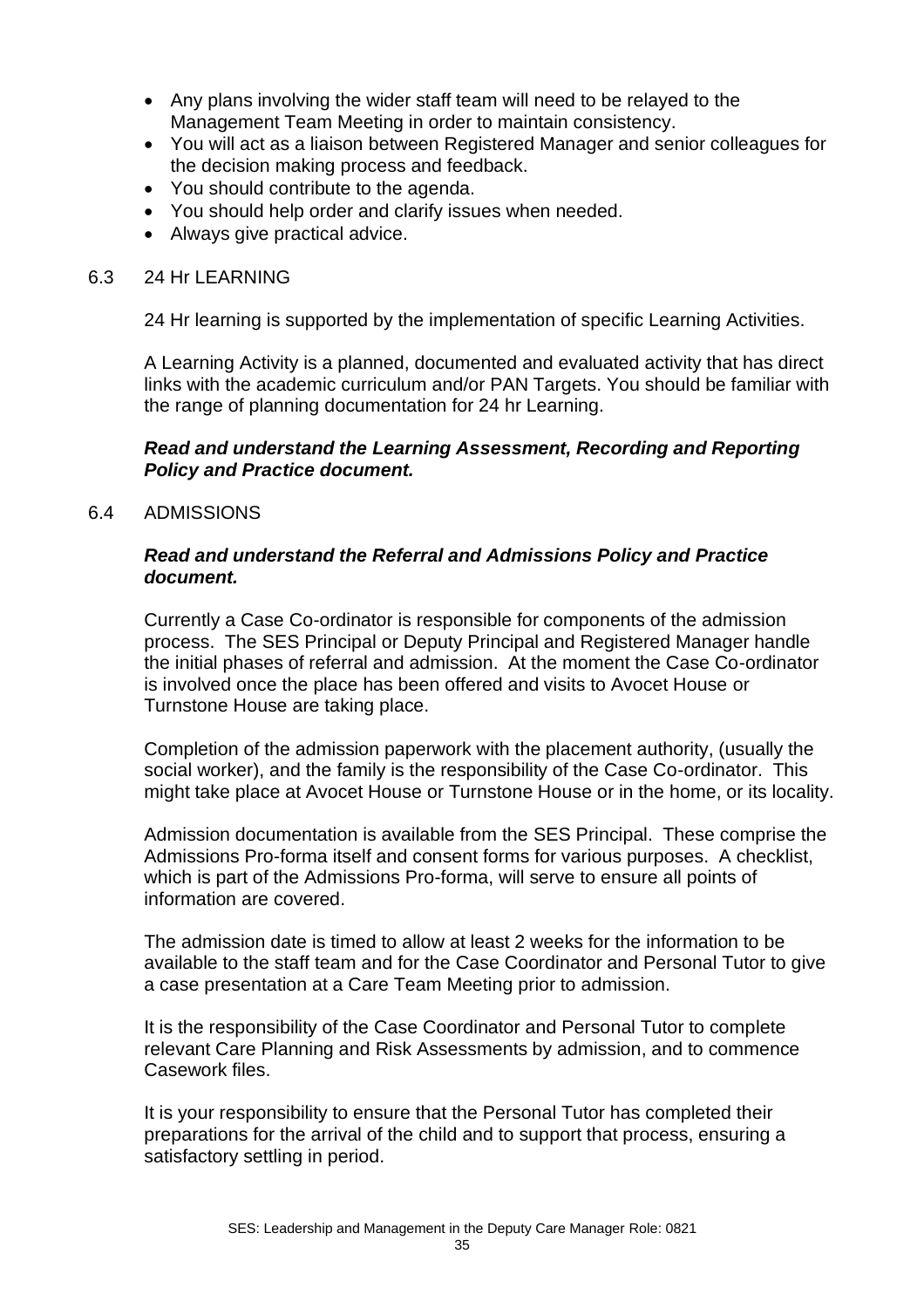- Any plans involving the wider staff team will need to be relayed to the Management Team Meeting in order to maintain consistency.
- You will act as a liaison between Registered Manager and senior colleagues for the decision making process and feedback.
- You should contribute to the agenda.
- You should help order and clarify issues when needed.
- Always give practical advice.

## 6.3 24 Hr LEARNING

24 Hr learning is supported by the implementation of specific Learning Activities.

A Learning Activity is a planned, documented and evaluated activity that has direct links with the academic curriculum and/or PAN Targets. You should be familiar with the range of planning documentation for 24 hr Learning.

***Read and understand the Learning Assessment, Recording and Reporting Policy and Practice document.***

## 6.4 ADMISSIONS

***Read and understand the Referral and Admissions Policy and Practice document.***

Currently a Case Co-ordinator is responsible for components of the admission process. The SES Principal or Deputy Principal and Registered Manager handle the initial phases of referral and admission. At the moment the Case Co-ordinator is involved once the place has been offered and visits to Avocet House or Turnstone House are taking place.

Completion of the admission paperwork with the placement authority, (usually the social worker), and the family is the responsibility of the Case Co-ordinator. This might take place at Avocet House or Turnstone House or in the home, or its locality.

Admission documentation is available from the SES Principal. These comprise the Admissions Pro-forma itself and consent forms for various purposes. A checklist, which is part of the Admissions Pro-forma, will serve to ensure all points of information are covered.

The admission date is timed to allow at least 2 weeks for the information to be available to the staff team and for the Case Coordinator and Personal Tutor to give a case presentation at a Care Team Meeting prior to admission.

It is the responsibility of the Case Coordinator and Personal Tutor to complete relevant Care Planning and Risk Assessments by admission, and to commence Casework files.

It is your responsibility to ensure that the Personal Tutor has completed their preparations for the arrival of the child and to support that process, ensuring a satisfactory settling in period.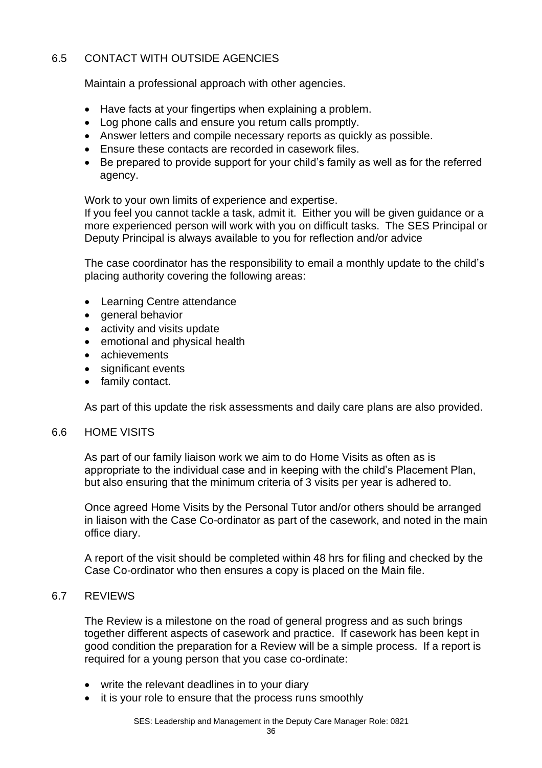## 6.5 CONTACT WITH OUTSIDE AGENCIES

Maintain a professional approach with other agencies.

- Have facts at your fingertips when explaining a problem.
- Log phone calls and ensure you return calls promptly.
- Answer letters and compile necessary reports as quickly as possible.
- Ensure these contacts are recorded in casework files.
- Be prepared to provide support for your child's family as well as for the referred agency.

Work to your own limits of experience and expertise.
If you feel you cannot tackle a task, admit it. Either you will be given guidance or a more experienced person will work with you on difficult tasks. The SES Principal or Deputy Principal is always available to you for reflection and/or advice

The case coordinator has the responsibility to email a monthly update to the child's placing authority covering the following areas:

- Learning Centre attendance
- general behavior
- activity and visits update
- emotional and physical health
- achievements
- significant events
- family contact.

As part of this update the risk assessments and daily care plans are also provided.

## 6.6 HOME VISITS

As part of our family liaison work we aim to do Home Visits as often as is appropriate to the individual case and in keeping with the child's Placement Plan, but also ensuring that the minimum criteria of 3 visits per year is adhered to.

Once agreed Home Visits by the Personal Tutor and/or others should be arranged in liaison with the Case Co-ordinator as part of the casework, and noted in the main office diary.

A report of the visit should be completed within 48 hrs for filing and checked by the Case Co-ordinator who then ensures a copy is placed on the Main file.

## 6.7 REVIEWS

The Review is a milestone on the road of general progress and as such brings together different aspects of casework and practice. If casework has been kept in good condition the preparation for a Review will be a simple process. If a report is required for a young person that you case co-ordinate:

- write the relevant deadlines in to your diary
- it is your role to ensure that the process runs smoothly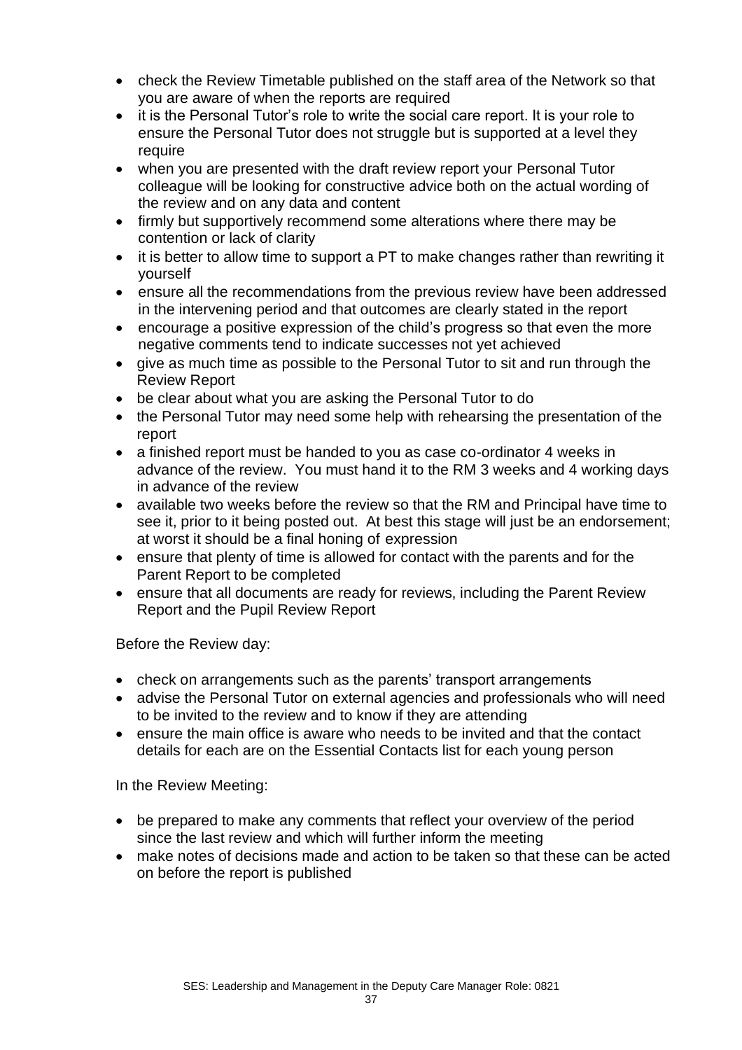- check the Review Timetable published on the staff area of the Network so that you are aware of when the reports are required
- it is the Personal Tutor's role to write the social care report. It is your role to ensure the Personal Tutor does not struggle but is supported at a level they require
- when you are presented with the draft review report your Personal Tutor colleague will be looking for constructive advice both on the actual wording of the review and on any data and content
- firmly but supportively recommend some alterations where there may be contention or lack of clarity
- it is better to allow time to support a PT to make changes rather than rewriting it yourself
- ensure all the recommendations from the previous review have been addressed in the intervening period and that outcomes are clearly stated in the report
- encourage a positive expression of the child's progress so that even the more negative comments tend to indicate successes not yet achieved
- give as much time as possible to the Personal Tutor to sit and run through the Review Report
- be clear about what you are asking the Personal Tutor to do
- the Personal Tutor may need some help with rehearsing the presentation of the report
- a finished report must be handed to you as case co-ordinator 4 weeks in advance of the review. You must hand it to the RM 3 weeks and 4 working days in advance of the review
- available two weeks before the review so that the RM and Principal have time to see it, prior to it being posted out. At best this stage will just be an endorsement; at worst it should be a final honing of expression
- ensure that plenty of time is allowed for contact with the parents and for the Parent Report to be completed
- ensure that all documents are ready for reviews, including the Parent Review Report and the Pupil Review Report

Before the Review day:

- check on arrangements such as the parents' transport arrangements
- advise the Personal Tutor on external agencies and professionals who will need to be invited to the review and to know if they are attending
- ensure the main office is aware who needs to be invited and that the contact details for each are on the Essential Contacts list for each young person

In the Review Meeting:

- be prepared to make any comments that reflect your overview of the period since the last review and which will further inform the meeting
- make notes of decisions made and action to be taken so that these can be acted on before the report is published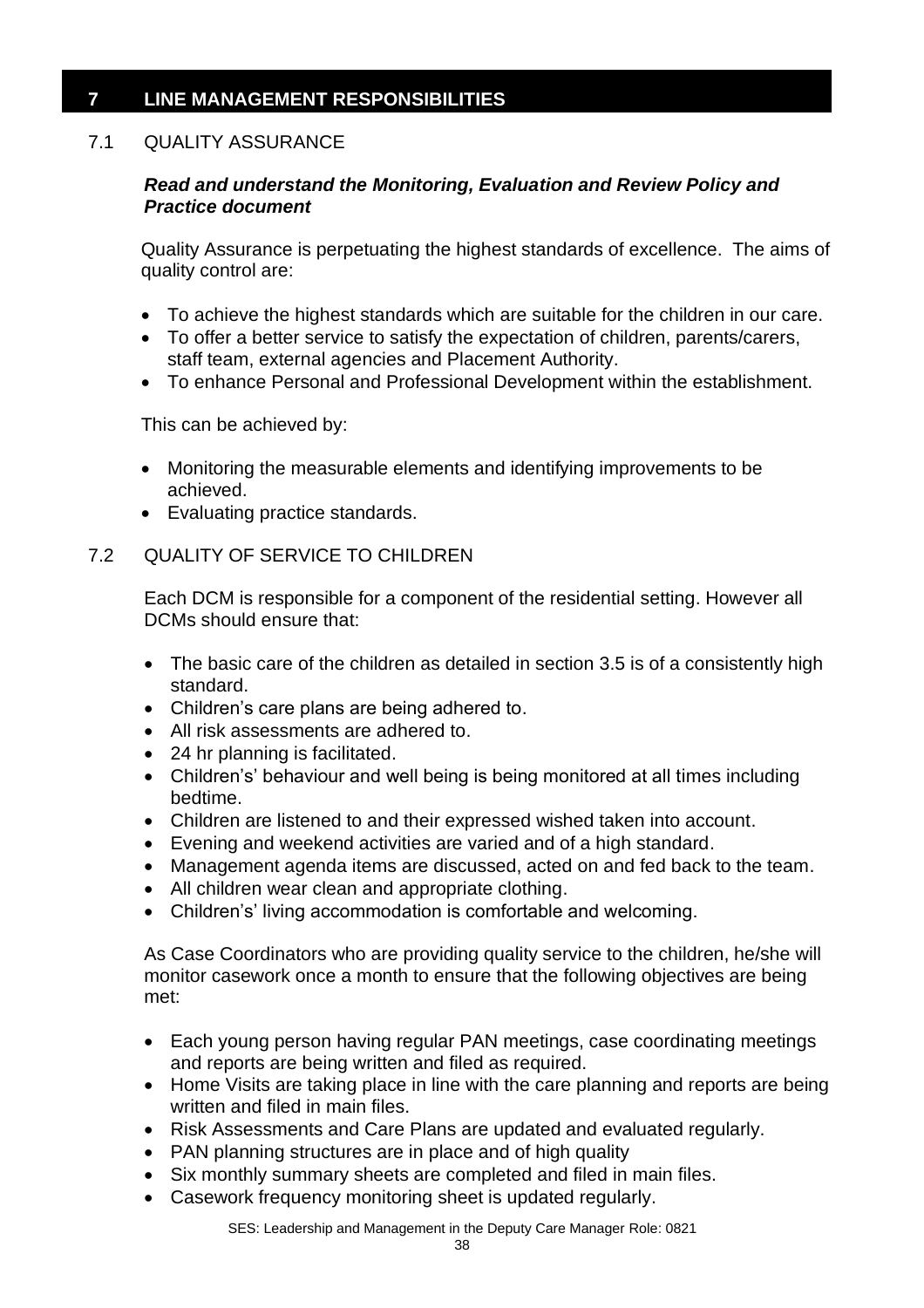## 7 LINE MANAGEMENT RESPONSIBILITIES

### 7.1 QUALITY ASSURANCE

***Read and understand the Monitoring, Evaluation and Review Policy and Practice document***

Quality Assurance is perpetuating the highest standards of excellence. The aims of quality control are:

- To achieve the highest standards which are suitable for the children in our care.
- To offer a better service to satisfy the expectation of children, parents/carers, staff team, external agencies and Placement Authority.
- To enhance Personal and Professional Development within the establishment.

This can be achieved by:

- Monitoring the measurable elements and identifying improvements to be achieved.
- Evaluating practice standards.

### 7.2 QUALITY OF SERVICE TO CHILDREN

Each DCM is responsible for a component of the residential setting. However all DCMs should ensure that:

- The basic care of the children as detailed in section 3.5 is of a consistently high standard.
- Children's care plans are being adhered to.
- All risk assessments are adhered to.
- 24 hr planning is facilitated.
- Children's' behaviour and well being is being monitored at all times including bedtime.
- Children are listened to and their expressed wished taken into account.
- Evening and weekend activities are varied and of a high standard.
- Management agenda items are discussed, acted on and fed back to the team.
- All children wear clean and appropriate clothing.
- Children's' living accommodation is comfortable and welcoming.

As Case Coordinators who are providing quality service to the children, he/she will monitor casework once a month to ensure that the following objectives are being met:

- Each young person having regular PAN meetings, case coordinating meetings and reports are being written and filed as required.
- Home Visits are taking place in line with the care planning and reports are being written and filed in main files.
- Risk Assessments and Care Plans are updated and evaluated regularly.
- PAN planning structures are in place and of high quality
- Six monthly summary sheets are completed and filed in main files.
- Casework frequency monitoring sheet is updated regularly.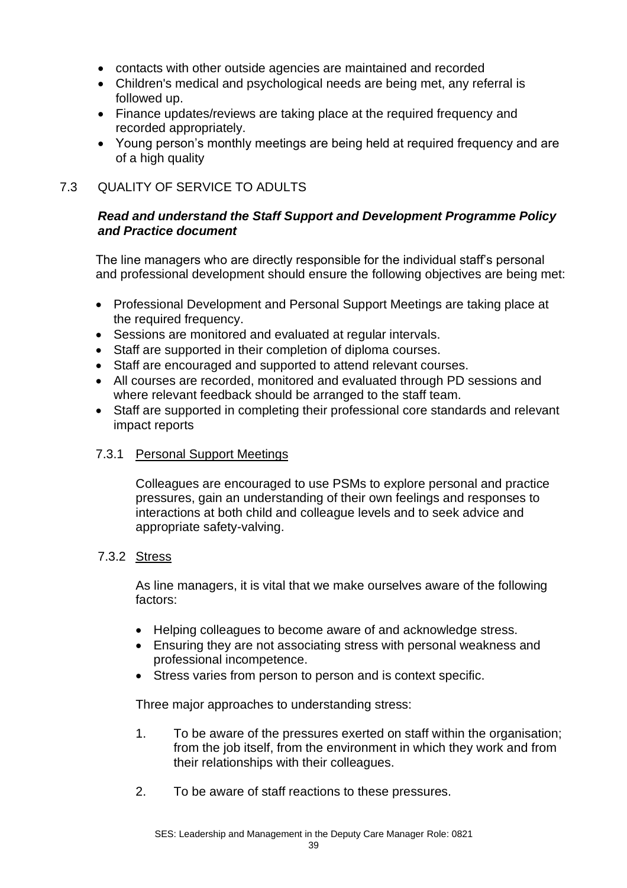- contacts with other outside agencies are maintained and recorded
- Children's medical and psychological needs are being met, any referral is followed up.
- Finance updates/reviews are taking place at the required frequency and recorded appropriately.
- Young person's monthly meetings are being held at required frequency and are of a high quality

## 7.3 QUALITY OF SERVICE TO ADULTS

***Read and understand the Staff Support and Development Programme Policy and Practice document***

The line managers who are directly responsible for the individual staff's personal and professional development should ensure the following objectives are being met:

- Professional Development and Personal Support Meetings are taking place at the required frequency.
- Sessions are monitored and evaluated at regular intervals.
- Staff are supported in their completion of diploma courses.
- Staff are encouraged and supported to attend relevant courses.
- All courses are recorded, monitored and evaluated through PD sessions and where relevant feedback should be arranged to the staff team.
- Staff are supported in completing their professional core standards and relevant impact reports

### 7.3.1 Personal Support Meetings

Colleagues are encouraged to use PSMs to explore personal and practice pressures, gain an understanding of their own feelings and responses to interactions at both child and colleague levels and to seek advice and appropriate safety-valving.

### 7.3.2 Stress

As line managers, it is vital that we make ourselves aware of the following factors:

- Helping colleagues to become aware of and acknowledge stress.
- Ensuring they are not associating stress with personal weakness and professional incompetence.
- Stress varies from person to person and is context specific.

Three major approaches to understanding stress:

1. To be aware of the pressures exerted on staff within the organisation; from the job itself, from the environment in which they work and from their relationships with their colleagues.
2. To be aware of staff reactions to these pressures.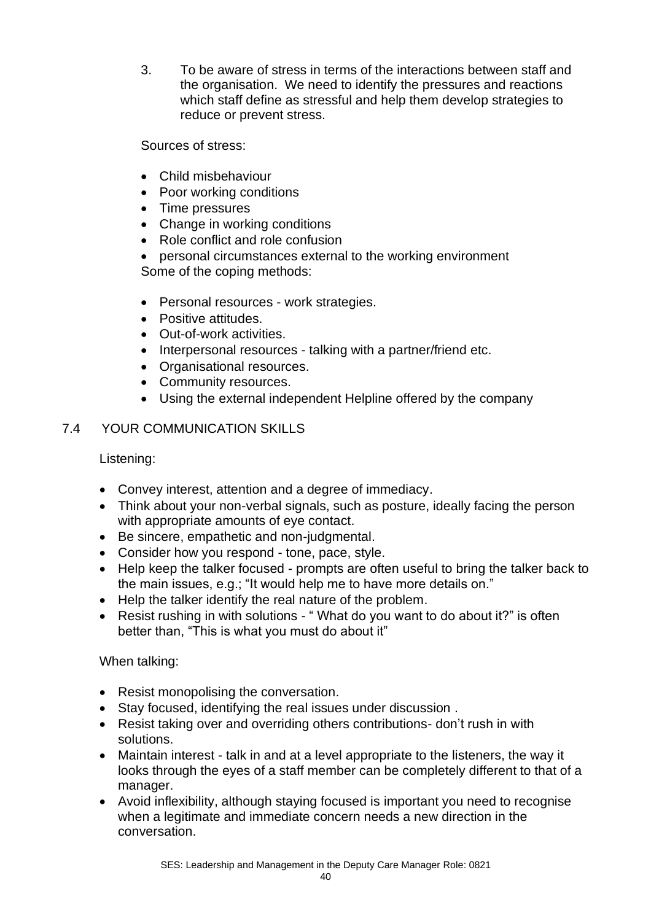3. To be aware of stress in terms of the interactions between staff and the organisation. We need to identify the pressures and reactions which staff define as stressful and help them develop strategies to reduce or prevent stress.

Sources of stress:

- Child misbehaviour
- Poor working conditions
- Time pressures
- Change in working conditions
- Role conflict and role confusion
- personal circumstances external to the working environment

Some of the coping methods:

- Personal resources - work strategies.
- Positive attitudes.
- Out-of-work activities.
- Interpersonal resources - talking with a partner/friend etc.
- Organisational resources.
- Community resources.
- Using the external independent Helpline offered by the company

## 7.4 YOUR COMMUNICATION SKILLS

Listening:

- Convey interest, attention and a degree of immediacy.
- Think about your non-verbal signals, such as posture, ideally facing the person with appropriate amounts of eye contact.
- Be sincere, empathetic and non-judgmental.
- Consider how you respond - tone, pace, style.
- Help keep the talker focused - prompts are often useful to bring the talker back to the main issues, e.g.; "It would help me to have more details on."
- Help the talker identify the real nature of the problem.
- Resist rushing in with solutions - " What do you want to do about it?" is often better than, "This is what you must do about it"

When talking:

- Resist monopolising the conversation.
- Stay focused, identifying the real issues under discussion .
- Resist taking over and overriding others contributions- don't rush in with solutions.
- Maintain interest - talk in and at a level appropriate to the listeners, the way it looks through the eyes of a staff member can be completely different to that of a manager.
- Avoid inflexibility, although staying focused is important you need to recognise when a legitimate and immediate concern needs a new direction in the conversation.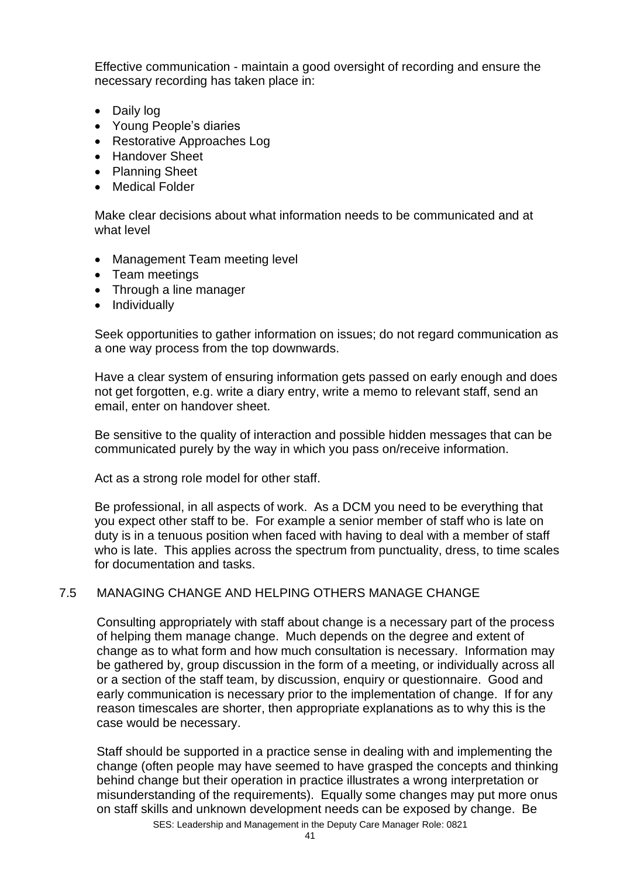Effective communication - maintain a good oversight of recording and ensure the necessary recording has taken place in:

- Daily log
- Young People's diaries
- Restorative Approaches Log
- Handover Sheet
- Planning Sheet
- Medical Folder

Make clear decisions about what information needs to be communicated and at what level

- Management Team meeting level
- Team meetings
- Through a line manager
- Individually

Seek opportunities to gather information on issues; do not regard communication as a one way process from the top downwards.

Have a clear system of ensuring information gets passed on early enough and does not get forgotten, e.g. write a diary entry, write a memo to relevant staff, send an email, enter on handover sheet.

Be sensitive to the quality of interaction and possible hidden messages that can be communicated purely by the way in which you pass on/receive information.

Act as a strong role model for other staff.

Be professional, in all aspects of work. As a DCM you need to be everything that you expect other staff to be. For example a senior member of staff who is late on duty is in a tenuous position when faced with having to deal with a member of staff who is late. This applies across the spectrum from punctuality, dress, to time scales for documentation and tasks.

## 7.5 MANAGING CHANGE AND HELPING OTHERS MANAGE CHANGE

Consulting appropriately with staff about change is a necessary part of the process of helping them manage change. Much depends on the degree and extent of change as to what form and how much consultation is necessary. Information may be gathered by, group discussion in the form of a meeting, or individually across all or a section of the staff team, by discussion, enquiry or questionnaire. Good and early communication is necessary prior to the implementation of change. If for any reason timescales are shorter, then appropriate explanations as to why this is the case would be necessary.

Staff should be supported in a practice sense in dealing with and implementing the change (often people may have seemed to have grasped the concepts and thinking behind change but their operation in practice illustrates a wrong interpretation or misunderstanding of the requirements). Equally some changes may put more onus on staff skills and unknown development needs can be exposed by change. Be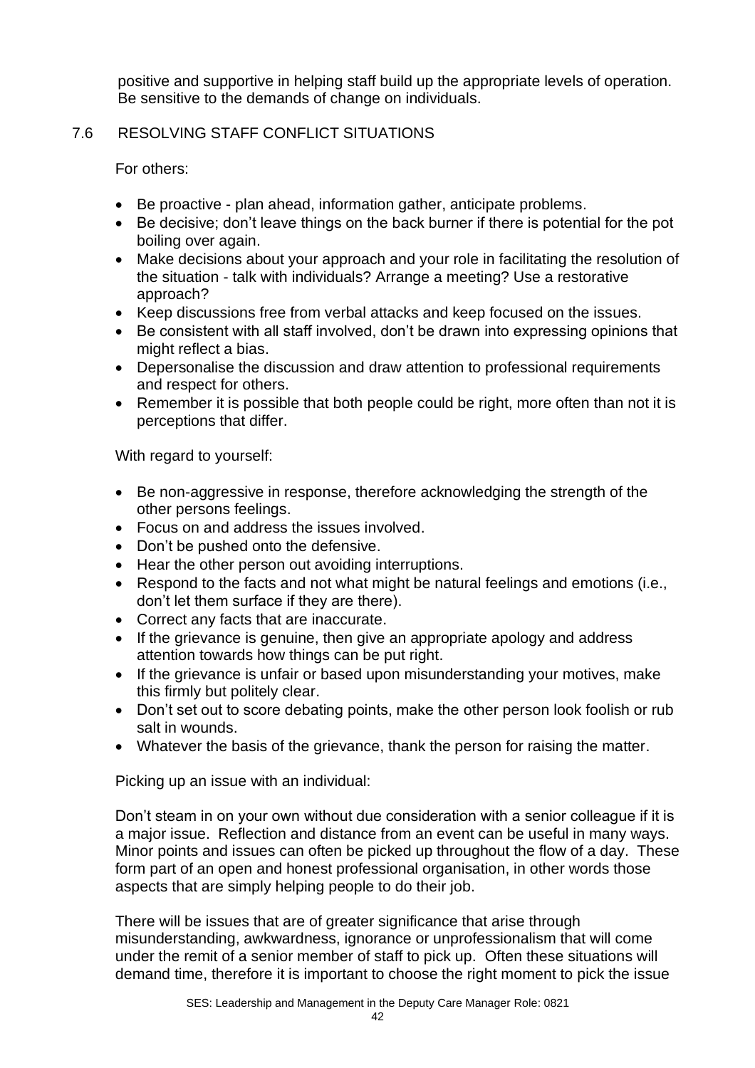positive and supportive in helping staff build up the appropriate levels of operation. Be sensitive to the demands of change on individuals.

## 7.6 RESOLVING STAFF CONFLICT SITUATIONS

For others:

- Be proactive - plan ahead, information gather, anticipate problems.
- Be decisive; don't leave things on the back burner if there is potential for the pot boiling over again.
- Make decisions about your approach and your role in facilitating the resolution of the situation - talk with individuals? Arrange a meeting? Use a restorative approach?
- Keep discussions free from verbal attacks and keep focused on the issues.
- Be consistent with all staff involved, don't be drawn into expressing opinions that might reflect a bias.
- Depersonalise the discussion and draw attention to professional requirements and respect for others.
- Remember it is possible that both people could be right, more often than not it is perceptions that differ.

With regard to yourself:

- Be non-aggressive in response, therefore acknowledging the strength of the other persons feelings.
- Focus on and address the issues involved.
- Don't be pushed onto the defensive.
- Hear the other person out avoiding interruptions.
- Respond to the facts and not what might be natural feelings and emotions (i.e., don't let them surface if they are there).
- Correct any facts that are inaccurate.
- If the grievance is genuine, then give an appropriate apology and address attention towards how things can be put right.
- If the grievance is unfair or based upon misunderstanding your motives, make this firmly but politely clear.
- Don't set out to score debating points, make the other person look foolish or rub salt in wounds.
- Whatever the basis of the grievance, thank the person for raising the matter.

Picking up an issue with an individual:

Don't steam in on your own without due consideration with a senior colleague if it is a major issue. Reflection and distance from an event can be useful in many ways. Minor points and issues can often be picked up throughout the flow of a day. These form part of an open and honest professional organisation, in other words those aspects that are simply helping people to do their job.

There will be issues that are of greater significance that arise through misunderstanding, awkwardness, ignorance or unprofessionalism that will come under the remit of a senior member of staff to pick up. Often these situations will demand time, therefore it is important to choose the right moment to pick the issue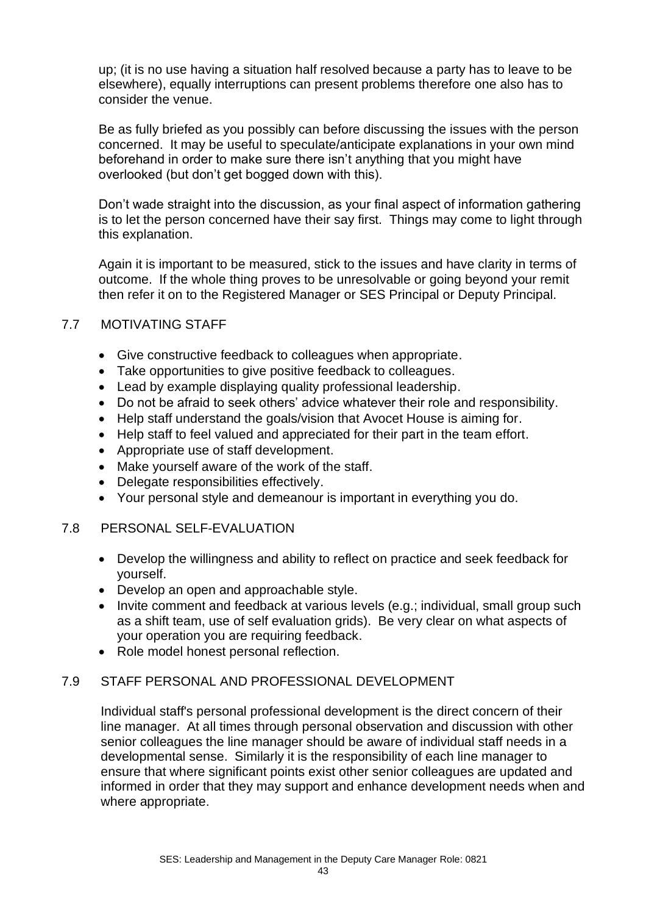up; (it is no use having a situation half resolved because a party has to leave to be elsewhere), equally interruptions can present problems therefore one also has to consider the venue.

Be as fully briefed as you possibly can before discussing the issues with the person concerned. It may be useful to speculate/anticipate explanations in your own mind beforehand in order to make sure there isn't anything that you might have overlooked (but don't get bogged down with this).

Don't wade straight into the discussion, as your final aspect of information gathering is to let the person concerned have their say first. Things may come to light through this explanation.

Again it is important to be measured, stick to the issues and have clarity in terms of outcome. If the whole thing proves to be unresolvable or going beyond your remit then refer it on to the Registered Manager or SES Principal or Deputy Principal.

## 7.7 MOTIVATING STAFF

- Give constructive feedback to colleagues when appropriate.
- Take opportunities to give positive feedback to colleagues.
- Lead by example displaying quality professional leadership.
- Do not be afraid to seek others' advice whatever their role and responsibility.
- Help staff understand the goals/vision that Avocet House is aiming for.
- Help staff to feel valued and appreciated for their part in the team effort.
- Appropriate use of staff development.
- Make yourself aware of the work of the staff.
- Delegate responsibilities effectively.
- Your personal style and demeanour is important in everything you do.

## 7.8 PERSONAL SELF-EVALUATION

- Develop the willingness and ability to reflect on practice and seek feedback for yourself.
- Develop an open and approachable style.
- Invite comment and feedback at various levels (e.g.; individual, small group such as a shift team, use of self evaluation grids). Be very clear on what aspects of your operation you are requiring feedback.
- Role model honest personal reflection.

## 7.9 STAFF PERSONAL AND PROFESSIONAL DEVELOPMENT

Individual staff's personal professional development is the direct concern of their line manager. At all times through personal observation and discussion with other senior colleagues the line manager should be aware of individual staff needs in a developmental sense. Similarly it is the responsibility of each line manager to ensure that where significant points exist other senior colleagues are updated and informed in order that they may support and enhance development needs when and where appropriate.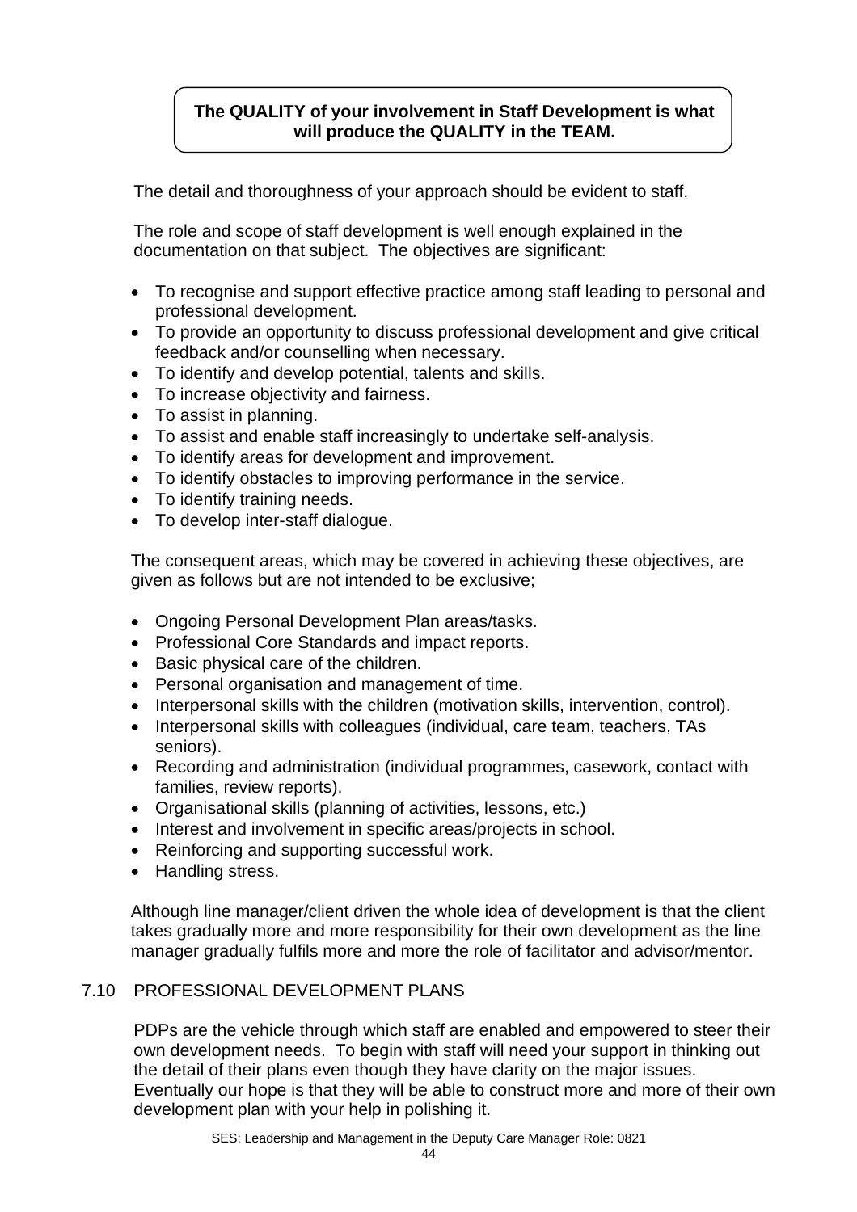**The QUALITY of your involvement in Staff Development is what will produce the QUALITY in the TEAM.**

The detail and thoroughness of your approach should be evident to staff.

The role and scope of staff development is well enough explained in the documentation on that subject. The objectives are significant:

- To recognise and support effective practice among staff leading to personal and professional development.
- To provide an opportunity to discuss professional development and give critical feedback and/or counselling when necessary.
- To identify and develop potential, talents and skills.
- To increase objectivity and fairness.
- To assist in planning.
- To assist and enable staff increasingly to undertake self-analysis.
- To identify areas for development and improvement.
- To identify obstacles to improving performance in the service.
- To identify training needs.
- To develop inter-staff dialogue.

The consequent areas, which may be covered in achieving these objectives, are given as follows but are not intended to be exclusive;

- Ongoing Personal Development Plan areas/tasks.
- Professional Core Standards and impact reports.
- Basic physical care of the children.
- Personal organisation and management of time.
- Interpersonal skills with the children (motivation skills, intervention, control).
- Interpersonal skills with colleagues (individual, care team, teachers, TAs seniors).
- Recording and administration (individual programmes, casework, contact with families, review reports).
- Organisational skills (planning of activities, lessons, etc.)
- Interest and involvement in specific areas/projects in school.
- Reinforcing and supporting successful work.
- Handling stress.

Although line manager/client driven the whole idea of development is that the client takes gradually more and more responsibility for their own development as the line manager gradually fulfils more and more the role of facilitator and advisor/mentor.

## 7.10 PROFESSIONAL DEVELOPMENT PLANS

PDPs are the vehicle through which staff are enabled and empowered to steer their own development needs. To begin with staff will need your support in thinking out the detail of their plans even though they have clarity on the major issues. Eventually our hope is that they will be able to construct more and more of their own development plan with your help in polishing it.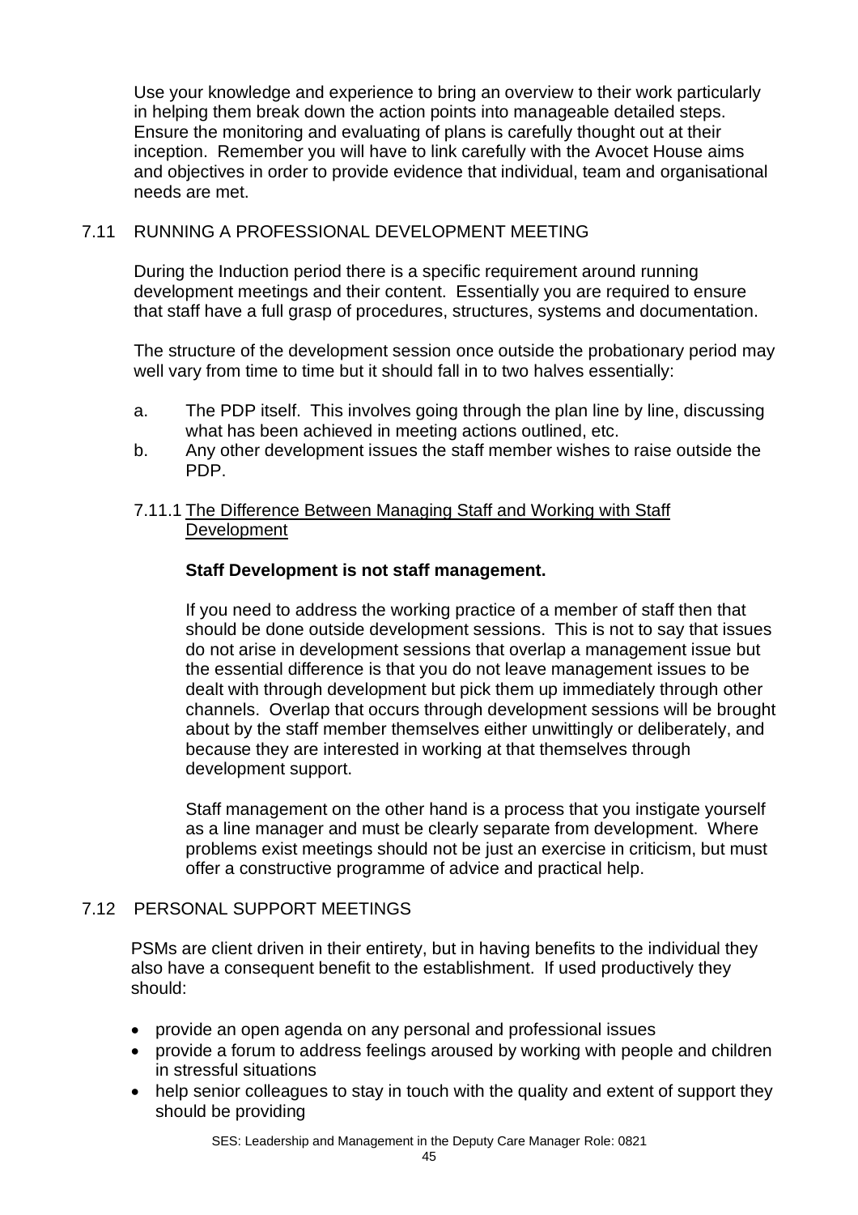Use your knowledge and experience to bring an overview to their work particularly in helping them break down the action points into manageable detailed steps. Ensure the monitoring and evaluating of plans is carefully thought out at their inception. Remember you will have to link carefully with the Avocet House aims and objectives in order to provide evidence that individual, team and organisational needs are met.

## 7.11 RUNNING A PROFESSIONAL DEVELOPMENT MEETING

During the Induction period there is a specific requirement around running development meetings and their content. Essentially you are required to ensure that staff have a full grasp of procedures, structures, systems and documentation.

The structure of the development session once outside the probationary period may well vary from time to time but it should fall in to two halves essentially:

a. The PDP itself. This involves going through the plan line by line, discussing what has been achieved in meeting actions outlined, etc.
b. Any other development issues the staff member wishes to raise outside the PDP.

### 7.11.1 The Difference Between Managing Staff and Working with Staff Development

**Staff Development is not staff management.**

If you need to address the working practice of a member of staff then that should be done outside development sessions. This is not to say that issues do not arise in development sessions that overlap a management issue but the essential difference is that you do not leave management issues to be dealt with through development but pick them up immediately through other channels. Overlap that occurs through development sessions will be brought about by the staff member themselves either unwittingly or deliberately, and because they are interested in working at that themselves through development support.

Staff management on the other hand is a process that you instigate yourself as a line manager and must be clearly separate from development. Where problems exist meetings should not be just an exercise in criticism, but must offer a constructive programme of advice and practical help.

## 7.12 PERSONAL SUPPORT MEETINGS

PSMs are client driven in their entirety, but in having benefits to the individual they also have a consequent benefit to the establishment. If used productively they should:

- provide an open agenda on any personal and professional issues
- provide a forum to address feelings aroused by working with people and children in stressful situations
- help senior colleagues to stay in touch with the quality and extent of support they should be providing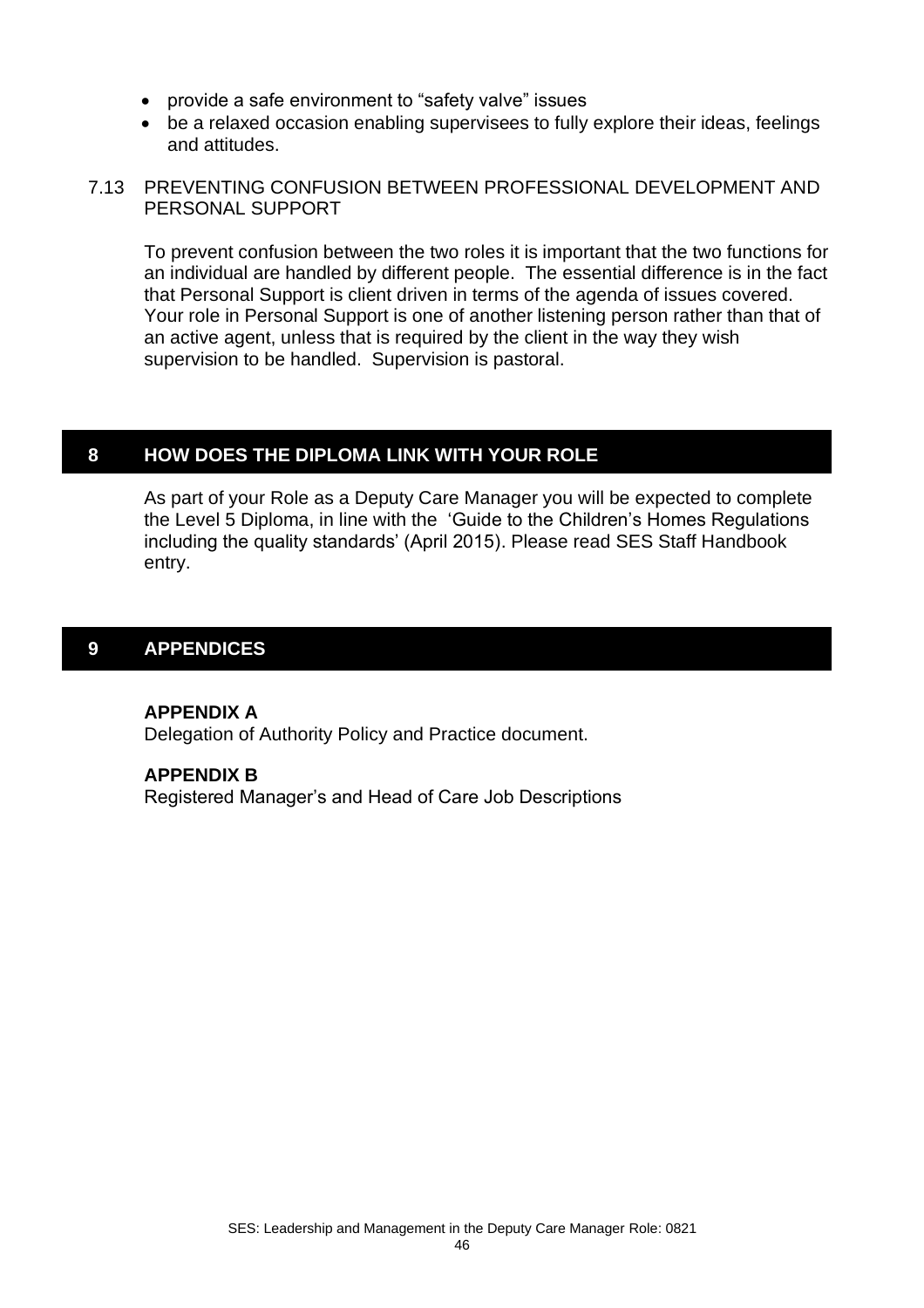- provide a safe environment to "safety valve" issues
- be a relaxed occasion enabling supervisees to fully explore their ideas, feelings and attitudes.

### 7.13 PREVENTING CONFUSION BETWEEN PROFESSIONAL DEVELOPMENT AND PERSONAL SUPPORT

To prevent confusion between the two roles it is important that the two functions for an individual are handled by different people. The essential difference is in the fact that Personal Support is client driven in terms of the agenda of issues covered. Your role in Personal Support is one of another listening person rather than that of an active agent, unless that is required by the client in the way they wish supervision to be handled. Supervision is pastoral.

## 8 HOW DOES THE DIPLOMA LINK WITH YOUR ROLE

As part of your Role as a Deputy Care Manager you will be expected to complete the Level 5 Diploma, in line with the 'Guide to the Children's Homes Regulations including the quality standards' (April 2015). Please read SES Staff Handbook entry.

## 9 APPENDICES

**APPENDIX A**
Delegation of Authority Policy and Practice document.

**APPENDIX B**
Registered Manager's and Head of Care Job Descriptions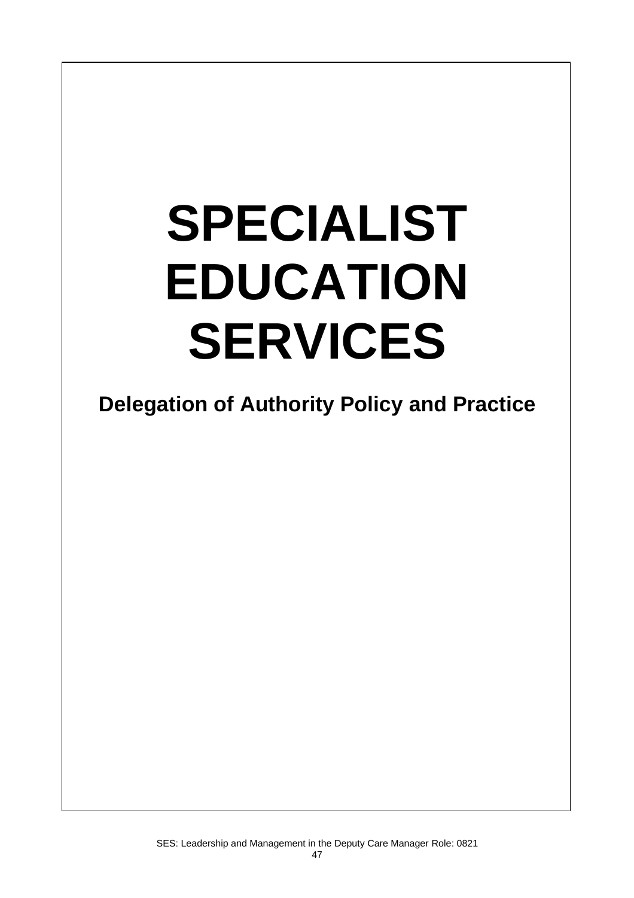# SPECIALIST EDUCATION SERVICES

## Delegation of Authority Policy and Practice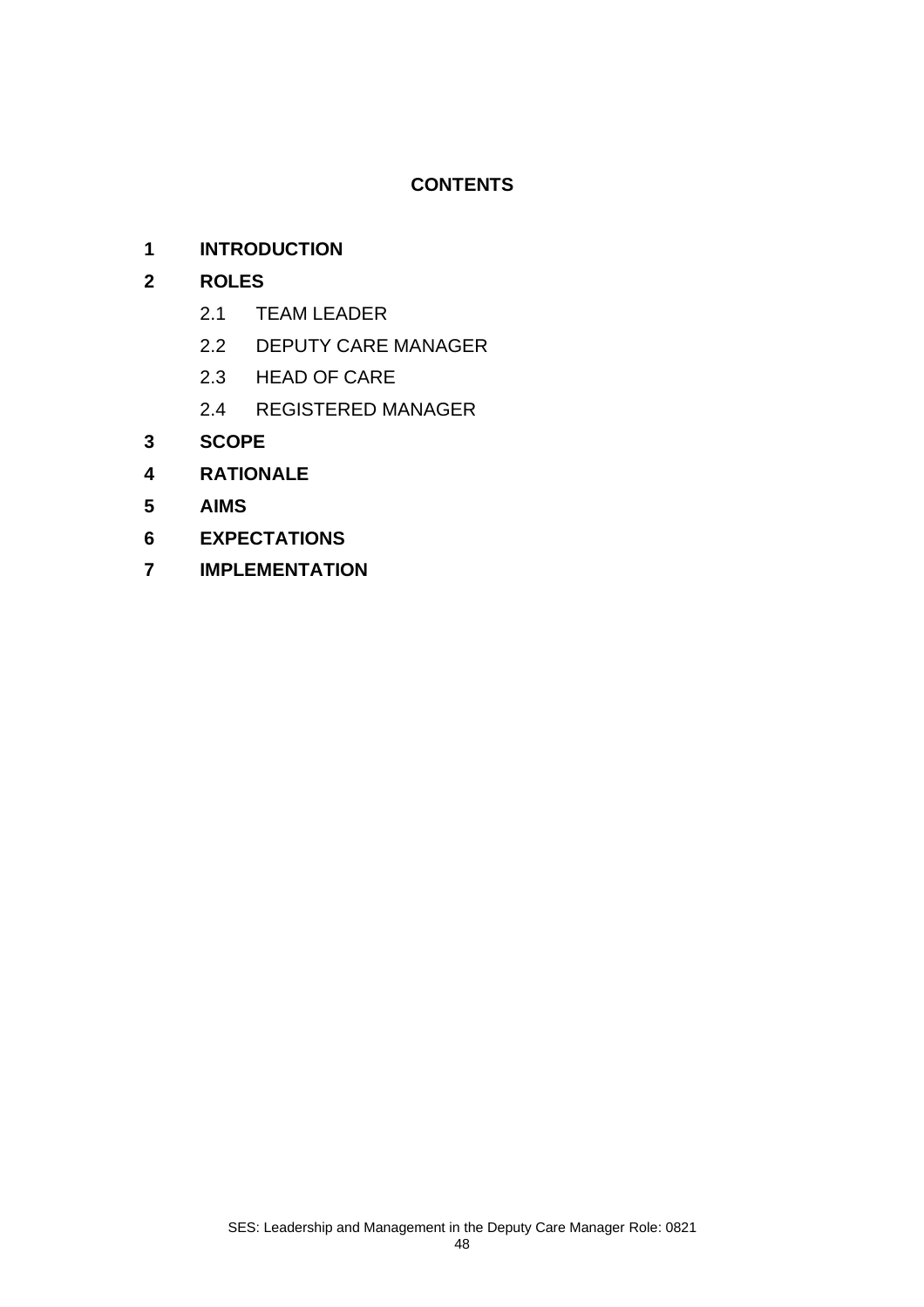# CONTENTS

**1 INTRODUCTION**

**2 ROLES**

- 2.1 TEAM LEADER
- 2.2 DEPUTY CARE MANAGER
- 2.3 HEAD OF CARE
- 2.4 REGISTERED MANAGER

**3 SCOPE**

**4 RATIONALE**

**5 AIMS**

**6 EXPECTATIONS**

**7 IMPLEMENTATION**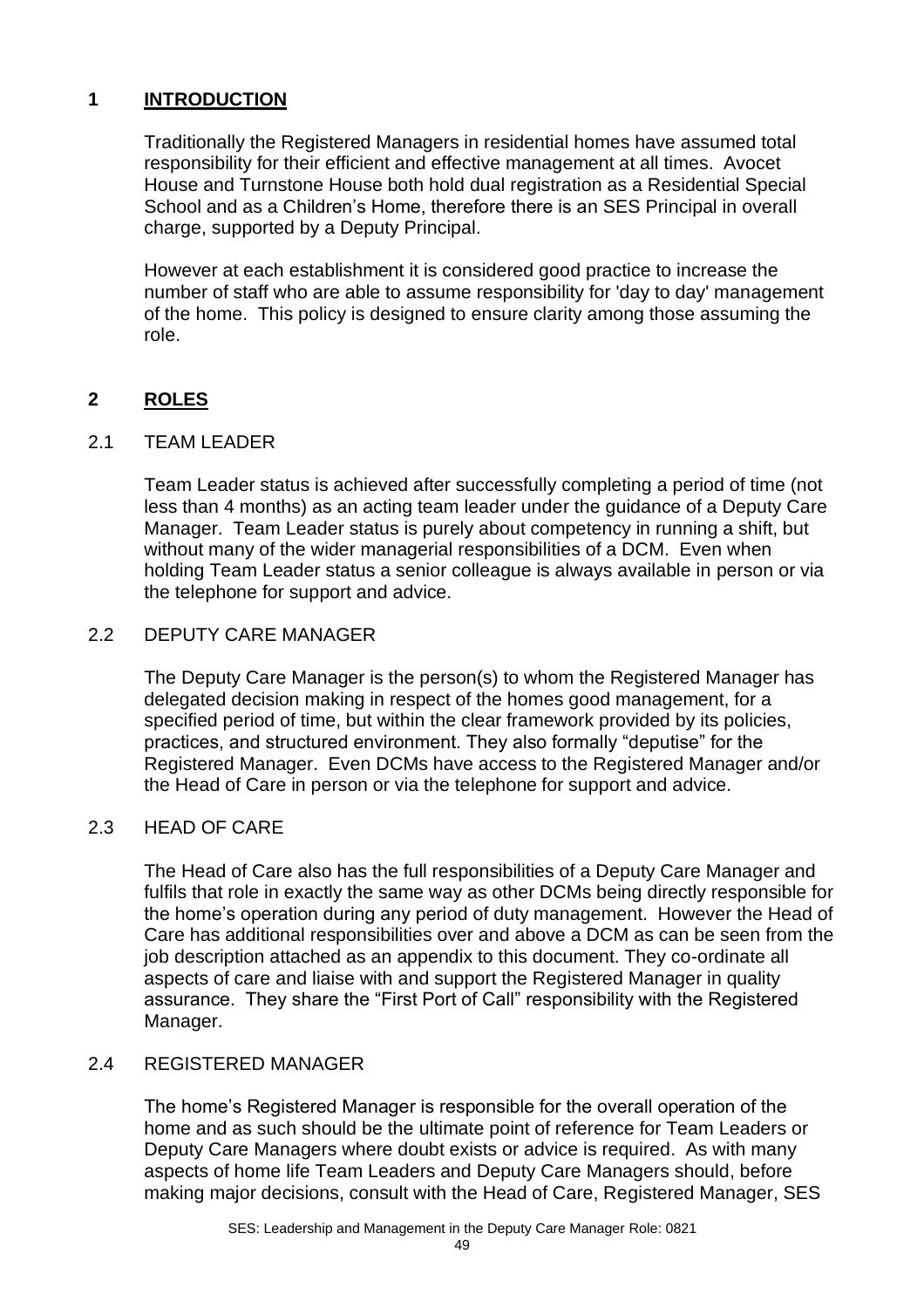## 1 INTRODUCTION

Traditionally the Registered Managers in residential homes have assumed total responsibility for their efficient and effective management at all times. Avocet House and Turnstone House both hold dual registration as a Residential Special School and as a Children's Home, therefore there is an SES Principal in overall charge, supported by a Deputy Principal.

However at each establishment it is considered good practice to increase the number of staff who are able to assume responsibility for 'day to day' management of the home. This policy is designed to ensure clarity among those assuming the role.

## 2 ROLES

### 2.1 TEAM LEADER

Team Leader status is achieved after successfully completing a period of time (not less than 4 months) as an acting team leader under the guidance of a Deputy Care Manager. Team Leader status is purely about competency in running a shift, but without many of the wider managerial responsibilities of a DCM. Even when holding Team Leader status a senior colleague is always available in person or via the telephone for support and advice.

### 2.2 DEPUTY CARE MANAGER

The Deputy Care Manager is the person(s) to whom the Registered Manager has delegated decision making in respect of the homes good management, for a specified period of time, but within the clear framework provided by its policies, practices, and structured environment. They also formally "deputise" for the Registered Manager. Even DCMs have access to the Registered Manager and/or the Head of Care in person or via the telephone for support and advice.

### 2.3 HEAD OF CARE

The Head of Care also has the full responsibilities of a Deputy Care Manager and fulfils that role in exactly the same way as other DCMs being directly responsible for the home's operation during any period of duty management. However the Head of Care has additional responsibilities over and above a DCM as can be seen from the job description attached as an appendix to this document. They co-ordinate all aspects of care and liaise with and support the Registered Manager in quality assurance. They share the "First Port of Call" responsibility with the Registered Manager.

### 2.4 REGISTERED MANAGER

The home's Registered Manager is responsible for the overall operation of the home and as such should be the ultimate point of reference for Team Leaders or Deputy Care Managers where doubt exists or advice is required. As with many aspects of home life Team Leaders and Deputy Care Managers should, before making major decisions, consult with the Head of Care, Registered Manager, SES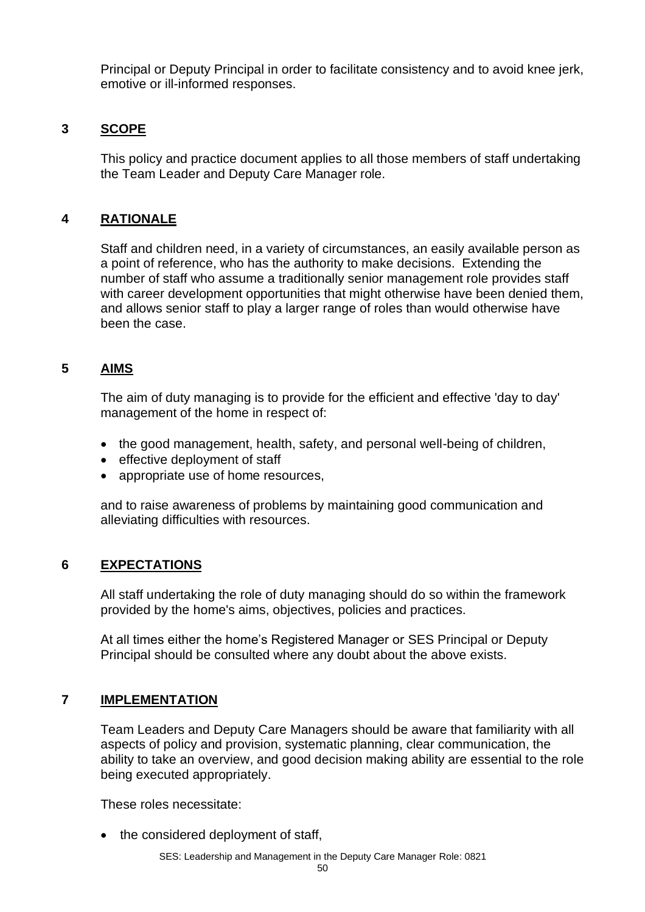Principal or Deputy Principal in order to facilitate consistency and to avoid knee jerk, emotive or ill-informed responses.

## 3 SCOPE

This policy and practice document applies to all those members of staff undertaking the Team Leader and Deputy Care Manager role.

## 4 RATIONALE

Staff and children need, in a variety of circumstances, an easily available person as a point of reference, who has the authority to make decisions. Extending the number of staff who assume a traditionally senior management role provides staff with career development opportunities that might otherwise have been denied them, and allows senior staff to play a larger range of roles than would otherwise have been the case.

## 5 AIMS

The aim of duty managing is to provide for the efficient and effective 'day to day' management of the home in respect of:

- the good management, health, safety, and personal well-being of children,
- effective deployment of staff
- appropriate use of home resources,

and to raise awareness of problems by maintaining good communication and alleviating difficulties with resources.

## 6 EXPECTATIONS

All staff undertaking the role of duty managing should do so within the framework provided by the home's aims, objectives, policies and practices.

At all times either the home's Registered Manager or SES Principal or Deputy Principal should be consulted where any doubt about the above exists.

## 7 IMPLEMENTATION

Team Leaders and Deputy Care Managers should be aware that familiarity with all aspects of policy and provision, systematic planning, clear communication, the ability to take an overview, and good decision making ability are essential to the role being executed appropriately.

These roles necessitate:

- the considered deployment of staff,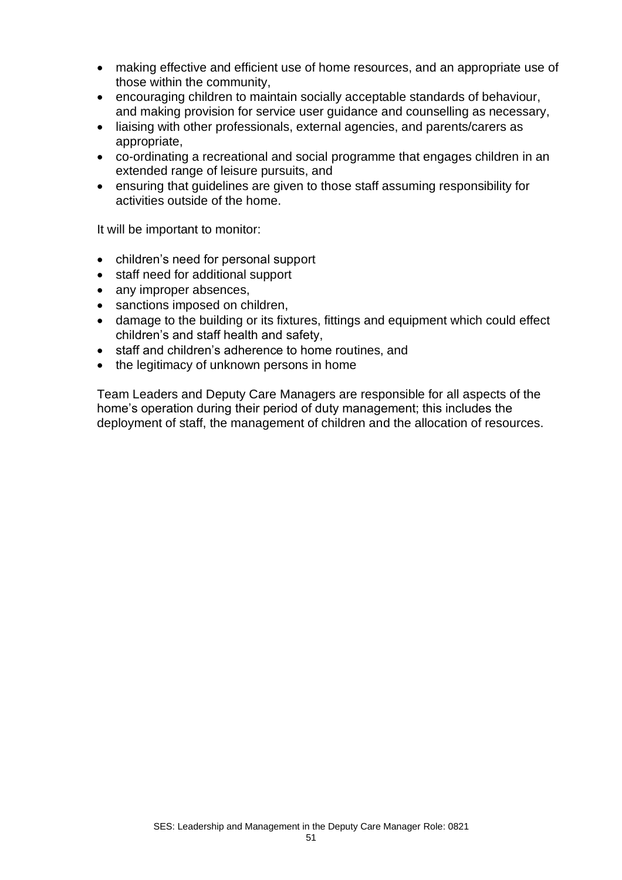- making effective and efficient use of home resources, and an appropriate use of those within the community,
- encouraging children to maintain socially acceptable standards of behaviour, and making provision for service user guidance and counselling as necessary,
- liaising with other professionals, external agencies, and parents/carers as appropriate,
- co-ordinating a recreational and social programme that engages children in an extended range of leisure pursuits, and
- ensuring that guidelines are given to those staff assuming responsibility for activities outside of the home.

It will be important to monitor:

- children's need for personal support
- staff need for additional support
- any improper absences,
- sanctions imposed on children,
- damage to the building or its fixtures, fittings and equipment which could effect children's and staff health and safety,
- staff and children's adherence to home routines, and
- the legitimacy of unknown persons in home

Team Leaders and Deputy Care Managers are responsible for all aspects of the home's operation during their period of duty management; this includes the deployment of staff, the management of children and the allocation of resources.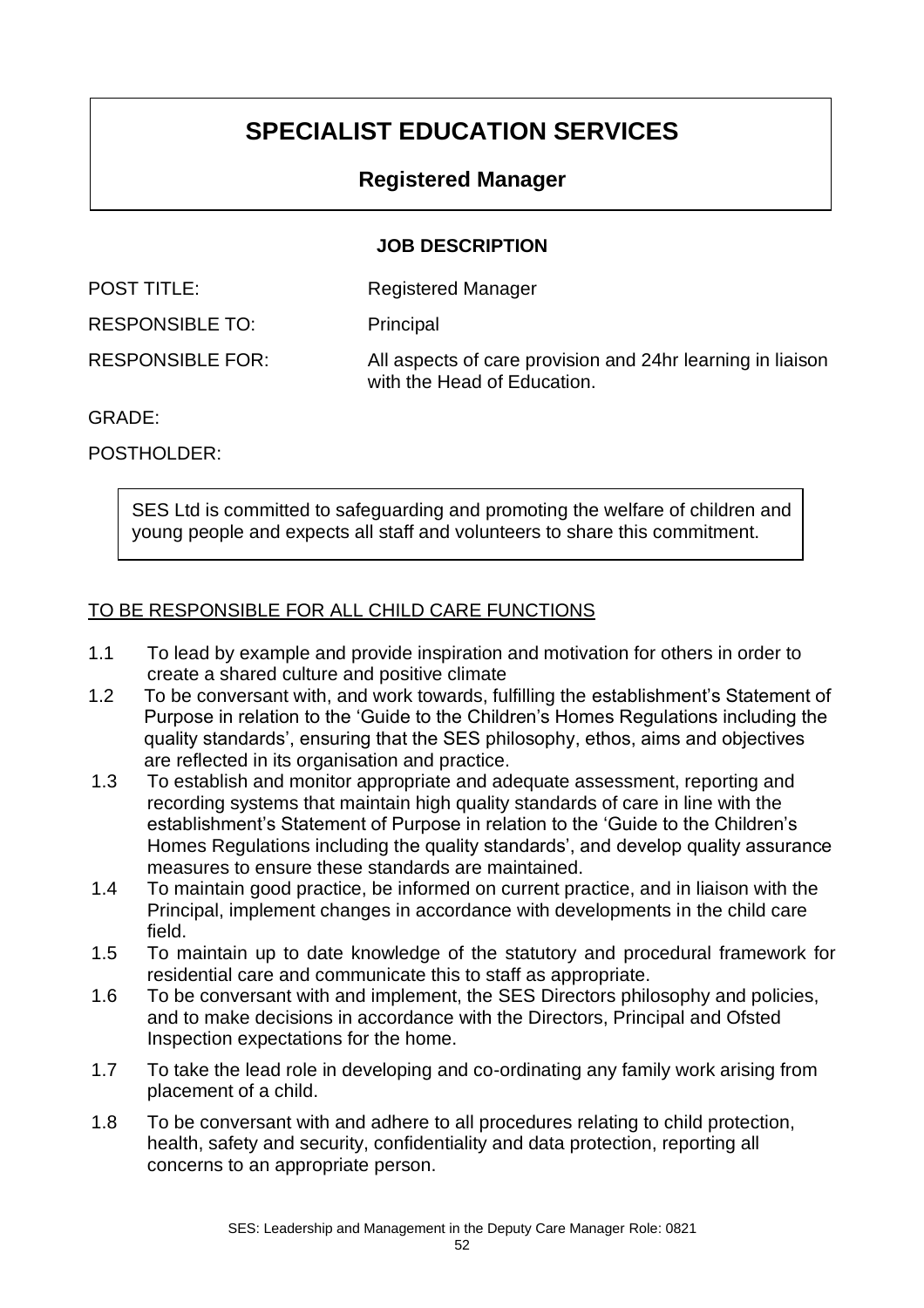# SPECIALIST EDUCATION SERVICES

## Registered Manager

### JOB DESCRIPTION

| | |
|---|---|
| POST TITLE: | Registered Manager |
| RESPONSIBLE TO: | Principal |
| RESPONSIBLE FOR: | All aspects of care provision and 24hr learning in liaison with the Head of Education. |
| GRADE: | |
| POSTHOLDER: | |

SES Ltd is committed to safeguarding and promoting the welfare of children and young people and expects all staff and volunteers to share this commitment.

<u>TO BE RESPONSIBLE FOR ALL CHILD CARE FUNCTIONS</u>

1.1 To lead by example and provide inspiration and motivation for others in order to create a shared culture and positive climate
1.2 To be conversant with, and work towards, fulfilling the establishment's Statement of Purpose in relation to the 'Guide to the Children's Homes Regulations including the quality standards', ensuring that the SES philosophy, ethos, aims and objectives are reflected in its organisation and practice.
1.3 To establish and monitor appropriate and adequate assessment, reporting and recording systems that maintain high quality standards of care in line with the establishment's Statement of Purpose in relation to the 'Guide to the Children's Homes Regulations including the quality standards', and develop quality assurance measures to ensure these standards are maintained.
1.4 To maintain good practice, be informed on current practice, and in liaison with the Principal, implement changes in accordance with developments in the child care field.
1.5 To maintain up to date knowledge of the statutory and procedural framework for residential care and communicate this to staff as appropriate.
1.6 To be conversant with and implement, the SES Directors philosophy and policies, and to make decisions in accordance with the Directors, Principal and Ofsted Inspection expectations for the home.
1.7 To take the lead role in developing and co-ordinating any family work arising from placement of a child.
1.8 To be conversant with and adhere to all procedures relating to child protection, health, safety and security, confidentiality and data protection, reporting all concerns to an appropriate person.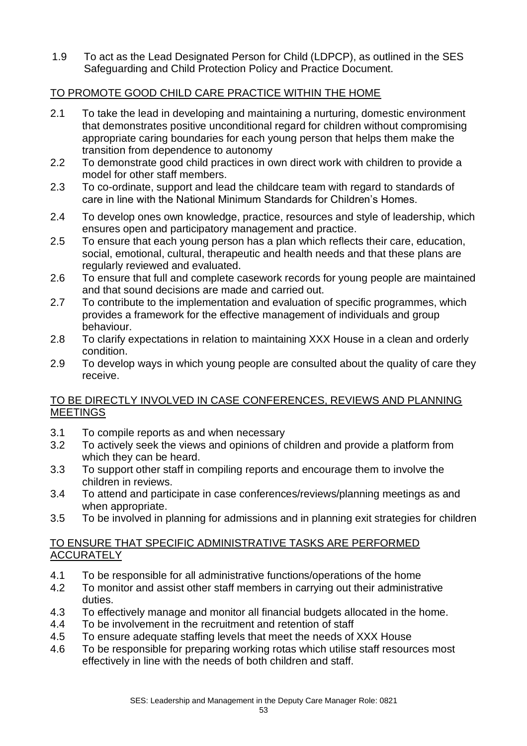1.9 To act as the Lead Designated Person for Child (LDPCP), as outlined in the SES Safeguarding and Child Protection Policy and Practice Document.

TO PROMOTE GOOD CHILD CARE PRACTICE WITHIN THE HOME

2.1 To take the lead in developing and maintaining a nurturing, domestic environment that demonstrates positive unconditional regard for children without compromising appropriate caring boundaries for each young person that helps them make the transition from dependence to autonomy

2.2 To demonstrate good child practices in own direct work with children to provide a model for other staff members.

2.3 To co-ordinate, support and lead the childcare team with regard to standards of care in line with the National Minimum Standards for Children's Homes.

2.4 To develop ones own knowledge, practice, resources and style of leadership, which ensures open and participatory management and practice.

2.5 To ensure that each young person has a plan which reflects their care, education, social, emotional, cultural, therapeutic and health needs and that these plans are regularly reviewed and evaluated.

2.6 To ensure that full and complete casework records for young people are maintained and that sound decisions are made and carried out.

2.7 To contribute to the implementation and evaluation of specific programmes, which provides a framework for the effective management of individuals and group behaviour.

2.8 To clarify expectations in relation to maintaining XXX House in a clean and orderly condition.

2.9 To develop ways in which young people are consulted about the quality of care they receive.

TO BE DIRECTLY INVOLVED IN CASE CONFERENCES, REVIEWS AND PLANNING MEETINGS

3.1 To compile reports as and when necessary

3.2 To actively seek the views and opinions of children and provide a platform from which they can be heard.

3.3 To support other staff in compiling reports and encourage them to involve the children in reviews.

3.4 To attend and participate in case conferences/reviews/planning meetings as and when appropriate.

3.5 To be involved in planning for admissions and in planning exit strategies for children

TO ENSURE THAT SPECIFIC ADMINISTRATIVE TASKS ARE PERFORMED ACCURATELY

4.1 To be responsible for all administrative functions/operations of the home

4.2 To monitor and assist other staff members in carrying out their administrative duties.

4.3 To effectively manage and monitor all financial budgets allocated in the home.

4.4 To be involvement in the recruitment and retention of staff

4.5 To ensure adequate staffing levels that meet the needs of XXX House

4.6 To be responsible for preparing working rotas which utilise staff resources most effectively in line with the needs of both children and staff.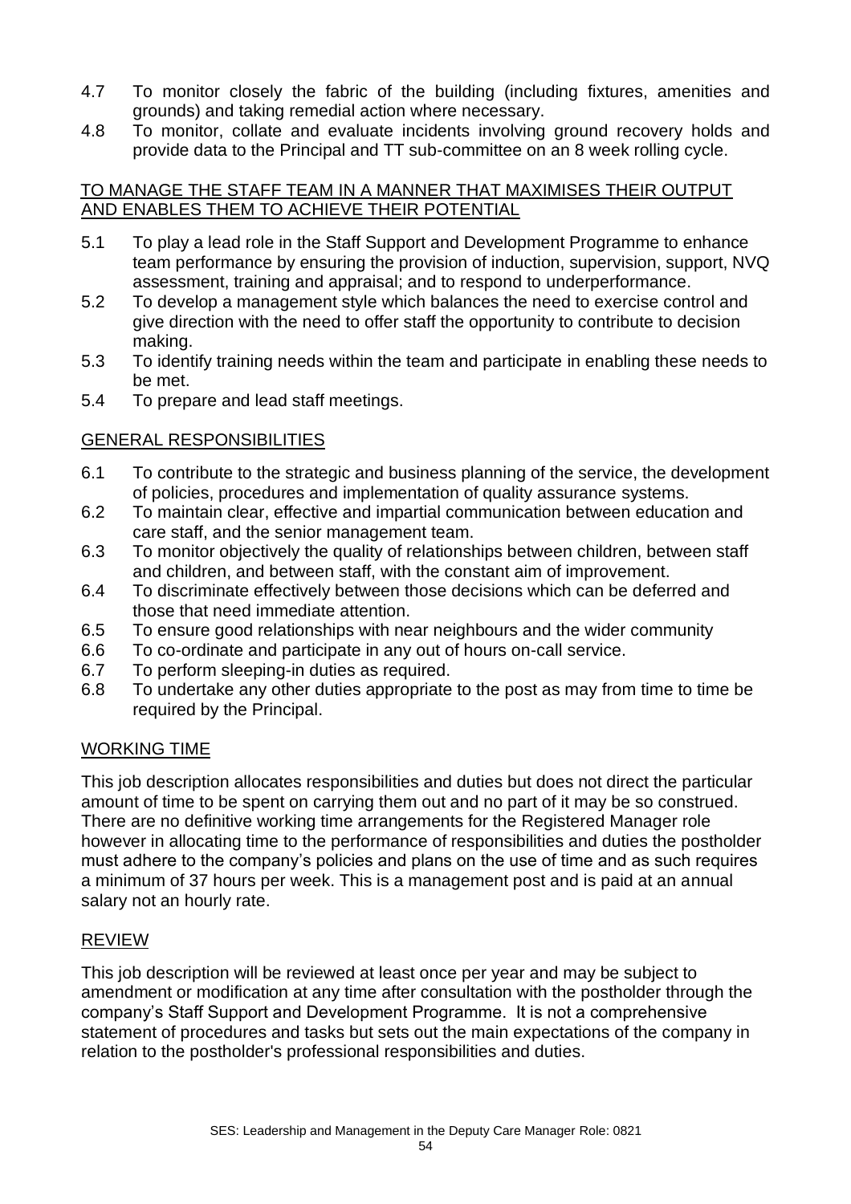4.7 To monitor closely the fabric of the building (including fixtures, amenities and grounds) and taking remedial action where necessary.

4.8 To monitor, collate and evaluate incidents involving ground recovery holds and provide data to the Principal and TT sub-committee on an 8 week rolling cycle.

## TO MANAGE THE STAFF TEAM IN A MANNER THAT MAXIMISES THEIR OUTPUT AND ENABLES THEM TO ACHIEVE THEIR POTENTIAL

5.1 To play a lead role in the Staff Support and Development Programme to enhance team performance by ensuring the provision of induction, supervision, support, NVQ assessment, training and appraisal; and to respond to underperformance.

5.2 To develop a management style which balances the need to exercise control and give direction with the need to offer staff the opportunity to contribute to decision making.

5.3 To identify training needs within the team and participate in enabling these needs to be met.

5.4 To prepare and lead staff meetings.

## GENERAL RESPONSIBILITIES

6.1 To contribute to the strategic and business planning of the service, the development of policies, procedures and implementation of quality assurance systems.

6.2 To maintain clear, effective and impartial communication between education and care staff, and the senior management team.

6.3 To monitor objectively the quality of relationships between children, between staff and children, and between staff, with the constant aim of improvement.

6.4 To discriminate effectively between those decisions which can be deferred and those that need immediate attention.

6.5 To ensure good relationships with near neighbours and the wider community

6.6 To co-ordinate and participate in any out of hours on-call service.

6.7 To perform sleeping-in duties as required.

6.8 To undertake any other duties appropriate to the post as may from time to time be required by the Principal.

## WORKING TIME

This job description allocates responsibilities and duties but does not direct the particular amount of time to be spent on carrying them out and no part of it may be so construed. There are no definitive working time arrangements for the Registered Manager role however in allocating time to the performance of responsibilities and duties the postholder must adhere to the company's policies and plans on the use of time and as such requires a minimum of 37 hours per week. This is a management post and is paid at an annual salary not an hourly rate.

## REVIEW

This job description will be reviewed at least once per year and may be subject to amendment or modification at any time after consultation with the postholder through the company's Staff Support and Development Programme. It is not a comprehensive statement of procedures and tasks but sets out the main expectations of the company in relation to the postholder's professional responsibilities and duties.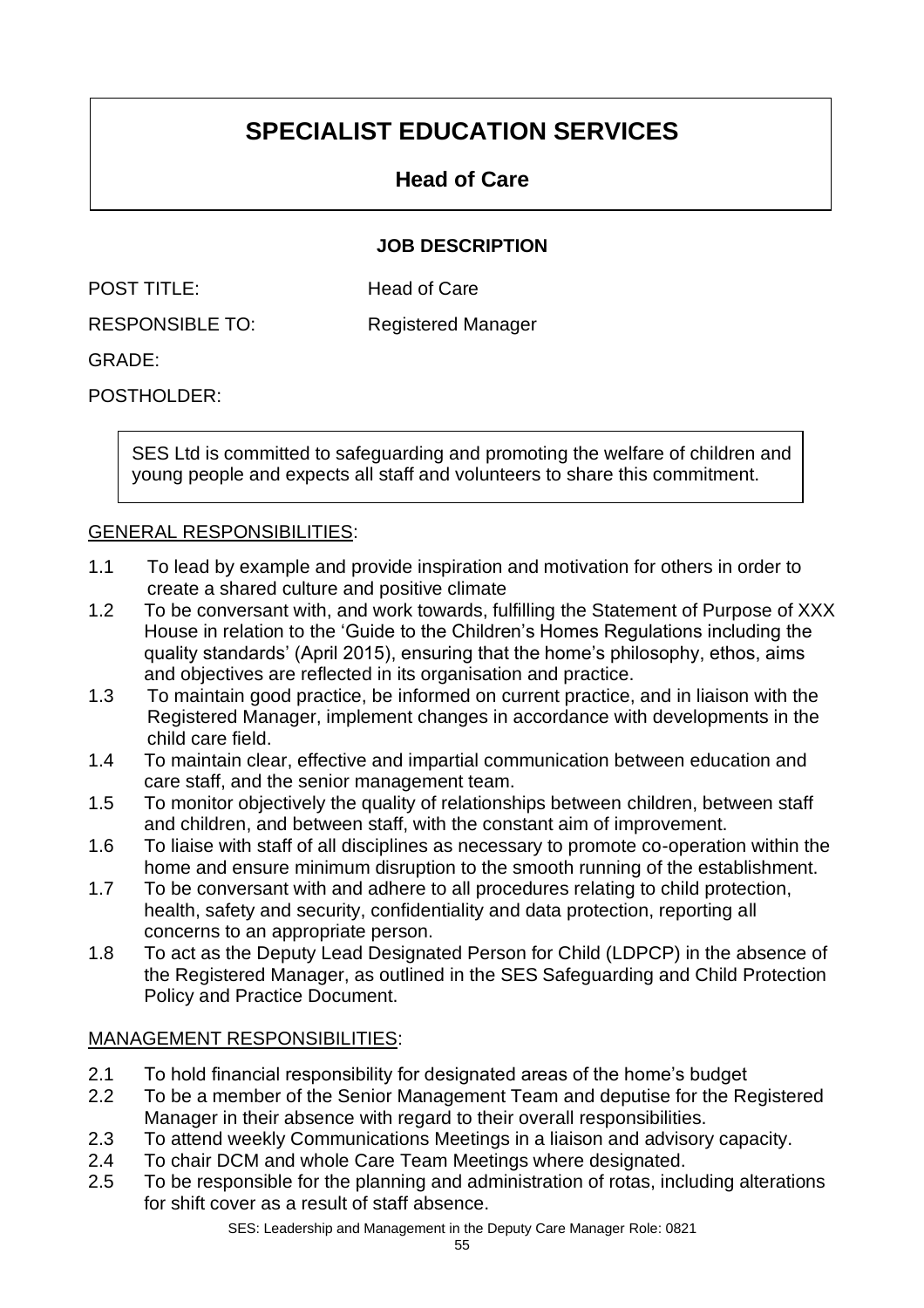# SPECIALIST EDUCATION SERVICES

## Head of Care

### JOB DESCRIPTION

POST TITLE: Head of Care

RESPONSIBLE TO: Registered Manager

GRADE:

POSTHOLDER:

SES Ltd is committed to safeguarding and promoting the welfare of children and young people and expects all staff and volunteers to share this commitment.

GENERAL RESPONSIBILITIES:

1.1 To lead by example and provide inspiration and motivation for others in order to create a shared culture and positive climate
1.2 To be conversant with, and work towards, fulfilling the Statement of Purpose of XXX House in relation to the 'Guide to the Children's Homes Regulations including the quality standards' (April 2015), ensuring that the home's philosophy, ethos, aims and objectives are reflected in its organisation and practice.
1.3 To maintain good practice, be informed on current practice, and in liaison with the Registered Manager, implement changes in accordance with developments in the child care field.
1.4 To maintain clear, effective and impartial communication between education and care staff, and the senior management team.
1.5 To monitor objectively the quality of relationships between children, between staff and children, and between staff, with the constant aim of improvement.
1.6 To liaise with staff of all disciplines as necessary to promote co-operation within the home and ensure minimum disruption to the smooth running of the establishment.
1.7 To be conversant with and adhere to all procedures relating to child protection, health, safety and security, confidentiality and data protection, reporting all concerns to an appropriate person.
1.8 To act as the Deputy Lead Designated Person for Child (LDPCP) in the absence of the Registered Manager, as outlined in the SES Safeguarding and Child Protection Policy and Practice Document.

MANAGEMENT RESPONSIBILITIES:

2.1 To hold financial responsibility for designated areas of the home's budget
2.2 To be a member of the Senior Management Team and deputise for the Registered Manager in their absence with regard to their overall responsibilities.
2.3 To attend weekly Communications Meetings in a liaison and advisory capacity.
2.4 To chair DCM and whole Care Team Meetings where designated.
2.5 To be responsible for the planning and administration of rotas, including alterations for shift cover as a result of staff absence.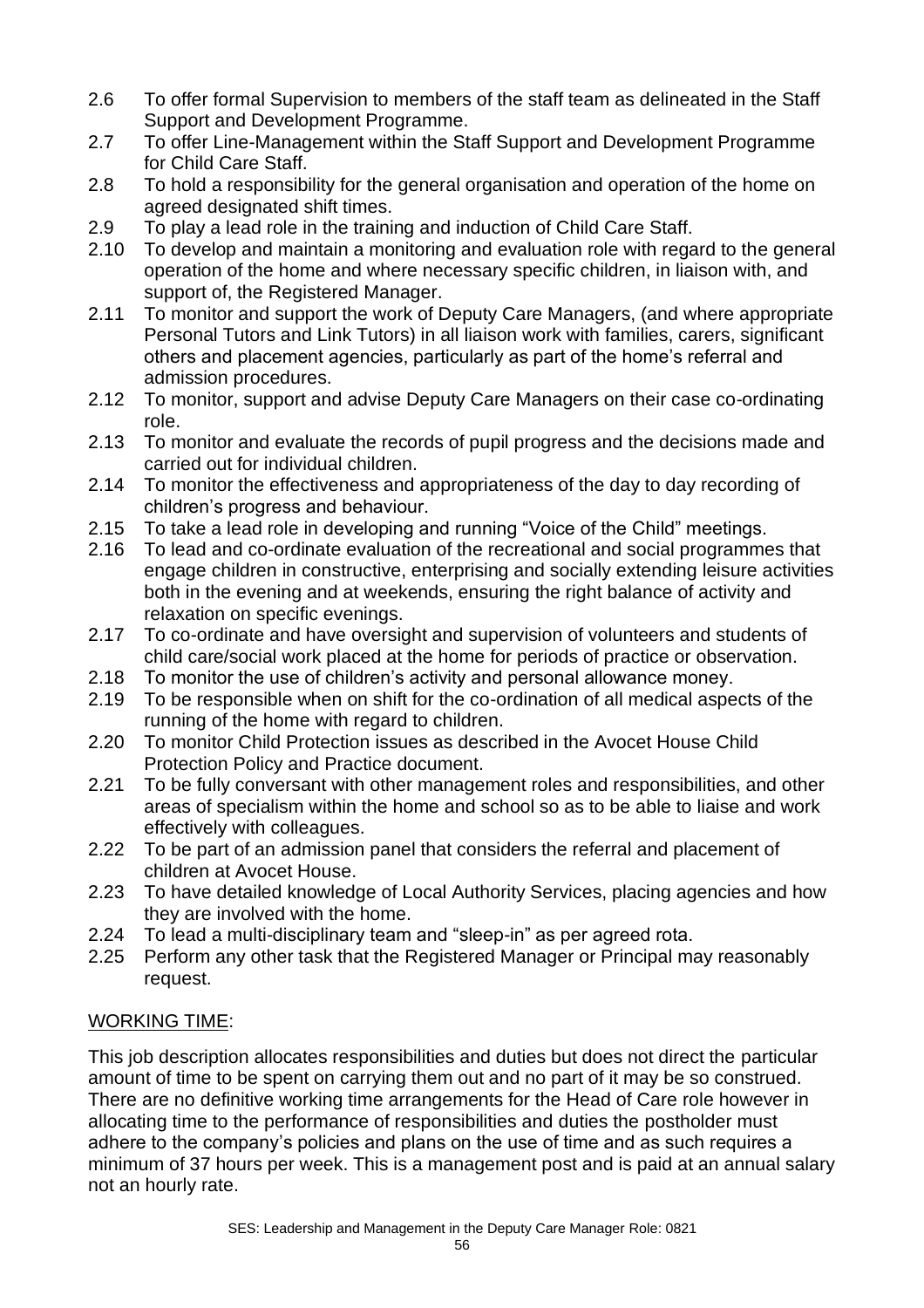2.6 To offer formal Supervision to members of the staff team as delineated in the Staff Support and Development Programme.
2.7 To offer Line-Management within the Staff Support and Development Programme for Child Care Staff.
2.8 To hold a responsibility for the general organisation and operation of the home on agreed designated shift times.
2.9 To play a lead role in the training and induction of Child Care Staff.
2.10 To develop and maintain a monitoring and evaluation role with regard to the general operation of the home and where necessary specific children, in liaison with, and support of, the Registered Manager.
2.11 To monitor and support the work of Deputy Care Managers, (and where appropriate Personal Tutors and Link Tutors) in all liaison work with families, carers, significant others and placement agencies, particularly as part of the home's referral and admission procedures.
2.12 To monitor, support and advise Deputy Care Managers on their case co-ordinating role.
2.13 To monitor and evaluate the records of pupil progress and the decisions made and carried out for individual children.
2.14 To monitor the effectiveness and appropriateness of the day to day recording of children's progress and behaviour.
2.15 To take a lead role in developing and running "Voice of the Child" meetings.
2.16 To lead and co-ordinate evaluation of the recreational and social programmes that engage children in constructive, enterprising and socially extending leisure activities both in the evening and at weekends, ensuring the right balance of activity and relaxation on specific evenings.
2.17 To co-ordinate and have oversight and supervision of volunteers and students of child care/social work placed at the home for periods of practice or observation.
2.18 To monitor the use of children's activity and personal allowance money.
2.19 To be responsible when on shift for the co-ordination of all medical aspects of the running of the home with regard to children.
2.20 To monitor Child Protection issues as described in the Avocet House Child Protection Policy and Practice document.
2.21 To be fully conversant with other management roles and responsibilities, and other areas of specialism within the home and school so as to be able to liaise and work effectively with colleagues.
2.22 To be part of an admission panel that considers the referral and placement of children at Avocet House.
2.23 To have detailed knowledge of Local Authority Services, placing agencies and how they are involved with the home.
2.24 To lead a multi-disciplinary team and "sleep-in" as per agreed rota.
2.25 Perform any other task that the Registered Manager or Principal may reasonably request.

WORKING TIME:

This job description allocates responsibilities and duties but does not direct the particular amount of time to be spent on carrying them out and no part of it may be so construed. There are no definitive working time arrangements for the Head of Care role however in allocating time to the performance of responsibilities and duties the postholder must adhere to the company's policies and plans on the use of time and as such requires a minimum of 37 hours per week. This is a management post and is paid at an annual salary not an hourly rate.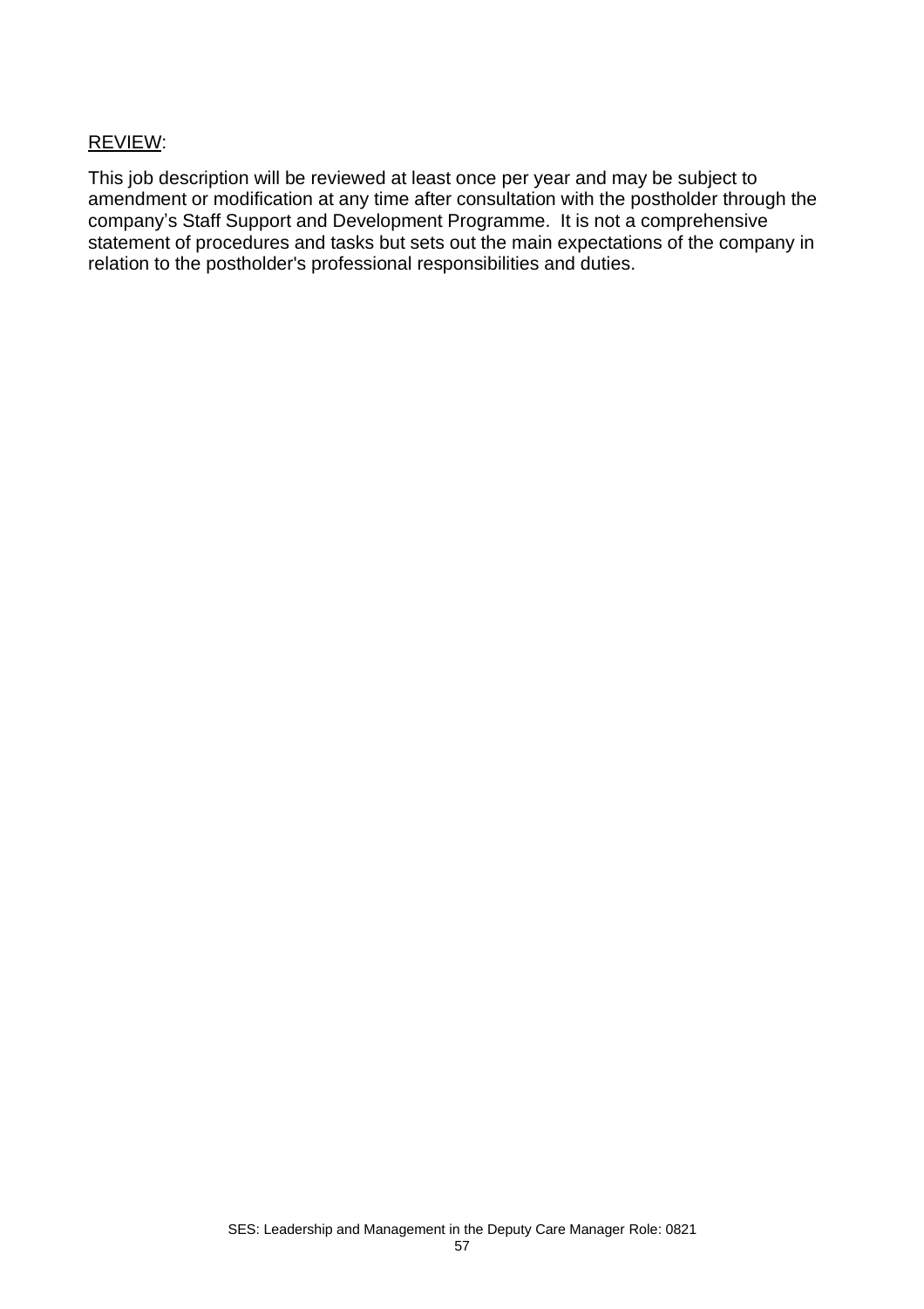REVIEW:

This job description will be reviewed at least once per year and may be subject to amendment or modification at any time after consultation with the postholder through the company's Staff Support and Development Programme. It is not a comprehensive statement of procedures and tasks but sets out the main expectations of the company in relation to the postholder's professional responsibilities and duties.